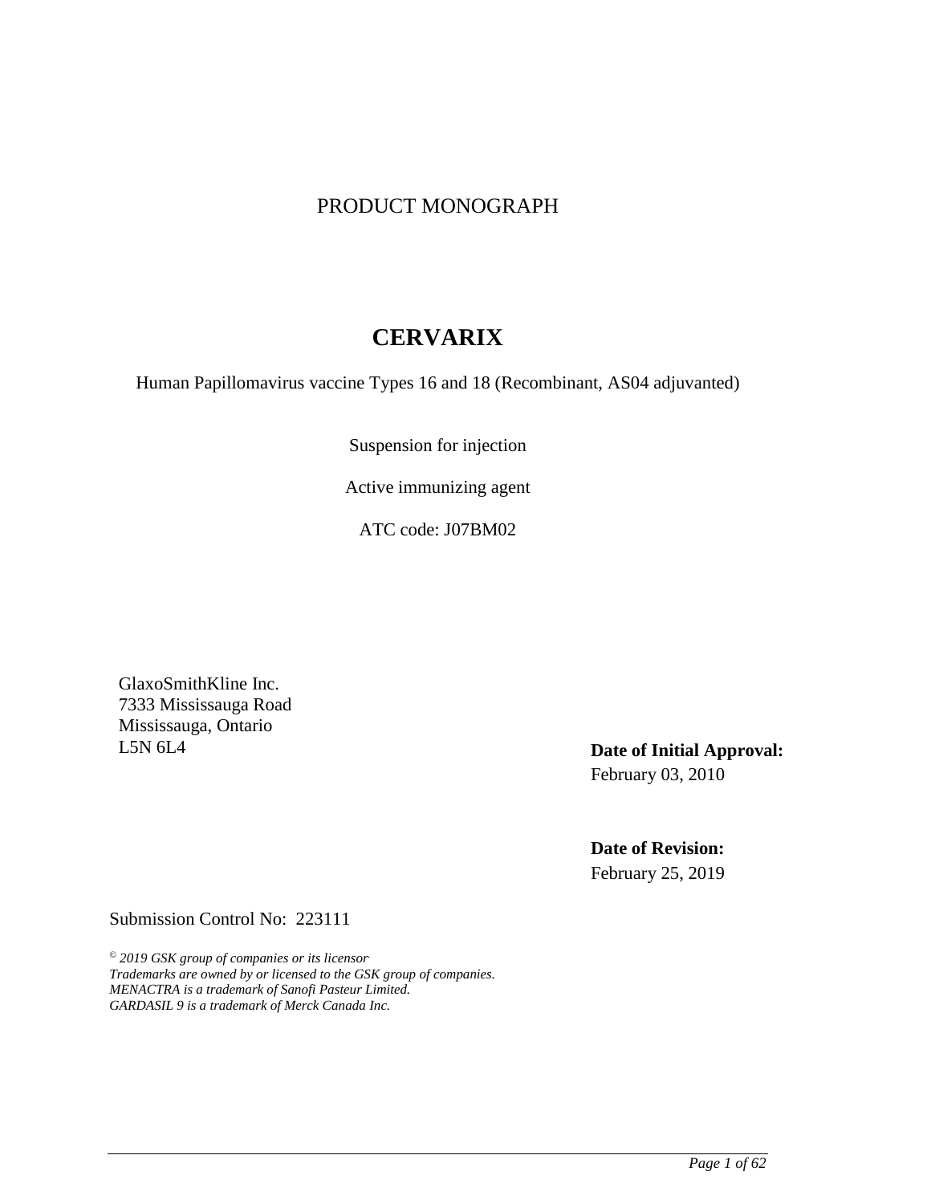# PRODUCT MONOGRAPH

# CERVARIX

Human Papillomavirus vaccine Types 16 and 18 (Recombinant, AS04 adjuvanted)

Suspension for injection

Active immunizing agent

ATC code: J07BM02

GlaxoSmithKline Inc.  
7333 Mississauga Road  
Mississauga, Ontario  
L5N 6L4

**Date of Initial Approval:**  
February 03, 2010

**Date of Revision:**  
February 25, 2019

Submission Control No: 223111

*© 2019 GSK group of companies or its licensor*  
*Trademarks are owned by or licensed to the GSK group of companies.*  
*MENACTRA is a trademark of Sanofi Pasteur Limited.*  
*GARDASIL 9 is a trademark of Merck Canada Inc.*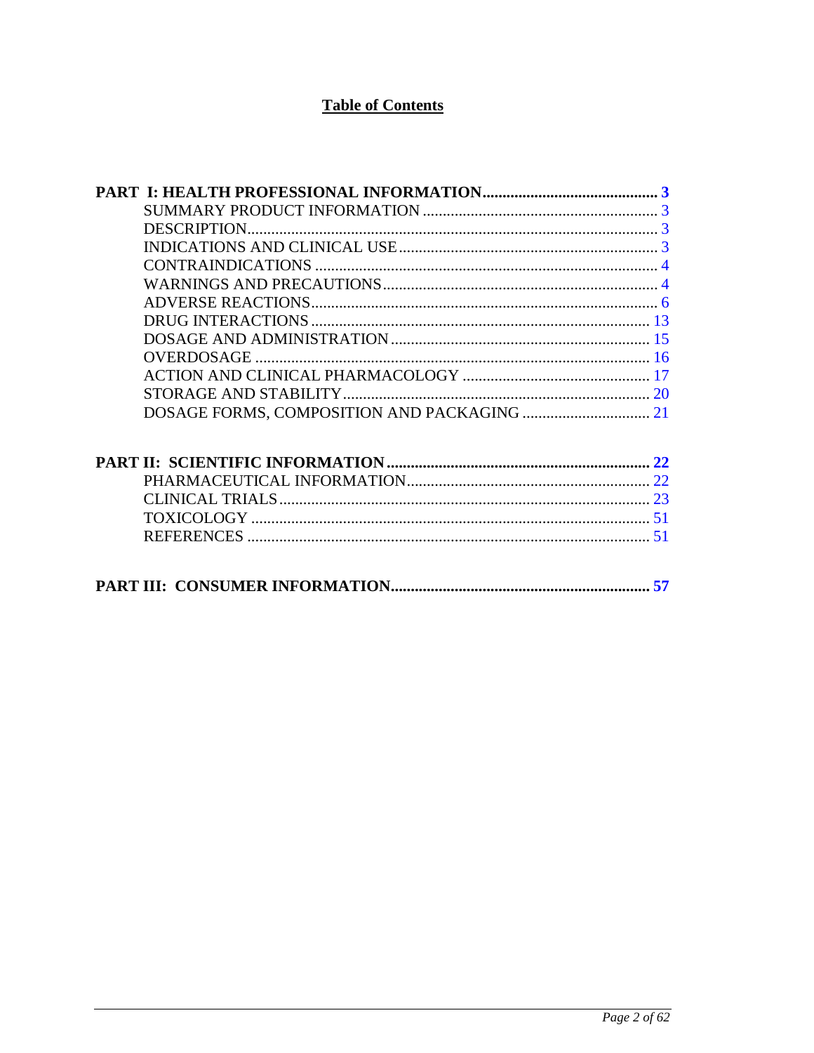# Table of Contents

**PART I: HEALTH PROFESSIONAL INFORMATION ........................................... 3**

- SUMMARY PRODUCT INFORMATION ........................................................ 3
- DESCRIPTION ........................................................................................ 3
- INDICATIONS AND CLINICAL USE .......................................................... 3
- CONTRAINDICATIONS ............................................................................ 4
- WARNINGS AND PRECAUTIONS ............................................................. 4
- ADVERSE REACTIONS ............................................................................. 6
- DRUG INTERACTIONS ............................................................................ 13
- DOSAGE AND ADMINISTRATION ............................................................ 15
- OVERDOSAGE ........................................................................................ 16
- ACTION AND CLINICAL PHARMACOLOGY .............................................. 17
- STORAGE AND STABILITY ...................................................................... 20
- DOSAGE FORMS, COMPOSITION AND PACKAGING ................................. 21

**PART II: SCIENTIFIC INFORMATION ................................................................ 22**

- PHARMACEUTICAL INFORMATION .......................................................... 22
- CLINICAL TRIALS .................................................................................... 23
- TOXICOLOGY ......................................................................................... 51
- REFERENCES .......................................................................................... 51

**PART III: CONSUMER INFORMATION ................................................................ 57**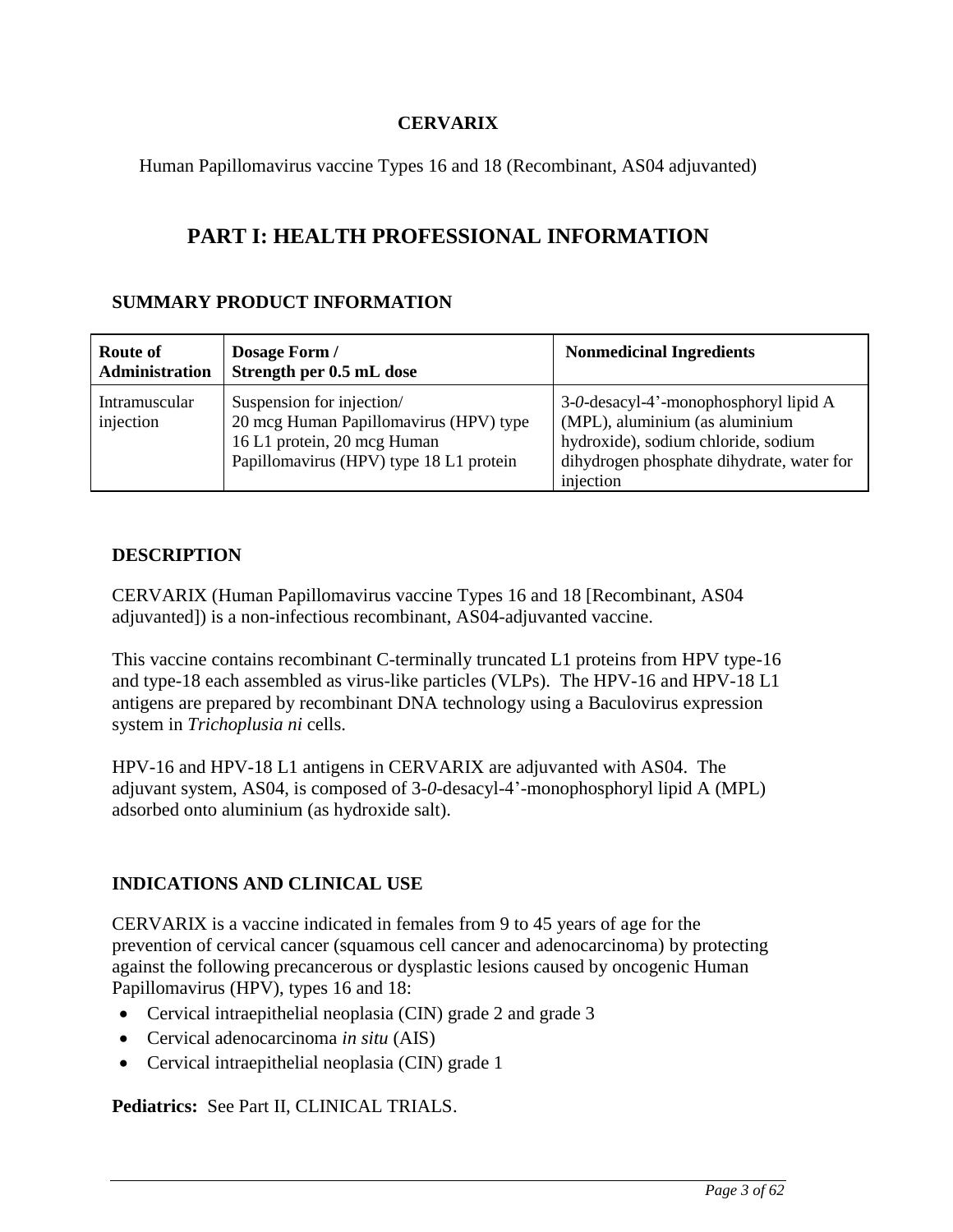**CERVARIX**

Human Papillomavirus vaccine Types 16 and 18 (Recombinant, AS04 adjuvanted)

# PART I: HEALTH PROFESSIONAL INFORMATION

## SUMMARY PRODUCT INFORMATION

| Route of Administration | Dosage Form / Strength per 0.5 mL dose | Nonmedicinal Ingredients |
|---|---|---|
| Intramuscular injection | Suspension for injection/ 20 mcg Human Papillomavirus (HPV) type 16 L1 protein, 20 mcg Human Papillomavirus (HPV) type 18 L1 protein | 3-*0*-desacyl-4'-monophosphoryl lipid A (MPL), aluminium (as aluminium hydroxide), sodium chloride, sodium dihydrogen phosphate dihydrate, water for injection |

## DESCRIPTION

CERVARIX (Human Papillomavirus vaccine Types 16 and 18 [Recombinant, AS04 adjuvanted]) is a non-infectious recombinant, AS04-adjuvanted vaccine.

This vaccine contains recombinant C-terminally truncated L1 proteins from HPV type-16 and type-18 each assembled as virus-like particles (VLPs). The HPV-16 and HPV-18 L1 antigens are prepared by recombinant DNA technology using a Baculovirus expression system in *Trichoplusia ni* cells.

HPV-16 and HPV-18 L1 antigens in CERVARIX are adjuvanted with AS04. The adjuvant system, AS04, is composed of 3-*0*-desacyl-4'-monophosphoryl lipid A (MPL) adsorbed onto aluminium (as hydroxide salt).

## INDICATIONS AND CLINICAL USE

CERVARIX is a vaccine indicated in females from 9 to 45 years of age for the prevention of cervical cancer (squamous cell cancer and adenocarcinoma) by protecting against the following precancerous or dysplastic lesions caused by oncogenic Human Papillomavirus (HPV), types 16 and 18:

- Cervical intraepithelial neoplasia (CIN) grade 2 and grade 3
- Cervical adenocarcinoma *in situ* (AIS)
- Cervical intraepithelial neoplasia (CIN) grade 1

**Pediatrics:** See Part II, CLINICAL TRIALS.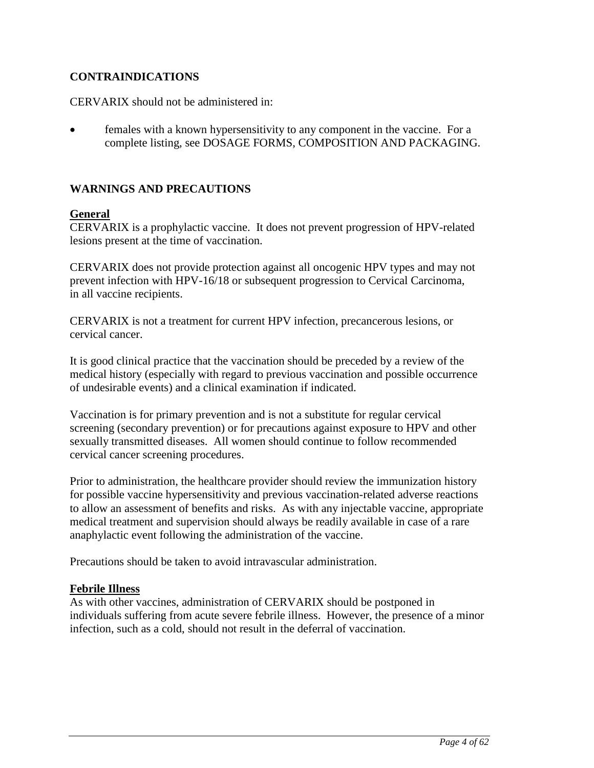## CONTRAINDICATIONS

CERVARIX should not be administered in:

- females with a known hypersensitivity to any component in the vaccine. For a complete listing, see DOSAGE FORMS, COMPOSITION AND PACKAGING.

## WARNINGS AND PRECAUTIONS

### General

CERVARIX is a prophylactic vaccine. It does not prevent progression of HPV-related lesions present at the time of vaccination.

CERVARIX does not provide protection against all oncogenic HPV types and may not prevent infection with HPV-16/18 or subsequent progression to Cervical Carcinoma, in all vaccine recipients.

CERVARIX is not a treatment for current HPV infection, precancerous lesions, or cervical cancer.

It is good clinical practice that the vaccination should be preceded by a review of the medical history (especially with regard to previous vaccination and possible occurrence of undesirable events) and a clinical examination if indicated.

Vaccination is for primary prevention and is not a substitute for regular cervical screening (secondary prevention) or for precautions against exposure to HPV and other sexually transmitted diseases. All women should continue to follow recommended cervical cancer screening procedures.

Prior to administration, the healthcare provider should review the immunization history for possible vaccine hypersensitivity and previous vaccination-related adverse reactions to allow an assessment of benefits and risks. As with any injectable vaccine, appropriate medical treatment and supervision should always be readily available in case of a rare anaphylactic event following the administration of the vaccine.

Precautions should be taken to avoid intravascular administration.

### Febrile Illness

As with other vaccines, administration of CERVARIX should be postponed in individuals suffering from acute severe febrile illness. However, the presence of a minor infection, such as a cold, should not result in the deferral of vaccination.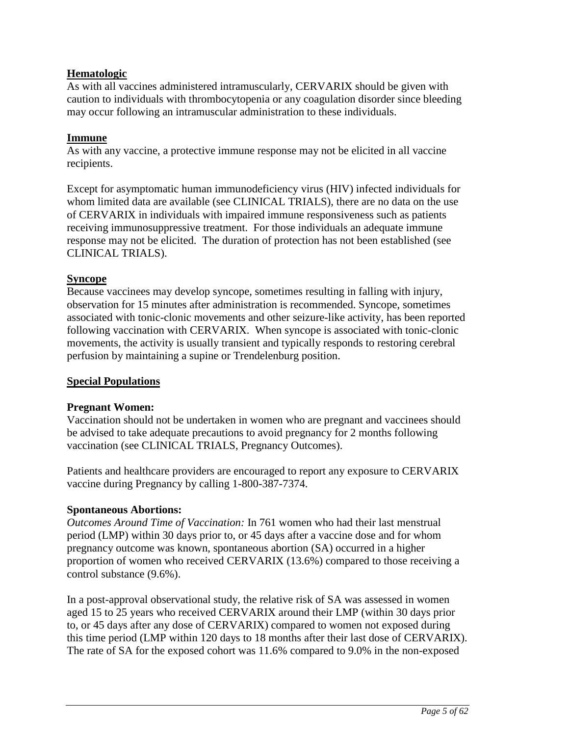## Hematologic

As with all vaccines administered intramuscularly, CERVARIX should be given with caution to individuals with thrombocytopenia or any coagulation disorder since bleeding may occur following an intramuscular administration to these individuals.

## Immune

As with any vaccine, a protective immune response may not be elicited in all vaccine recipients.

Except for asymptomatic human immunodeficiency virus (HIV) infected individuals for whom limited data are available (see CLINICAL TRIALS), there are no data on the use of CERVARIX in individuals with impaired immune responsiveness such as patients receiving immunosuppressive treatment. For those individuals an adequate immune response may not be elicited. The duration of protection has not been established (see CLINICAL TRIALS).

## Syncope

Because vaccinees may develop syncope, sometimes resulting in falling with injury, observation for 15 minutes after administration is recommended. Syncope, sometimes associated with tonic-clonic movements and other seizure-like activity, has been reported following vaccination with CERVARIX. When syncope is associated with tonic-clonic movements, the activity is usually transient and typically responds to restoring cerebral perfusion by maintaining a supine or Trendelenburg position.

## Special Populations

### Pregnant Women:

Vaccination should not be undertaken in women who are pregnant and vaccinees should be advised to take adequate precautions to avoid pregnancy for 2 months following vaccination (see CLINICAL TRIALS, Pregnancy Outcomes).

Patients and healthcare providers are encouraged to report any exposure to CERVARIX vaccine during Pregnancy by calling 1-800-387-7374.

### Spontaneous Abortions:

*Outcomes Around Time of Vaccination:* In 761 women who had their last menstrual period (LMP) within 30 days prior to, or 45 days after a vaccine dose and for whom pregnancy outcome was known, spontaneous abortion (SA) occurred in a higher proportion of women who received CERVARIX (13.6%) compared to those receiving a control substance (9.6%).

In a post-approval observational study, the relative risk of SA was assessed in women aged 15 to 25 years who received CERVARIX around their LMP (within 30 days prior to, or 45 days after any dose of CERVARIX) compared to women not exposed during this time period (LMP within 120 days to 18 months after their last dose of CERVARIX). The rate of SA for the exposed cohort was 11.6% compared to 9.0% in the non-exposed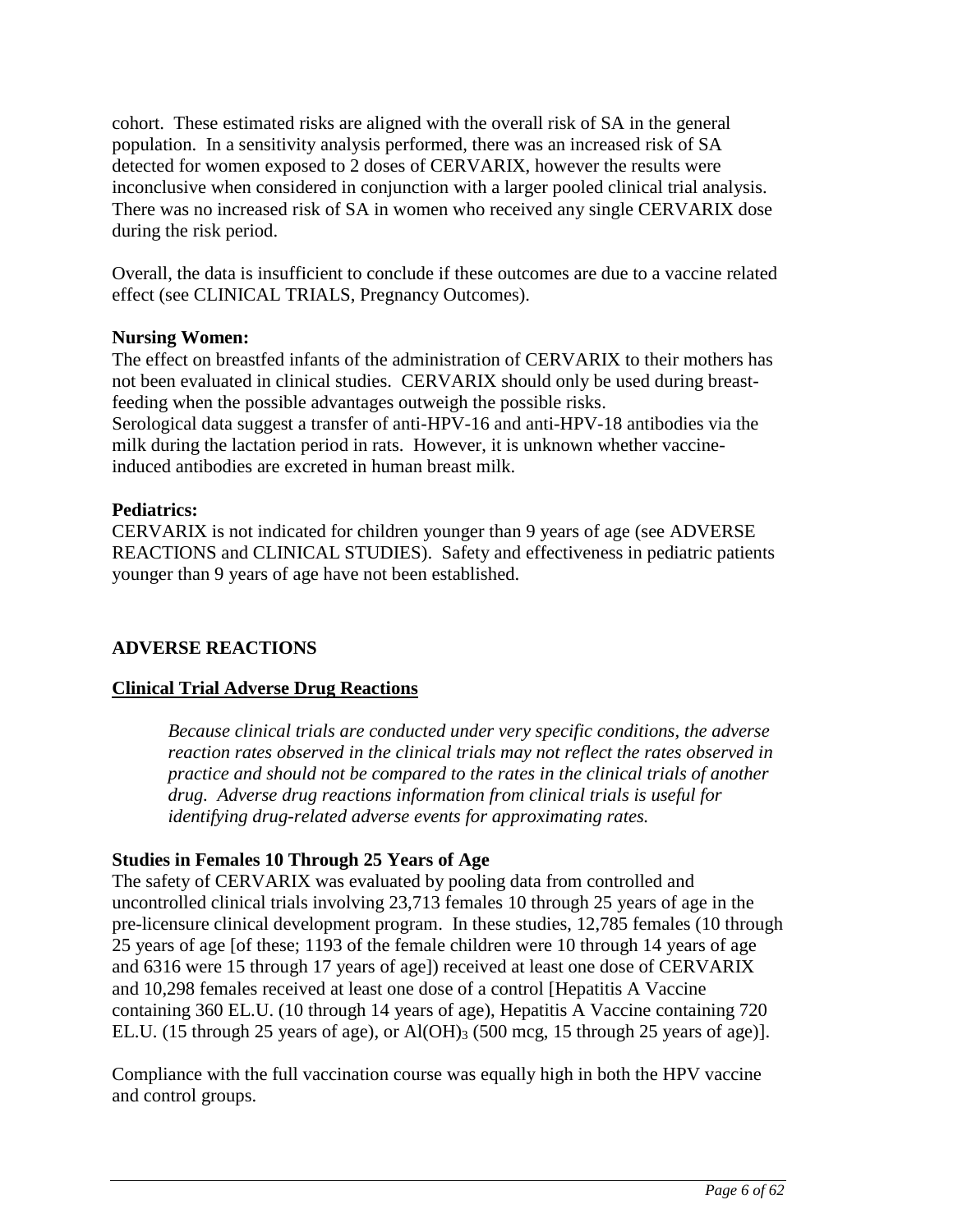cohort. These estimated risks are aligned with the overall risk of SA in the general population. In a sensitivity analysis performed, there was an increased risk of SA detected for women exposed to 2 doses of CERVARIX, however the results were inconclusive when considered in conjunction with a larger pooled clinical trial analysis. There was no increased risk of SA in women who received any single CERVARIX dose during the risk period.

Overall, the data is insufficient to conclude if these outcomes are due to a vaccine related effect (see CLINICAL TRIALS, Pregnancy Outcomes).

**Nursing Women:**

The effect on breastfed infants of the administration of CERVARIX to their mothers has not been evaluated in clinical studies. CERVARIX should only be used during breast-feeding when the possible advantages outweigh the possible risks.
Serological data suggest a transfer of anti-HPV-16 and anti-HPV-18 antibodies via the milk during the lactation period in rats. However, it is unknown whether vaccine-induced antibodies are excreted in human breast milk.

**Pediatrics:**

CERVARIX is not indicated for children younger than 9 years of age (see ADVERSE REACTIONS and CLINICAL STUDIES). Safety and effectiveness in pediatric patients younger than 9 years of age have not been established.

## ADVERSE REACTIONS

### Clinical Trial Adverse Drug Reactions

*Because clinical trials are conducted under very specific conditions, the adverse reaction rates observed in the clinical trials may not reflect the rates observed in practice and should not be compared to the rates in the clinical trials of another drug. Adverse drug reactions information from clinical trials is useful for identifying drug-related adverse events for approximating rates.*

**Studies in Females 10 Through 25 Years of Age**

The safety of CERVARIX was evaluated by pooling data from controlled and uncontrolled clinical trials involving 23,713 females 10 through 25 years of age in the pre-licensure clinical development program. In these studies, 12,785 females (10 through 25 years of age [of these; 1193 of the female children were 10 through 14 years of age and 6316 were 15 through 17 years of age]) received at least one dose of CERVARIX and 10,298 females received at least one dose of a control [Hepatitis A Vaccine containing 360 EL.U. (10 through 14 years of age), Hepatitis A Vaccine containing 720 EL.U. (15 through 25 years of age), or $Al(OH)_3$ (500 mcg, 15 through 25 years of age)].

Compliance with the full vaccination course was equally high in both the HPV vaccine and control groups.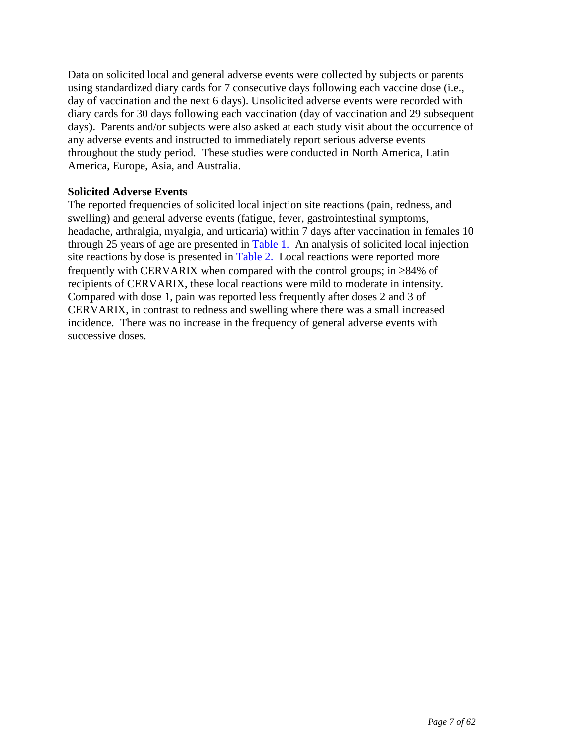Data on solicited local and general adverse events were collected by subjects or parents using standardized diary cards for 7 consecutive days following each vaccine dose (i.e., day of vaccination and the next 6 days). Unsolicited adverse events were recorded with diary cards for 30 days following each vaccination (day of vaccination and 29 subsequent days). Parents and/or subjects were also asked at each study visit about the occurrence of any adverse events and instructed to immediately report serious adverse events throughout the study period. These studies were conducted in North America, Latin America, Europe, Asia, and Australia.

**Solicited Adverse Events**

The reported frequencies of solicited local injection site reactions (pain, redness, and swelling) and general adverse events (fatigue, fever, gastrointestinal symptoms, headache, arthralgia, myalgia, and urticaria) within 7 days after vaccination in females 10 through 25 years of age are presented in Table 1. An analysis of solicited local injection site reactions by dose is presented in Table 2. Local reactions were reported more frequently with CERVARIX when compared with the control groups; in ≥84% of recipients of CERVARIX, these local reactions were mild to moderate in intensity. Compared with dose 1, pain was reported less frequently after doses 2 and 3 of CERVARIX, in contrast to redness and swelling where there was a small increased incidence. There was no increase in the frequency of general adverse events with successive doses.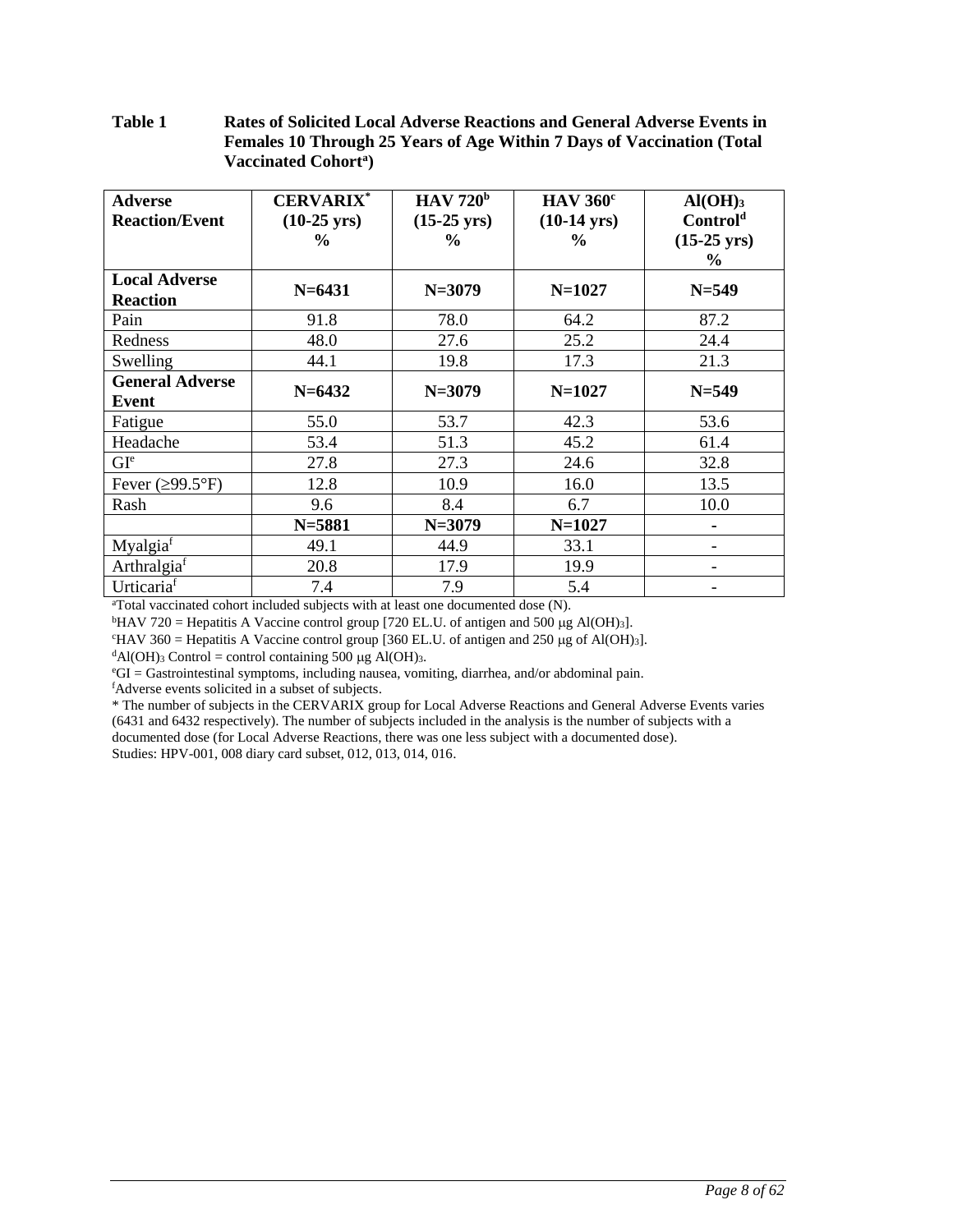**Table 1 Rates of Solicited Local Adverse Reactions and General Adverse Events in Females 10 Through 25 Years of Age Within 7 Days of Vaccination (Total Vaccinated Cohort[a])**

| Adverse Reaction/Event | CERVARIX* (10-25 yrs) % | HAV 720[b] (15-25 yrs) % | HAV 360[c] (10-14 yrs) % | $Al(OH)_3$ Control[d] (15-25 yrs) % |
|---|---|---|---|---|
| **Local Adverse Reaction** | **N=6431** | **N=3079** | **N=1027** | **N=549** |
| Pain | 91.8 | 78.0 | 64.2 | 87.2 |
| Redness | 48.0 | 27.6 | 25.2 | 24.4 |
| Swelling | 44.1 | 19.8 | 17.3 | 21.3 |
| **General Adverse Event** | **N=6432** | **N=3079** | **N=1027** | **N=549** |
| Fatigue | 55.0 | 53.7 | 42.3 | 53.6 |
| Headache | 53.4 | 51.3 | 45.2 | 61.4 |
| GI[e] | 27.8 | 27.3 | 24.6 | 32.8 |
| Fever (≥99.5°F) | 12.8 | 10.9 | 16.0 | 13.5 |
| Rash | 9.6 | 8.4 | 6.7 | 10.0 |
| | **N=5881** | **N=3079** | **N=1027** | **-** |
| Myalgia[f] | 49.1 | 44.9 | 33.1 | - |
| Arthralgia[f] | 20.8 | 17.9 | 19.9 | - |
| Urticaria[f] | 7.4 | 7.9 | 5.4 | - |

[a]Total vaccinated cohort included subjects with at least one documented dose (N).

[b]HAV 720 = Hepatitis A Vaccine control group [720 EL.U. of antigen and 500 μg $Al(OH)_3$].

[c]HAV 360 = Hepatitis A Vaccine control group [360 EL.U. of antigen and 250 μg of $Al(OH)_3$].

[d]$Al(OH)_3$ Control = control containing 500 μg $Al(OH)_3$.

[e]GI = Gastrointestinal symptoms, including nausea, vomiting, diarrhea, and/or abdominal pain.

[f]Adverse events solicited in a subset of subjects.

\* The number of subjects in the CERVARIX group for Local Adverse Reactions and General Adverse Events varies (6431 and 6432 respectively). The number of subjects included in the analysis is the number of subjects with a documented dose (for Local Adverse Reactions, there was one less subject with a documented dose).

Studies: HPV-001, 008 diary card subset, 012, 013, 014, 016.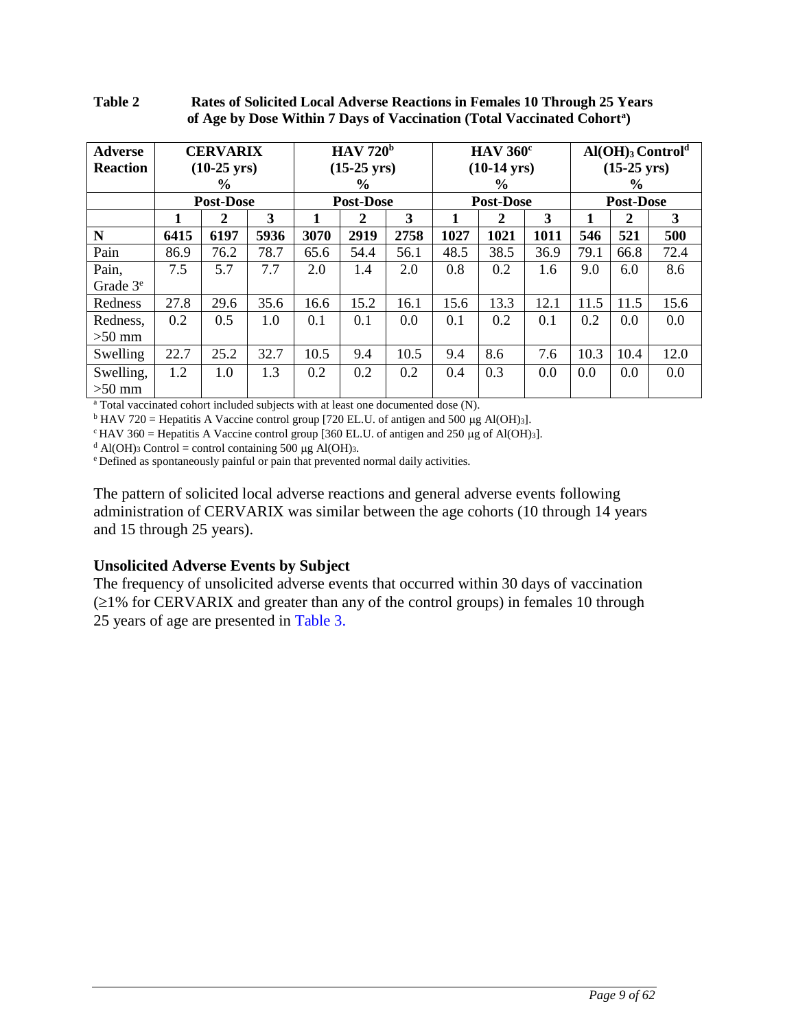**Table 2 Rates of Solicited Local Adverse Reactions in Females 10 Through 25 Years of Age by Dose Within 7 Days of Vaccination (Total Vaccinated Cohort[a])**

| Adverse Reaction | CERVARIX (10-25 yrs) % | | | HAV 720[b] (15-25 yrs) % | | | HAV 360[c] (10-14 yrs) % | | | $Al(OH)_3$ Control[d] (15-25 yrs) % | | |
|---|---|---|---|---|---|---|---|---|---|---|---|---|
| | Post-Dose | | | Post-Dose | | | Post-Dose | | | Post-Dose | | |
| | 1 | 2 | 3 | 1 | 2 | 3 | 1 | 2 | 3 | 1 | 2 | 3 |
| **N** | **6415** | **6197** | **5936** | **3070** | **2919** | **2758** | **1027** | **1021** | **1011** | **546** | **521** | **500** |
| Pain | 86.9 | 76.2 | 78.7 | 65.6 | 54.4 | 56.1 | 48.5 | 38.5 | 36.9 | 79.1 | 66.8 | 72.4 |
| Pain, Grade 3[e] | 7.5 | 5.7 | 7.7 | 2.0 | 1.4 | 2.0 | 0.8 | 0.2 | 1.6 | 9.0 | 6.0 | 8.6 |
| Redness | 27.8 | 29.6 | 35.6 | 16.6 | 15.2 | 16.1 | 15.6 | 13.3 | 12.1 | 11.5 | 11.5 | 15.6 |
| Redness, >50 mm | 0.2 | 0.5 | 1.0 | 0.1 | 0.1 | 0.0 | 0.1 | 0.2 | 0.1 | 0.2 | 0.0 | 0.0 |
| Swelling | 22.7 | 25.2 | 32.7 | 10.5 | 9.4 | 10.5 | 9.4 | 8.6 | 7.6 | 10.3 | 10.4 | 12.0 |
| Swelling, >50 mm | 1.2 | 1.0 | 1.3 | 0.2 | 0.2 | 0.2 | 0.4 | 0.3 | 0.0 | 0.0 | 0.0 | 0.0 |

[a] Total vaccinated cohort included subjects with at least one documented dose (N).

[b] HAV 720 = Hepatitis A Vaccine control group [720 EL.U. of antigen and 500 μg $Al(OH)_3$].

[c] HAV 360 = Hepatitis A Vaccine control group [360 EL.U. of antigen and 250 μg of $Al(OH)_3$].

[d] $Al(OH)_3$ Control = control containing 500 μg $Al(OH)_3$.

[e] Defined as spontaneously painful or pain that prevented normal daily activities.

The pattern of solicited local adverse reactions and general adverse events following administration of CERVARIX was similar between the age cohorts (10 through 14 years and 15 through 25 years).

### Unsolicited Adverse Events by Subject

The frequency of unsolicited adverse events that occurred within 30 days of vaccination (≥1% for CERVARIX and greater than any of the control groups) in females 10 through 25 years of age are presented in Table 3.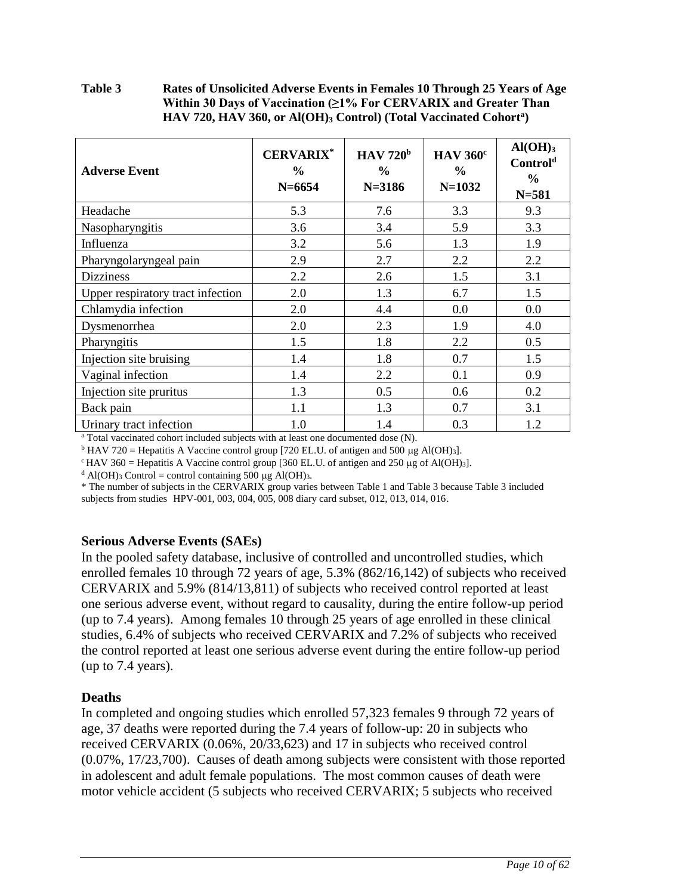**Table 3 Rates of Unsolicited Adverse Events in Females 10 Through 25 Years of Age Within 30 Days of Vaccination (≥1% For CERVARIX and Greater Than HAV 720, HAV 360, or $Al(OH)_3$ Control) (Total Vaccinated Cohort[a])**

| Adverse Event | CERVARIX* % N=6654 | HAV 720[b] % N=3186 | HAV 360[c] % N=1032 | $Al(OH)_3$ Control[d] % N=581 |
|---|---|---|---|---|
| Headache | 5.3 | 7.6 | 3.3 | 9.3 |
| Nasopharyngitis | 3.6 | 3.4 | 5.9 | 3.3 |
| Influenza | 3.2 | 5.6 | 1.3 | 1.9 |
| Pharyngolaryngeal pain | 2.9 | 2.7 | 2.2 | 2.2 |
| Dizziness | 2.2 | 2.6 | 1.5 | 3.1 |
| Upper respiratory tract infection | 2.0 | 1.3 | 6.7 | 1.5 |
| Chlamydia infection | 2.0 | 4.4 | 0.0 | 0.0 |
| Dysmenorrhea | 2.0 | 2.3 | 1.9 | 4.0 |
| Pharyngitis | 1.5 | 1.8 | 2.2 | 0.5 |
| Injection site bruising | 1.4 | 1.8 | 0.7 | 1.5 |
| Vaginal infection | 1.4 | 2.2 | 0.1 | 0.9 |
| Injection site pruritus | 1.3 | 0.5 | 0.6 | 0.2 |
| Back pain | 1.1 | 1.3 | 0.7 | 3.1 |
| Urinary tract infection | 1.0 | 1.4 | 0.3 | 1.2 |

[a] Total vaccinated cohort included subjects with at least one documented dose (N).

[b] HAV 720 = Hepatitis A Vaccine control group [720 EL.U. of antigen and 500 μg $Al(OH)_3$].

[c] HAV 360 = Hepatitis A Vaccine control group [360 EL.U. of antigen and 250 μg of $Al(OH)_3$].

[d] $Al(OH)_3$ Control = control containing 500 μg $Al(OH)_3$.

* The number of subjects in the CERVARIX group varies between Table 1 and Table 3 because Table 3 included subjects from studies HPV-001, 003, 004, 005, 008 diary card subset, 012, 013, 014, 016.

**Serious Adverse Events (SAEs)**

In the pooled safety database, inclusive of controlled and uncontrolled studies, which enrolled females 10 through 72 years of age, 5.3% (862/16,142) of subjects who received CERVARIX and 5.9% (814/13,811) of subjects who received control reported at least one serious adverse event, without regard to causality, during the entire follow-up period (up to 7.4 years). Among females 10 through 25 years of age enrolled in these clinical studies, 6.4% of subjects who received CERVARIX and 7.2% of subjects who received the control reported at least one serious adverse event during the entire follow-up period (up to 7.4 years).

**Deaths**

In completed and ongoing studies which enrolled 57,323 females 9 through 72 years of age, 37 deaths were reported during the 7.4 years of follow-up: 20 in subjects who received CERVARIX (0.06%, 20/33,623) and 17 in subjects who received control (0.07%, 17/23,700). Causes of death among subjects were consistent with those reported in adolescent and adult female populations. The most common causes of death were motor vehicle accident (5 subjects who received CERVARIX; 5 subjects who received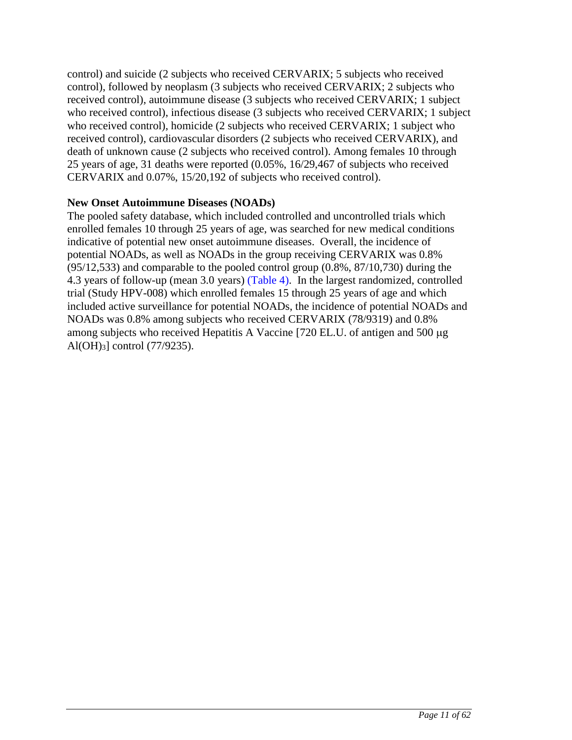control) and suicide (2 subjects who received CERVARIX; 5 subjects who received control), followed by neoplasm (3 subjects who received CERVARIX; 2 subjects who received control), autoimmune disease (3 subjects who received CERVARIX; 1 subject who received control), infectious disease (3 subjects who received CERVARIX; 1 subject who received control), homicide (2 subjects who received CERVARIX; 1 subject who received control), cardiovascular disorders (2 subjects who received CERVARIX), and death of unknown cause (2 subjects who received control). Among females 10 through 25 years of age, 31 deaths were reported (0.05%, 16/29,467 of subjects who received CERVARIX and 0.07%, 15/20,192 of subjects who received control).

**New Onset Autoimmune Diseases (NOADs)**

The pooled safety database, which included controlled and uncontrolled trials which enrolled females 10 through 25 years of age, was searched for new medical conditions indicative of potential new onset autoimmune diseases. Overall, the incidence of potential NOADs, as well as NOADs in the group receiving CERVARIX was 0.8% (95/12,533) and comparable to the pooled control group (0.8%, 87/10,730) during the 4.3 years of follow-up (mean 3.0 years) (Table 4). In the largest randomized, controlled trial (Study HPV-008) which enrolled females 15 through 25 years of age and which included active surveillance for potential NOADs, the incidence of potential NOADs and NOADs was 0.8% among subjects who received CERVARIX (78/9319) and 0.8% among subjects who received Hepatitis A Vaccine [720 EL.U. of antigen and 500 μg $Al(OH)_3$] control (77/9235).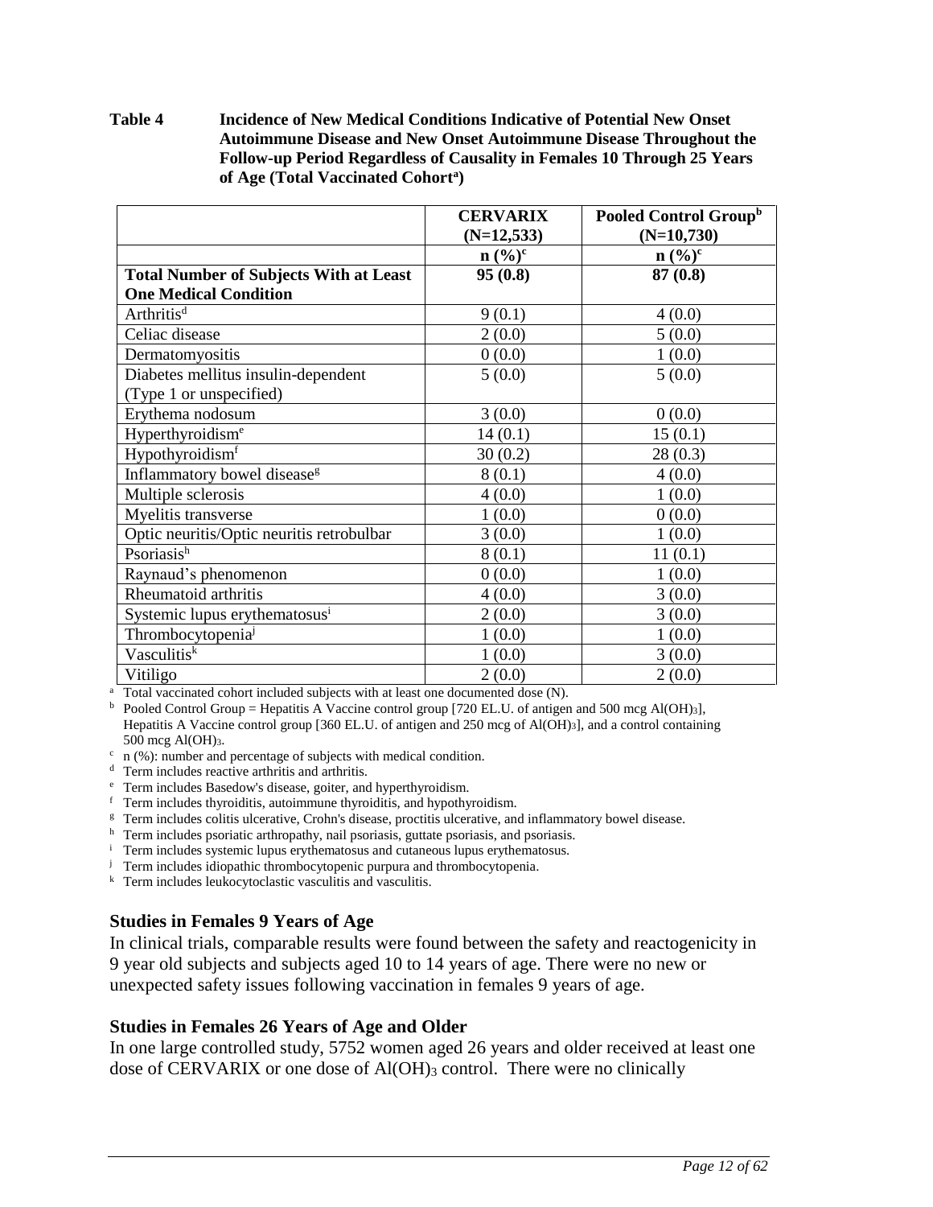**Table 4 Incidence of New Medical Conditions Indicative of Potential New Onset Autoimmune Disease and New Onset Autoimmune Disease Throughout the Follow-up Period Regardless of Causality in Females 10 Through 25 Years of Age (Total Vaccinated Cohort[a])**

| | CERVARIX (N=12,533) | Pooled Control Group[b] (N=10,730) |
|---|---|---|
| | n (%)[c] | n (%)[c] |
| **Total Number of Subjects With at Least One Medical Condition** | **95 (0.8)** | **87 (0.8)** |
| Arthritis[d] | 9 (0.1) | 4 (0.0) |
| Celiac disease | 2 (0.0) | 5 (0.0) |
| Dermatomyositis | 0 (0.0) | 1 (0.0) |
| Diabetes mellitus insulin-dependent (Type 1 or unspecified) | 5 (0.0) | 5 (0.0) |
| Erythema nodosum | 3 (0.0) | 0 (0.0) |
| Hyperthyroidism[e] | 14 (0.1) | 15 (0.1) |
| Hypothyroidism[f] | 30 (0.2) | 28 (0.3) |
| Inflammatory bowel disease[g] | 8 (0.1) | 4 (0.0) |
| Multiple sclerosis | 4 (0.0) | 1 (0.0) |
| Myelitis transverse | 1 (0.0) | 0 (0.0) |
| Optic neuritis/Optic neuritis retrobulbar | 3 (0.0) | 1 (0.0) |
| Psoriasis[h] | 8 (0.1) | 11 (0.1) |
| Raynaud's phenomenon | 0 (0.0) | 1 (0.0) |
| Rheumatoid arthritis | 4 (0.0) | 3 (0.0) |
| Systemic lupus erythematosus[i] | 2 (0.0) | 3 (0.0) |
| Thrombocytopenia[j] | 1 (0.0) | 1 (0.0) |
| Vasculitis[k] | 1 (0.0) | 3 (0.0) |
| Vitiligo | 2 (0.0) | 2 (0.0) |

[a] Total vaccinated cohort included subjects with at least one documented dose (N).
[b] Pooled Control Group = Hepatitis A Vaccine control group [720 EL.U. of antigen and 500 mcg $Al(OH)_3$], Hepatitis A Vaccine control group [360 EL.U. of antigen and 250 mcg of $Al(OH)_3$], and a control containing 500 mcg $Al(OH)_3$.
[c] n (%): number and percentage of subjects with medical condition.
[d] Term includes reactive arthritis and arthritis.
[e] Term includes Basedow's disease, goiter, and hyperthyroidism.
[f] Term includes thyroiditis, autoimmune thyroiditis, and hypothyroidism.
[g] Term includes colitis ulcerative, Crohn's disease, proctitis ulcerative, and inflammatory bowel disease.
[h] Term includes psoriatic arthropathy, nail psoriasis, guttate psoriasis, and psoriasis.
[i] Term includes systemic lupus erythematosus and cutaneous lupus erythematosus.
[j] Term includes idiopathic thrombocytopenic purpura and thrombocytopenia.
[k] Term includes leukocytoclastic vasculitis and vasculitis.

### Studies in Females 9 Years of Age

In clinical trials, comparable results were found between the safety and reactogenicity in 9 year old subjects and subjects aged 10 to 14 years of age. There were no new or unexpected safety issues following vaccination in females 9 years of age.

### Studies in Females 26 Years of Age and Older

In one large controlled study, 5752 women aged 26 years and older received at least one dose of CERVARIX or one dose of $Al(OH)_3$ control. There were no clinically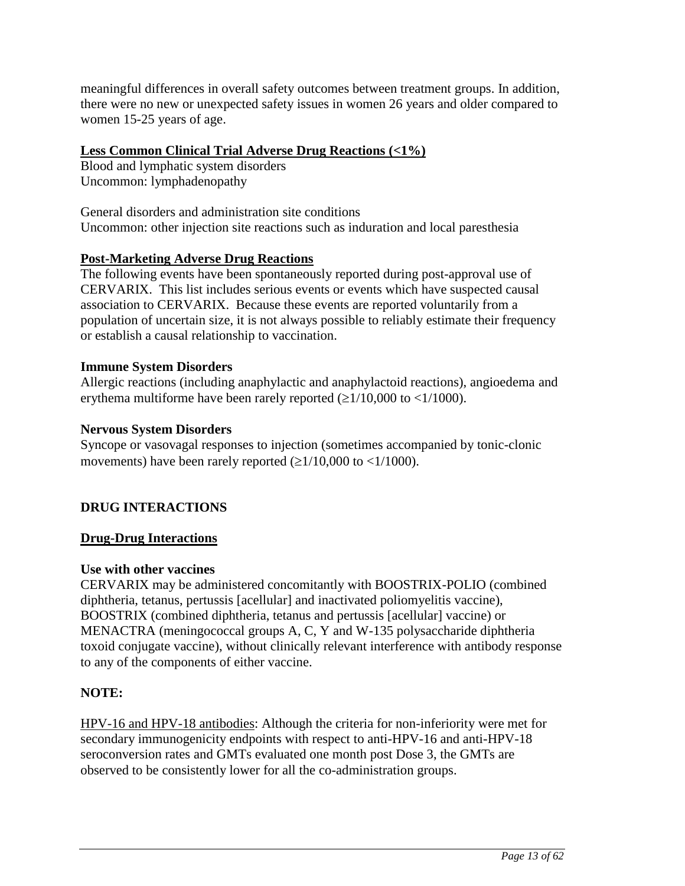meaningful differences in overall safety outcomes between treatment groups. In addition, there were no new or unexpected safety issues in women 26 years and older compared to women 15-25 years of age.

**Less Common Clinical Trial Adverse Drug Reactions (<1%)**

Blood and lymphatic system disorders
Uncommon: lymphadenopathy

General disorders and administration site conditions
Uncommon: other injection site reactions such as induration and local paresthesia

**Post-Marketing Adverse Drug Reactions**

The following events have been spontaneously reported during post-approval use of CERVARIX. This list includes serious events or events which have suspected causal association to CERVARIX. Because these events are reported voluntarily from a population of uncertain size, it is not always possible to reliably estimate their frequency or establish a causal relationship to vaccination.

**Immune System Disorders**

Allergic reactions (including anaphylactic and anaphylactoid reactions), angioedema and erythema multiforme have been rarely reported (≥1/10,000 to <1/1000).

**Nervous System Disorders**

Syncope or vasovagal responses to injection (sometimes accompanied by tonic-clonic movements) have been rarely reported (≥1/10,000 to <1/1000).

## DRUG INTERACTIONS

**Drug-Drug Interactions**

**Use with other vaccines**

CERVARIX may be administered concomitantly with BOOSTRIX-POLIO (combined diphtheria, tetanus, pertussis [acellular] and inactivated poliomyelitis vaccine), BOOSTRIX (combined diphtheria, tetanus and pertussis [acellular] vaccine) or MENACTRA (meningococcal groups A, C, Y and W-135 polysaccharide diphtheria toxoid conjugate vaccine), without clinically relevant interference with antibody response to any of the components of either vaccine.

**NOTE:**

HPV-16 and HPV-18 antibodies: Although the criteria for non-inferiority were met for secondary immunogenicity endpoints with respect to anti-HPV-16 and anti-HPV-18 seroconversion rates and GMTs evaluated one month post Dose 3, the GMTs are observed to be consistently lower for all the co-administration groups.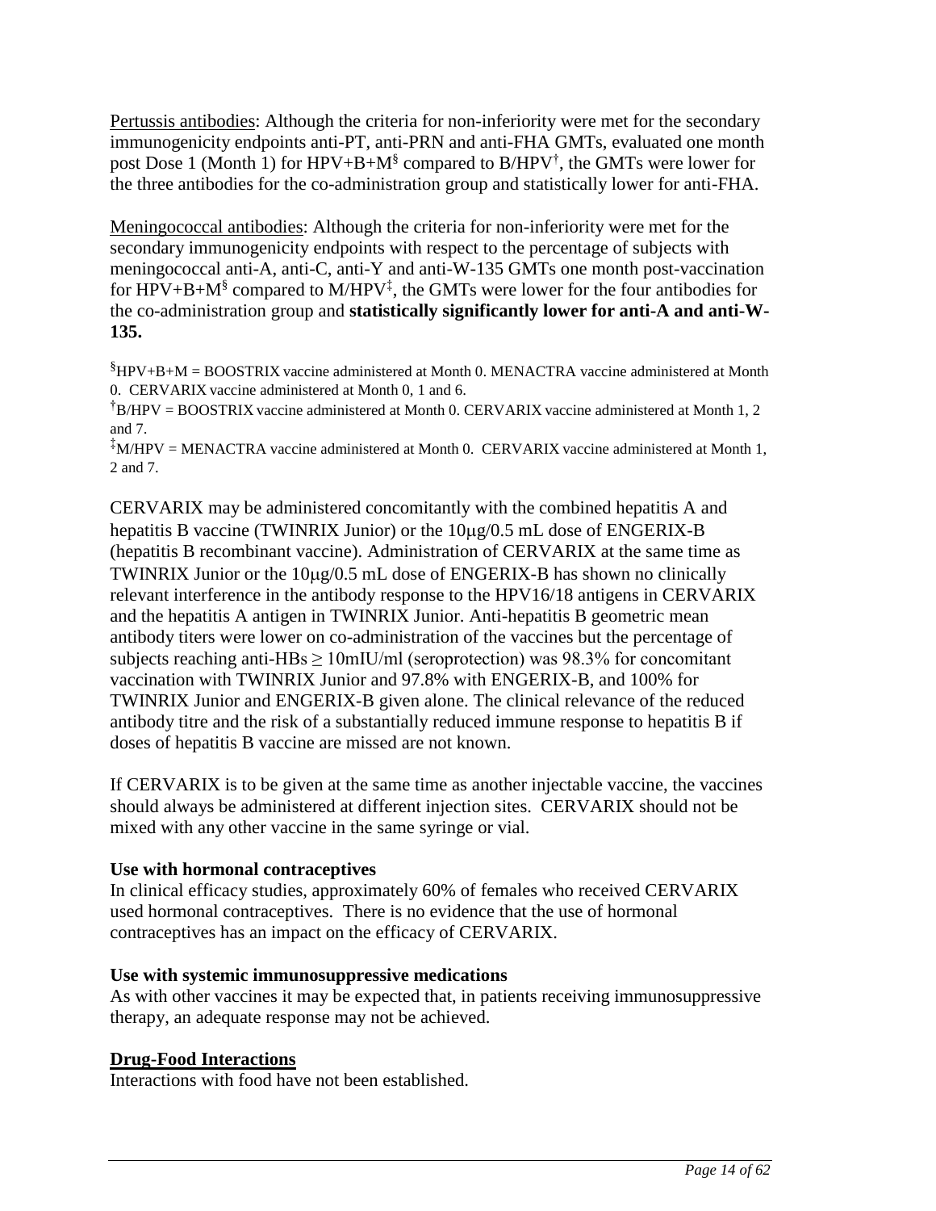Pertussis antibodies: Although the criteria for non-inferiority were met for the secondary immunogenicity endpoints anti-PT, anti-PRN and anti-FHA GMTs, evaluated one month post Dose 1 (Month 1) for HPV+B+M[§] compared to B/HPV[†], the GMTs were lower for the three antibodies for the co-administration group and statistically lower for anti-FHA.

Meningococcal antibodies: Although the criteria for non-inferiority were met for the secondary immunogenicity endpoints with respect to the percentage of subjects with meningococcal anti-A, anti-C, anti-Y and anti-W-135 GMTs one month post-vaccination for HPV+B+M[§] compared to M/HPV[‡], the GMTs were lower for the four antibodies for the co-administration group and **statistically significantly lower for anti-A and anti-W-135.**

[§]HPV+B+M = BOOSTRIX vaccine administered at Month 0. MENACTRA vaccine administered at Month 0. CERVARIX vaccine administered at Month 0, 1 and 6.
[†]B/HPV = BOOSTRIX vaccine administered at Month 0. CERVARIX vaccine administered at Month 1, 2 and 7.
[‡]M/HPV = MENACTRA vaccine administered at Month 0. CERVARIX vaccine administered at Month 1, 2 and 7.

CERVARIX may be administered concomitantly with the combined hepatitis A and hepatitis B vaccine (TWINRIX Junior) or the 10μg/0.5 mL dose of ENGERIX-B (hepatitis B recombinant vaccine). Administration of CERVARIX at the same time as TWINRIX Junior or the 10μg/0.5 mL dose of ENGERIX-B has shown no clinically relevant interference in the antibody response to the HPV16/18 antigens in CERVARIX and the hepatitis A antigen in TWINRIX Junior. Anti-hepatitis B geometric mean antibody titers were lower on co-administration of the vaccines but the percentage of subjects reaching anti-HBs ≥ 10mIU/ml (seroprotection) was 98.3% for concomitant vaccination with TWINRIX Junior and 97.8% with ENGERIX-B, and 100% for TWINRIX Junior and ENGERIX-B given alone. The clinical relevance of the reduced antibody titre and the risk of a substantially reduced immune response to hepatitis B if doses of hepatitis B vaccine are missed are not known.

If CERVARIX is to be given at the same time as another injectable vaccine, the vaccines should always be administered at different injection sites. CERVARIX should not be mixed with any other vaccine in the same syringe or vial.

**Use with hormonal contraceptives**

In clinical efficacy studies, approximately 60% of females who received CERVARIX used hormonal contraceptives. There is no evidence that the use of hormonal contraceptives has an impact on the efficacy of CERVARIX.

**Use with systemic immunosuppressive medications**

As with other vaccines it may be expected that, in patients receiving immunosuppressive therapy, an adequate response may not be achieved.

## Drug-Food Interactions

Interactions with food have not been established.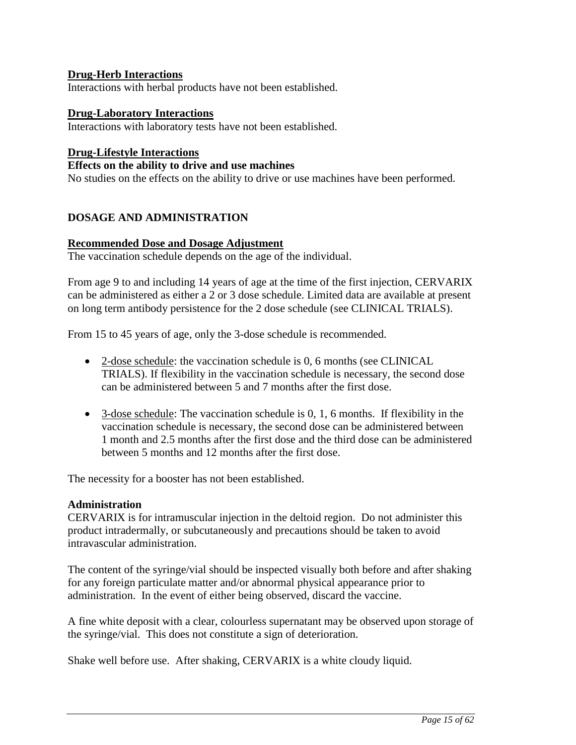**Drug-Herb Interactions**

Interactions with herbal products have not been established.

**Drug-Laboratory Interactions**

Interactions with laboratory tests have not been established.

**Drug-Lifestyle Interactions**

**Effects on the ability to drive and use machines**

No studies on the effects on the ability to drive or use machines have been performed.

## DOSAGE AND ADMINISTRATION

**Recommended Dose and Dosage Adjustment**

The vaccination schedule depends on the age of the individual.

From age 9 to and including 14 years of age at the time of the first injection, CERVARIX can be administered as either a 2 or 3 dose schedule. Limited data are available at present on long term antibody persistence for the 2 dose schedule (see CLINICAL TRIALS).

From 15 to 45 years of age, only the 3-dose schedule is recommended.

- 2-dose schedule: the vaccination schedule is 0, 6 months (see CLINICAL TRIALS). If flexibility in the vaccination schedule is necessary, the second dose can be administered between 5 and 7 months after the first dose.
- 3-dose schedule: The vaccination schedule is 0, 1, 6 months. If flexibility in the vaccination schedule is necessary, the second dose can be administered between 1 month and 2.5 months after the first dose and the third dose can be administered between 5 months and 12 months after the first dose.

The necessity for a booster has not been established.

**Administration**

CERVARIX is for intramuscular injection in the deltoid region. Do not administer this product intradermally, or subcutaneously and precautions should be taken to avoid intravascular administration.

The content of the syringe/vial should be inspected visually both before and after shaking for any foreign particulate matter and/or abnormal physical appearance prior to administration. In the event of either being observed, discard the vaccine.

A fine white deposit with a clear, colourless supernatant may be observed upon storage of the syringe/vial. This does not constitute a sign of deterioration.

Shake well before use. After shaking, CERVARIX is a white cloudy liquid.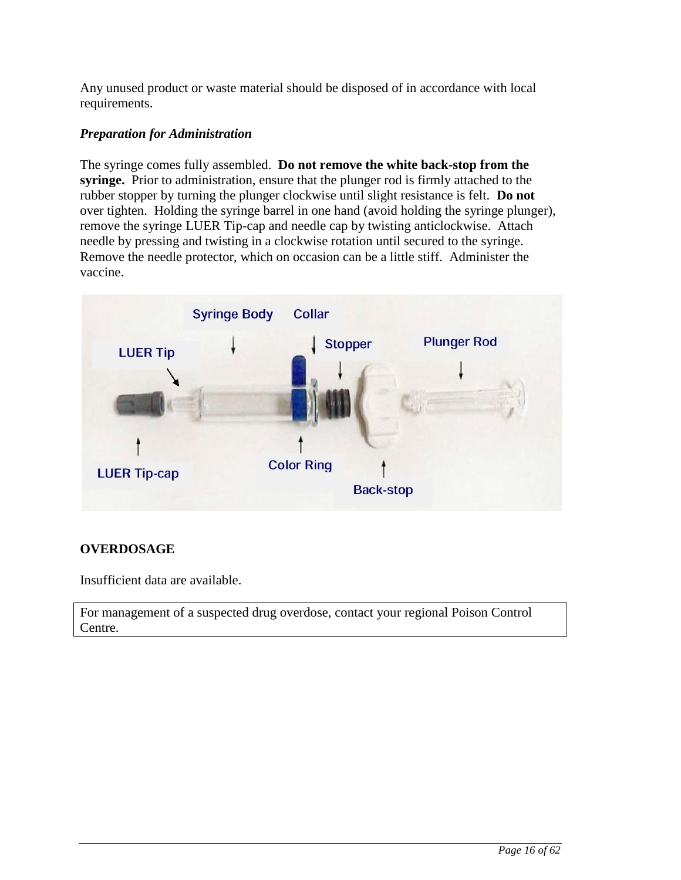Any unused product or waste material should be disposed of in accordance with local requirements.

***Preparation for Administration***

The syringe comes fully assembled. **Do not remove the white back-stop from the syringe.** Prior to administration, ensure that the plunger rod is firmly attached to the rubber stopper by turning the plunger clockwise until slight resistance is felt. **Do not** over tighten. Holding the syringe barrel in one hand (avoid holding the syringe plunger), remove the syringe LUER Tip-cap and needle cap by twisting anticlockwise. Attach needle by pressing and twisting in a clockwise rotation until secured to the syringe. Remove the needle protector, which on occasion can be a little stiff. Administer the vaccine.

## OVERDOSAGE

Insufficient data are available.

For management of a suspected drug overdose, contact your regional Poison Control Centre.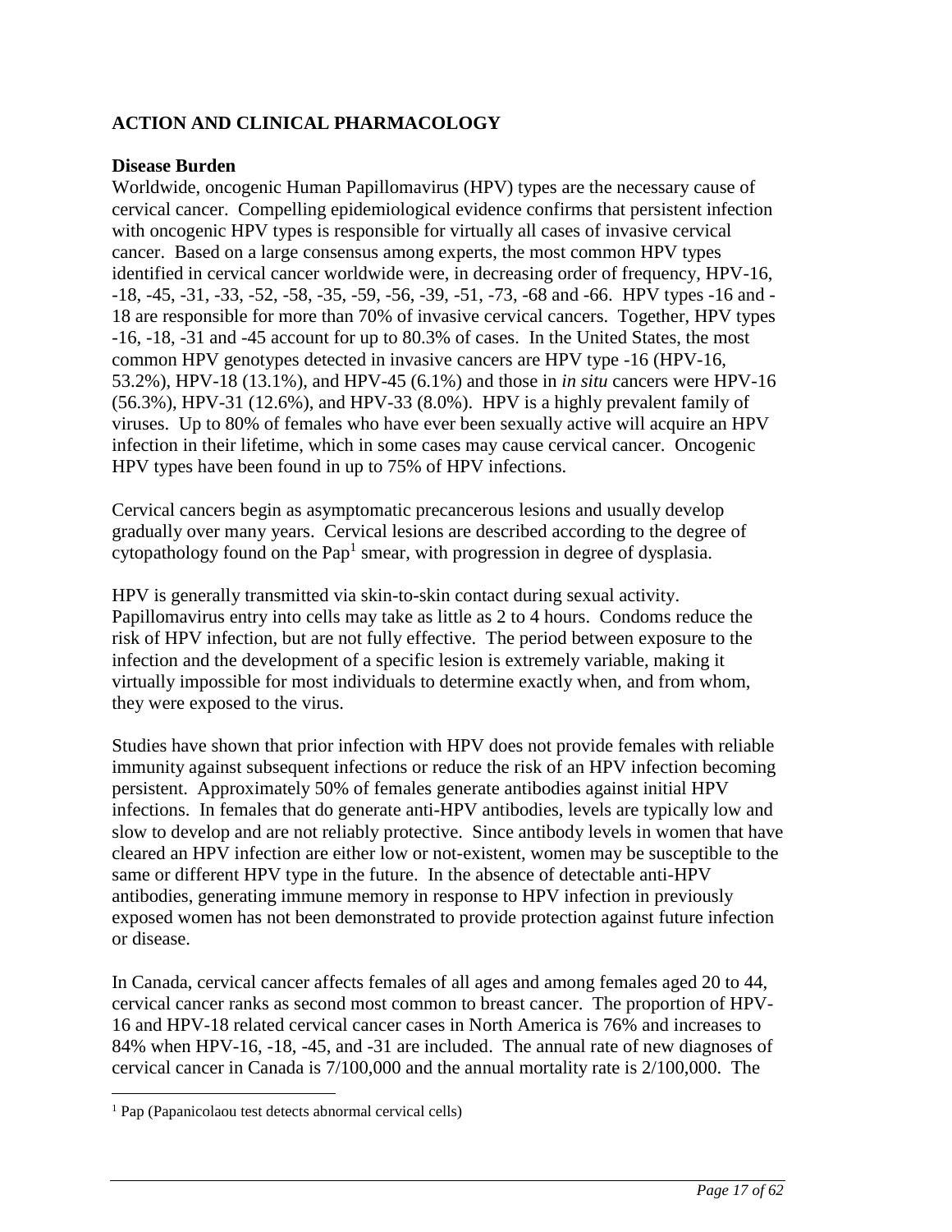## ACTION AND CLINICAL PHARMACOLOGY

### Disease Burden

Worldwide, oncogenic Human Papillomavirus (HPV) types are the necessary cause of cervical cancer. Compelling epidemiological evidence confirms that persistent infection with oncogenic HPV types is responsible for virtually all cases of invasive cervical cancer. Based on a large consensus among experts, the most common HPV types identified in cervical cancer worldwide were, in decreasing order of frequency, HPV-16, -18, -45, -31, -33, -52, -58, -35, -59, -56, -39, -51, -73, -68 and -66. HPV types -16 and -18 are responsible for more than 70% of invasive cervical cancers. Together, HPV types -16, -18, -31 and -45 account for up to 80.3% of cases. In the United States, the most common HPV genotypes detected in invasive cancers are HPV type -16 (HPV-16, 53.2%), HPV-18 (13.1%), and HPV-45 (6.1%) and those in *in situ* cancers were HPV-16 (56.3%), HPV-31 (12.6%), and HPV-33 (8.0%). HPV is a highly prevalent family of viruses. Up to 80% of females who have ever been sexually active will acquire an HPV infection in their lifetime, which in some cases may cause cervical cancer. Oncogenic HPV types have been found in up to 75% of HPV infections.

Cervical cancers begin as asymptomatic precancerous lesions and usually develop gradually over many years. Cervical lesions are described according to the degree of cytopathology found on the Pap[1] smear, with progression in degree of dysplasia.

HPV is generally transmitted via skin-to-skin contact during sexual activity. Papillomavirus entry into cells may take as little as 2 to 4 hours. Condoms reduce the risk of HPV infection, but are not fully effective. The period between exposure to the infection and the development of a specific lesion is extremely variable, making it virtually impossible for most individuals to determine exactly when, and from whom, they were exposed to the virus.

Studies have shown that prior infection with HPV does not provide females with reliable immunity against subsequent infections or reduce the risk of an HPV infection becoming persistent. Approximately 50% of females generate antibodies against initial HPV infections. In females that do generate anti-HPV antibodies, levels are typically low and slow to develop and are not reliably protective. Since antibody levels in women that have cleared an HPV infection are either low or not-existent, women may be susceptible to the same or different HPV type in the future. In the absence of detectable anti-HPV antibodies, generating immune memory in response to HPV infection in previously exposed women has not been demonstrated to provide protection against future infection or disease.

In Canada, cervical cancer affects females of all ages and among females aged 20 to 44, cervical cancer ranks as second most common to breast cancer. The proportion of HPV-16 and HPV-18 related cervical cancer cases in North America is 76% and increases to 84% when HPV-16, -18, -45, and -31 are included. The annual rate of new diagnoses of cervical cancer in Canada is 7/100,000 and the annual mortality rate is 2/100,000. The

[1] Pap (Papanicolaou test detects abnormal cervical cells)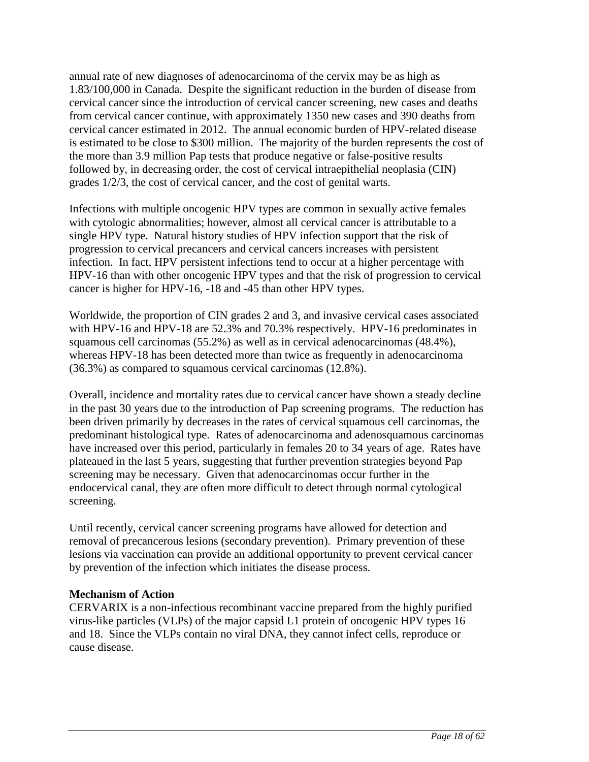annual rate of new diagnoses of adenocarcinoma of the cervix may be as high as 1.83/100,000 in Canada. Despite the significant reduction in the burden of disease from cervical cancer since the introduction of cervical cancer screening, new cases and deaths from cervical cancer continue, with approximately 1350 new cases and 390 deaths from cervical cancer estimated in 2012. The annual economic burden of HPV-related disease is estimated to be close to $300 million. The majority of the burden represents the cost of the more than 3.9 million Pap tests that produce negative or false-positive results followed by, in decreasing order, the cost of cervical intraepithelial neoplasia (CIN) grades 1/2/3, the cost of cervical cancer, and the cost of genital warts.

Infections with multiple oncogenic HPV types are common in sexually active females with cytologic abnormalities; however, almost all cervical cancer is attributable to a single HPV type. Natural history studies of HPV infection support that the risk of progression to cervical precancers and cervical cancers increases with persistent infection. In fact, HPV persistent infections tend to occur at a higher percentage with HPV-16 than with other oncogenic HPV types and that the risk of progression to cervical cancer is higher for HPV-16, -18 and -45 than other HPV types.

Worldwide, the proportion of CIN grades 2 and 3, and invasive cervical cases associated with HPV-16 and HPV-18 are 52.3% and 70.3% respectively. HPV-16 predominates in squamous cell carcinomas (55.2%) as well as in cervical adenocarcinomas (48.4%), whereas HPV-18 has been detected more than twice as frequently in adenocarcinoma (36.3%) as compared to squamous cervical carcinomas (12.8%).

Overall, incidence and mortality rates due to cervical cancer have shown a steady decline in the past 30 years due to the introduction of Pap screening programs. The reduction has been driven primarily by decreases in the rates of cervical squamous cell carcinomas, the predominant histological type. Rates of adenocarcinoma and adenosquamous carcinomas have increased over this period, particularly in females 20 to 34 years of age. Rates have plateaued in the last 5 years, suggesting that further prevention strategies beyond Pap screening may be necessary. Given that adenocarcinomas occur further in the endocervical canal, they are often more difficult to detect through normal cytological screening.

Until recently, cervical cancer screening programs have allowed for detection and removal of precancerous lesions (secondary prevention). Primary prevention of these lesions via vaccination can provide an additional opportunity to prevent cervical cancer by prevention of the infection which initiates the disease process.

**Mechanism of Action**

CERVARIX is a non-infectious recombinant vaccine prepared from the highly purified virus-like particles (VLPs) of the major capsid L1 protein of oncogenic HPV types 16 and 18. Since the VLPs contain no viral DNA, they cannot infect cells, reproduce or cause disease.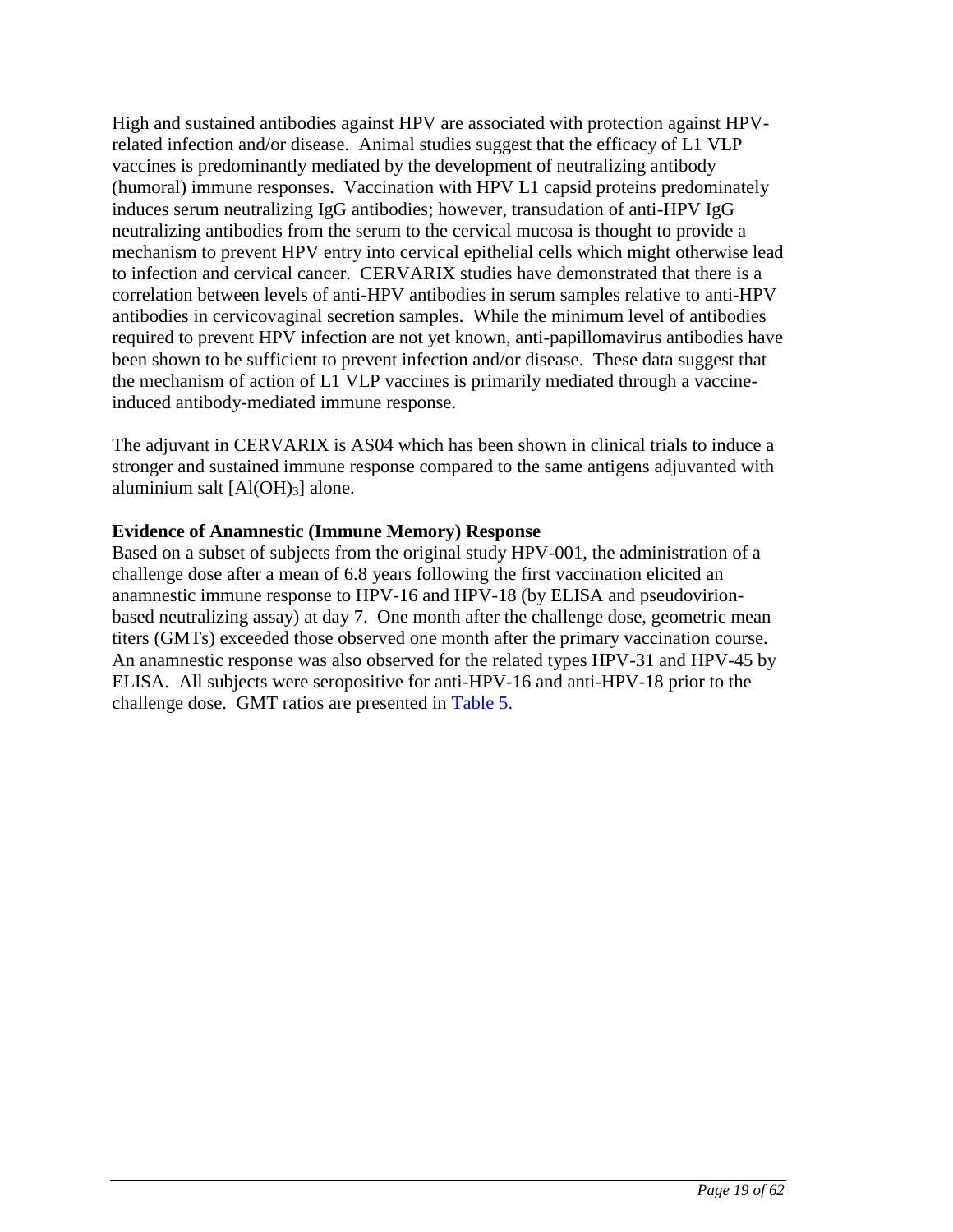High and sustained antibodies against HPV are associated with protection against HPV-related infection and/or disease. Animal studies suggest that the efficacy of L1 VLP vaccines is predominantly mediated by the development of neutralizing antibody (humoral) immune responses. Vaccination with HPV L1 capsid proteins predominately induces serum neutralizing IgG antibodies; however, transudation of anti-HPV IgG neutralizing antibodies from the serum to the cervical mucosa is thought to provide a mechanism to prevent HPV entry into cervical epithelial cells which might otherwise lead to infection and cervical cancer. CERVARIX studies have demonstrated that there is a correlation between levels of anti-HPV antibodies in serum samples relative to anti-HPV antibodies in cervicovaginal secretion samples. While the minimum level of antibodies required to prevent HPV infection are not yet known, anti-papillomavirus antibodies have been shown to be sufficient to prevent infection and/or disease. These data suggest that the mechanism of action of L1 VLP vaccines is primarily mediated through a vaccine-induced antibody-mediated immune response.

The adjuvant in CERVARIX is AS04 which has been shown in clinical trials to induce a stronger and sustained immune response compared to the same antigens adjuvanted with aluminium salt [$Al(OH)_3$] alone.

**Evidence of Anamnestic (Immune Memory) Response**

Based on a subset of subjects from the original study HPV-001, the administration of a challenge dose after a mean of 6.8 years following the first vaccination elicited an anamnestic immune response to HPV-16 and HPV-18 (by ELISA and pseudovirion-based neutralizing assay) at day 7. One month after the challenge dose, geometric mean titers (GMTs) exceeded those observed one month after the primary vaccination course. An anamnestic response was also observed for the related types HPV-31 and HPV-45 by ELISA. All subjects were seropositive for anti-HPV-16 and anti-HPV-18 prior to the challenge dose. GMT ratios are presented in Table 5.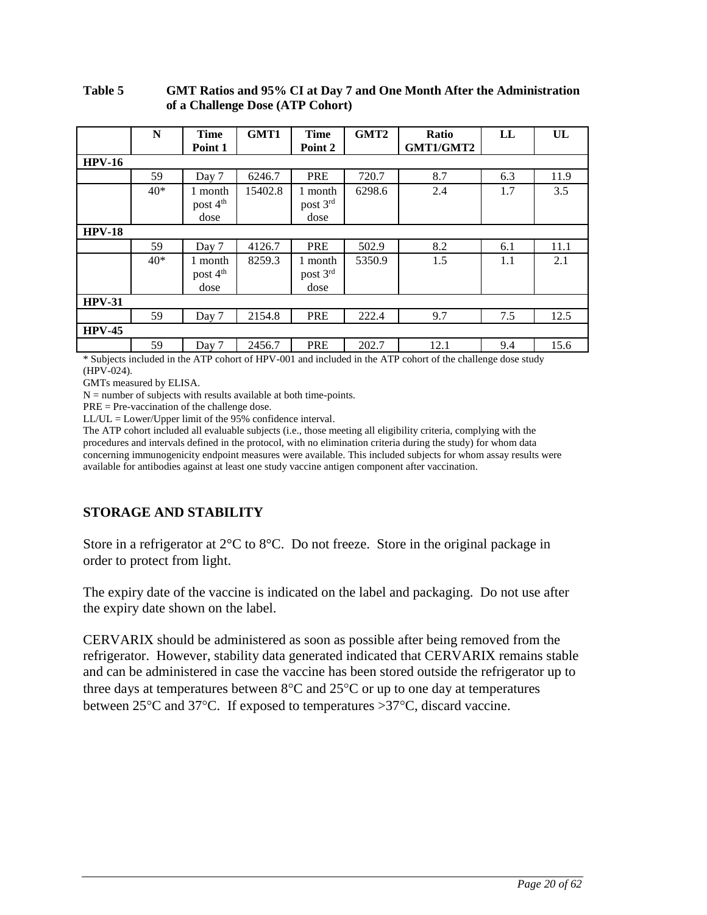**Table 5 GMT Ratios and 95% CI at Day 7 and One Month After the Administration of a Challenge Dose (ATP Cohort)**

| | N | Time Point 1 | GMT1 | Time Point 2 | GMT2 | Ratio GMT1/GMT2 | LL | UL |
|---|---|---|---|---|---|---|---|---|
| **HPV-16** | | | | | | | | |
| | 59 | Day 7 | 6246.7 | PRE | 720.7 | 8.7 | 6.3 | 11.9 |
| | 40* | 1 month post 4th dose | 15402.8 | 1 month post 3rd dose | 6298.6 | 2.4 | 1.7 | 3.5 |
| **HPV-18** | | | | | | | | |
| | 59 | Day 7 | 4126.7 | PRE | 502.9 | 8.2 | 6.1 | 11.1 |
| | 40* | 1 month post 4th dose | 8259.3 | 1 month post 3rd dose | 5350.9 | 1.5 | 1.1 | 2.1 |
| **HPV-31** | | | | | | | | |
| | 59 | Day 7 | 2154.8 | PRE | 222.4 | 9.7 | 7.5 | 12.5 |
| **HPV-45** | | | | | | | | |
| | 59 | Day 7 | 2456.7 | PRE | 202.7 | 12.1 | 9.4 | 15.6 |

* Subjects included in the ATP cohort of HPV-001 and included in the ATP cohort of the challenge dose study (HPV-024).

GMTs measured by ELISA.

N = number of subjects with results available at both time-points.

PRE = Pre-vaccination of the challenge dose.

LL/UL = Lower/Upper limit of the 95% confidence interval.

The ATP cohort included all evaluable subjects (i.e., those meeting all eligibility criteria, complying with the procedures and intervals defined in the protocol, with no elimination criteria during the study) for whom data concerning immunogenicity endpoint measures were available. This included subjects for whom assay results were available for antibodies against at least one study vaccine antigen component after vaccination.

## STORAGE AND STABILITY

Store in a refrigerator at 2°C to 8°C. Do not freeze. Store in the original package in order to protect from light.

The expiry date of the vaccine is indicated on the label and packaging. Do not use after the expiry date shown on the label.

CERVARIX should be administered as soon as possible after being removed from the refrigerator. However, stability data generated indicated that CERVARIX remains stable and can be administered in case the vaccine has been stored outside the refrigerator up to three days at temperatures between 8°C and 25°C or up to one day at temperatures between 25°C and 37°C. If exposed to temperatures >37°C, discard vaccine.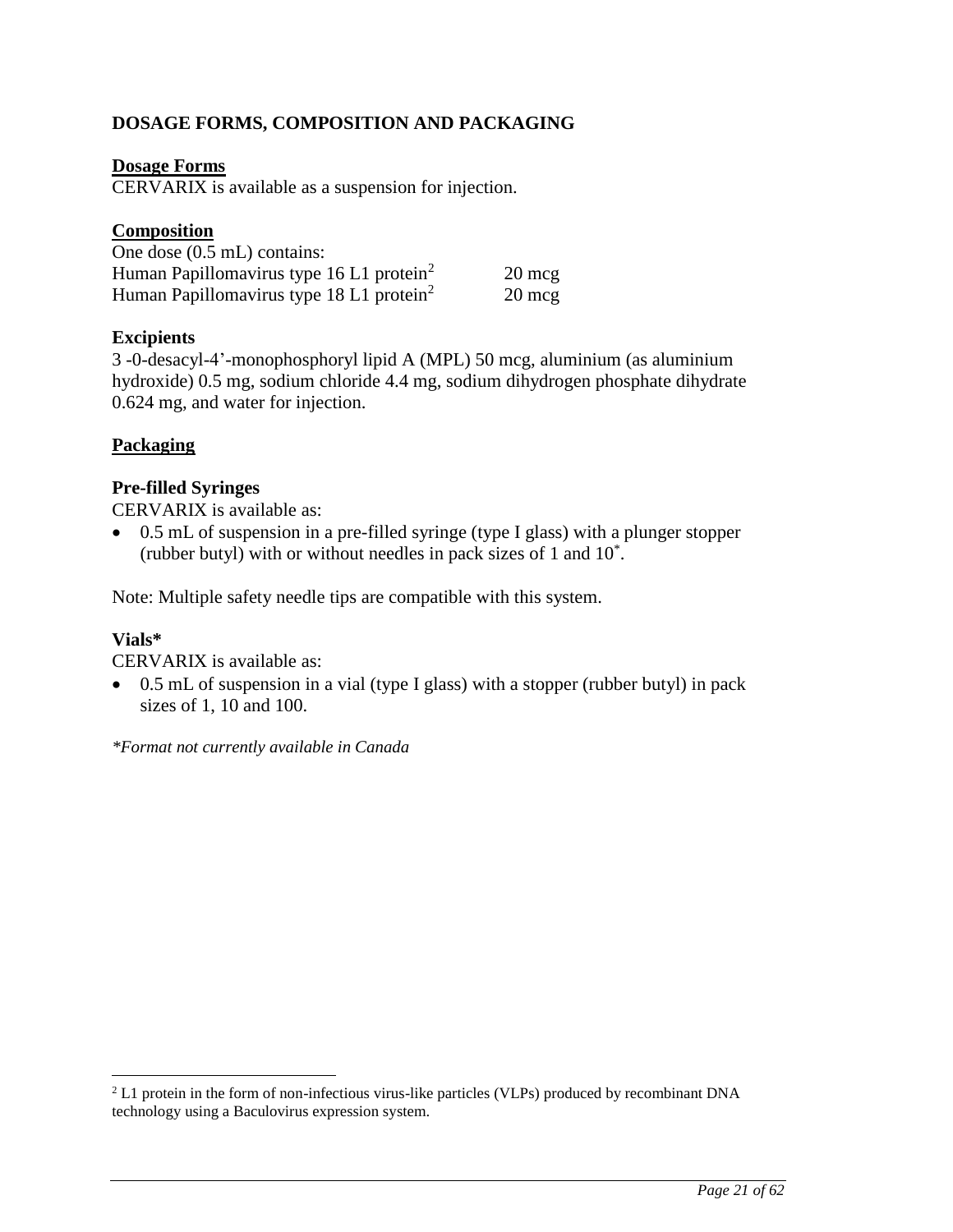## DOSAGE FORMS, COMPOSITION AND PACKAGING

### Dosage Forms

CERVARIX is available as a suspension for injection.

### Composition

One dose (0.5 mL) contains:

| | |
|---|---|
| Human Papillomavirus type 16 L1 protein[2] | 20 mcg |
| Human Papillomavirus type 18 L1 protein[2] | 20 mcg |

**Excipients**

3 -0-desacyl-4'-monophosphoryl lipid A (MPL) 50 mcg, aluminium (as aluminium hydroxide) 0.5 mg, sodium chloride 4.4 mg, sodium dihydrogen phosphate dihydrate 0.624 mg, and water for injection.

### Packaging

**Pre-filled Syringes**

CERVARIX is available as:

- 0.5 mL of suspension in a pre-filled syringe (type I glass) with a plunger stopper (rubber butyl) with or without needles in pack sizes of 1 and 10*.

Note: Multiple safety needle tips are compatible with this system.

**Vials***

CERVARIX is available as:

- 0.5 mL of suspension in a vial (type I glass) with a stopper (rubber butyl) in pack sizes of 1, 10 and 100.

*\*Format not currently available in Canada*

[2] L1 protein in the form of non-infectious virus-like particles (VLPs) produced by recombinant DNA technology using a Baculovirus expression system.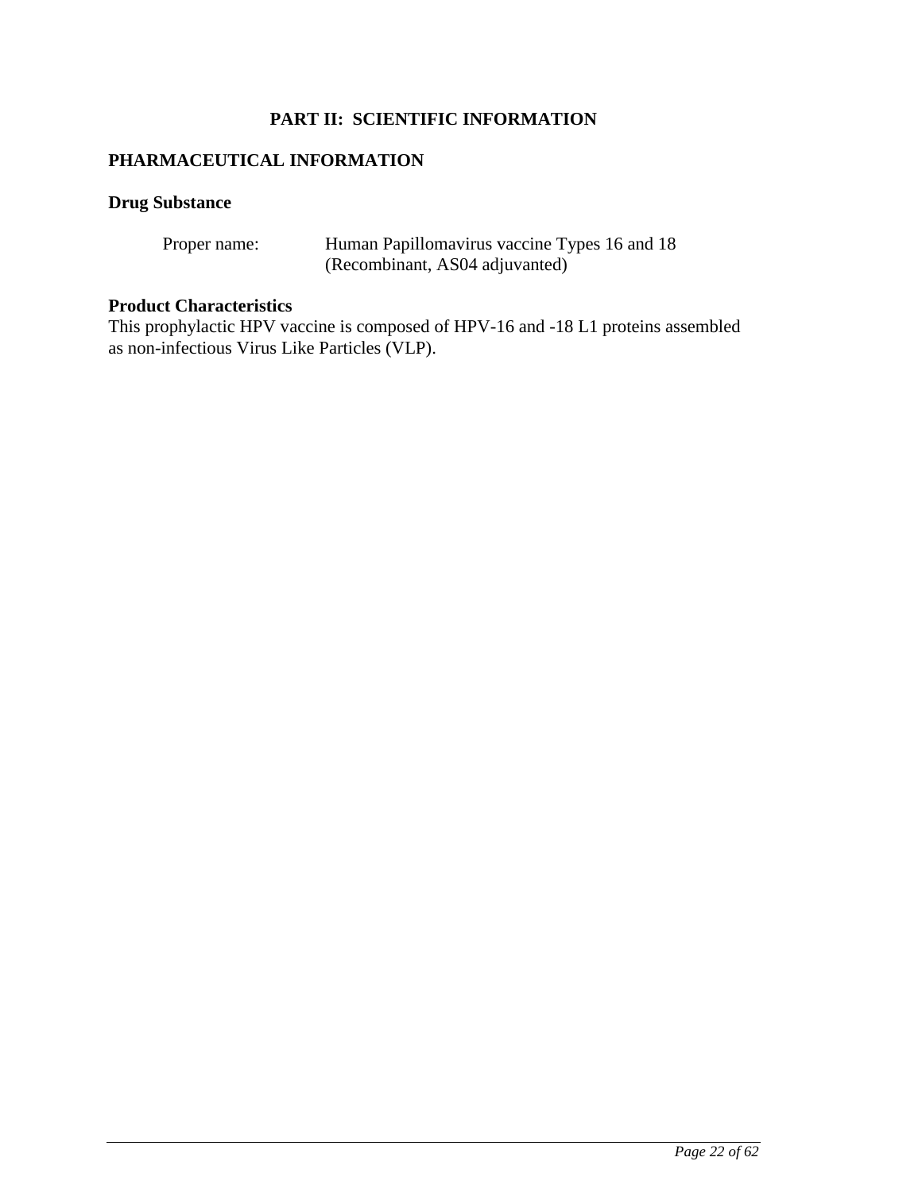# PART II: SCIENTIFIC INFORMATION

## PHARMACEUTICAL INFORMATION

### Drug Substance

Proper name: Human Papillomavirus vaccine Types 16 and 18 (Recombinant, AS04 adjuvanted)

### Product Characteristics

This prophylactic HPV vaccine is composed of HPV-16 and -18 L1 proteins assembled as non-infectious Virus Like Particles (VLP).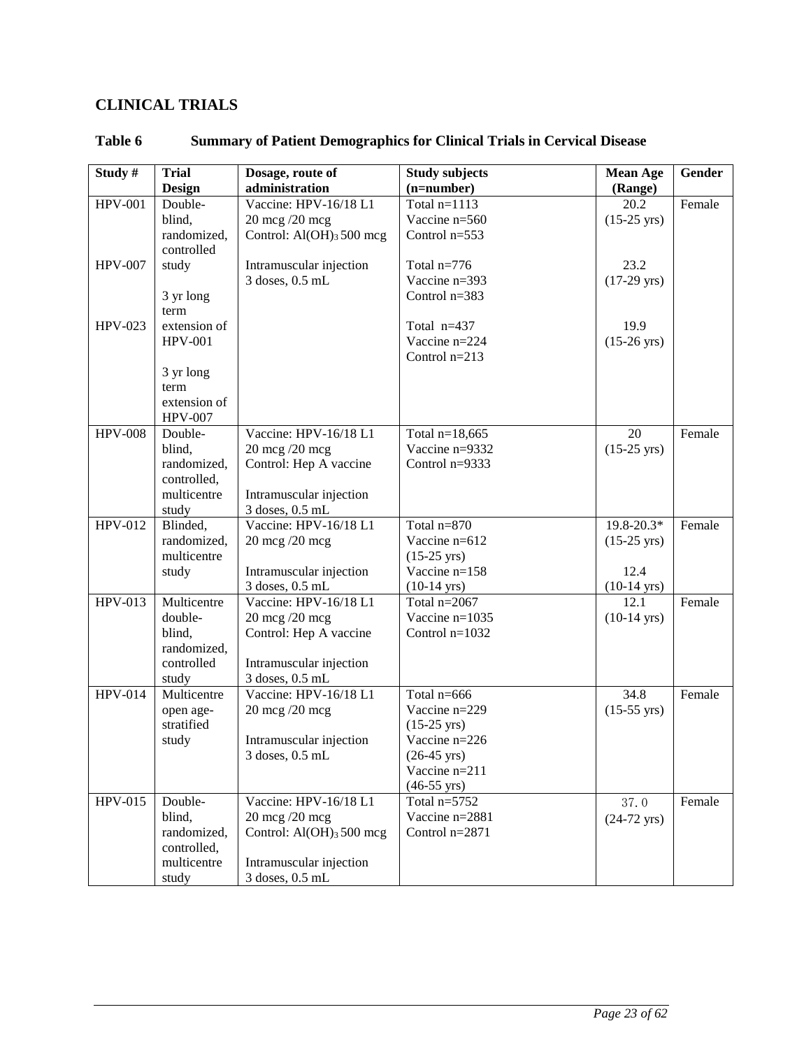## CLINICAL TRIALS

**Table 6 Summary of Patient Demographics for Clinical Trials in Cervical Disease**

| Study # | Trial Design | Dosage, route of administration | Study subjects (n=number) | Mean Age (Range) | Gender |
|---|---|---|---|---|---|
| HPV-001<br><br>HPV-007<br><br>HPV-023 | Double-blind, randomized, controlled study<br><br>3 yr long term extension of HPV-001<br><br>3 yr long term extension of HPV-007 | Vaccine: HPV-16/18 L1 20 mcg /20 mcg<br>Control: $Al(OH)_3$ 500 mcg<br><br>Intramuscular injection 3 doses, 0.5 mL | Total n=1113<br>Vaccine n=560<br>Control n=553<br><br>Total n=776<br>Vaccine n=393<br>Control n=383<br><br>Total n=437<br>Vaccine n=224<br>Control n=213 | 20.2 (15-25 yrs)<br><br>23.2 (17-29 yrs)<br><br>19.9 (15-26 yrs) | Female |
| HPV-008 | Double-blind, randomized, controlled, multicentre study | Vaccine: HPV-16/18 L1 20 mcg /20 mcg<br>Control: Hep A vaccine<br><br>Intramuscular injection 3 doses, 0.5 mL | Total n=18,665<br>Vaccine n=9332<br>Control n=9333 | 20 (15-25 yrs) | Female |
| HPV-012 | Blinded, randomized, multicentre study | Vaccine: HPV-16/18 L1 20 mcg /20 mcg<br><br>Intramuscular injection 3 doses, 0.5 mL | Total n=870<br>Vaccine n=612 (15-25 yrs)<br>Vaccine n=158 (10-14 yrs) | 19.8-20.3* (15-25 yrs)<br><br>12.4 (10-14 yrs) | Female |
| HPV-013 | Multicentre double-blind, randomized, controlled study | Vaccine: HPV-16/18 L1 20 mcg /20 mcg<br>Control: Hep A vaccine<br><br>Intramuscular injection 3 doses, 0.5 mL | Total n=2067<br>Vaccine n=1035<br>Control n=1032 | 12.1 (10-14 yrs) | Female |
| HPV-014 | Multicentre open age-stratified study | Vaccine: HPV-16/18 L1 20 mcg /20 mcg<br><br>Intramuscular injection 3 doses, 0.5 mL | Total n=666<br>Vaccine n=229 (15-25 yrs)<br>Vaccine n=226 (26-45 yrs)<br>Vaccine n=211 (46-55 yrs) | 34.8 (15-55 yrs) | Female |
| HPV-015 | Double-blind, randomized, controlled, multicentre study | Vaccine: HPV-16/18 L1 20 mcg /20 mcg<br>Control: $Al(OH)_3$ 500 mcg<br><br>Intramuscular injection 3 doses, 0.5 mL | Total n=5752<br>Vaccine n=2881<br>Control n=2871 | 37.0 (24-72 yrs) | Female |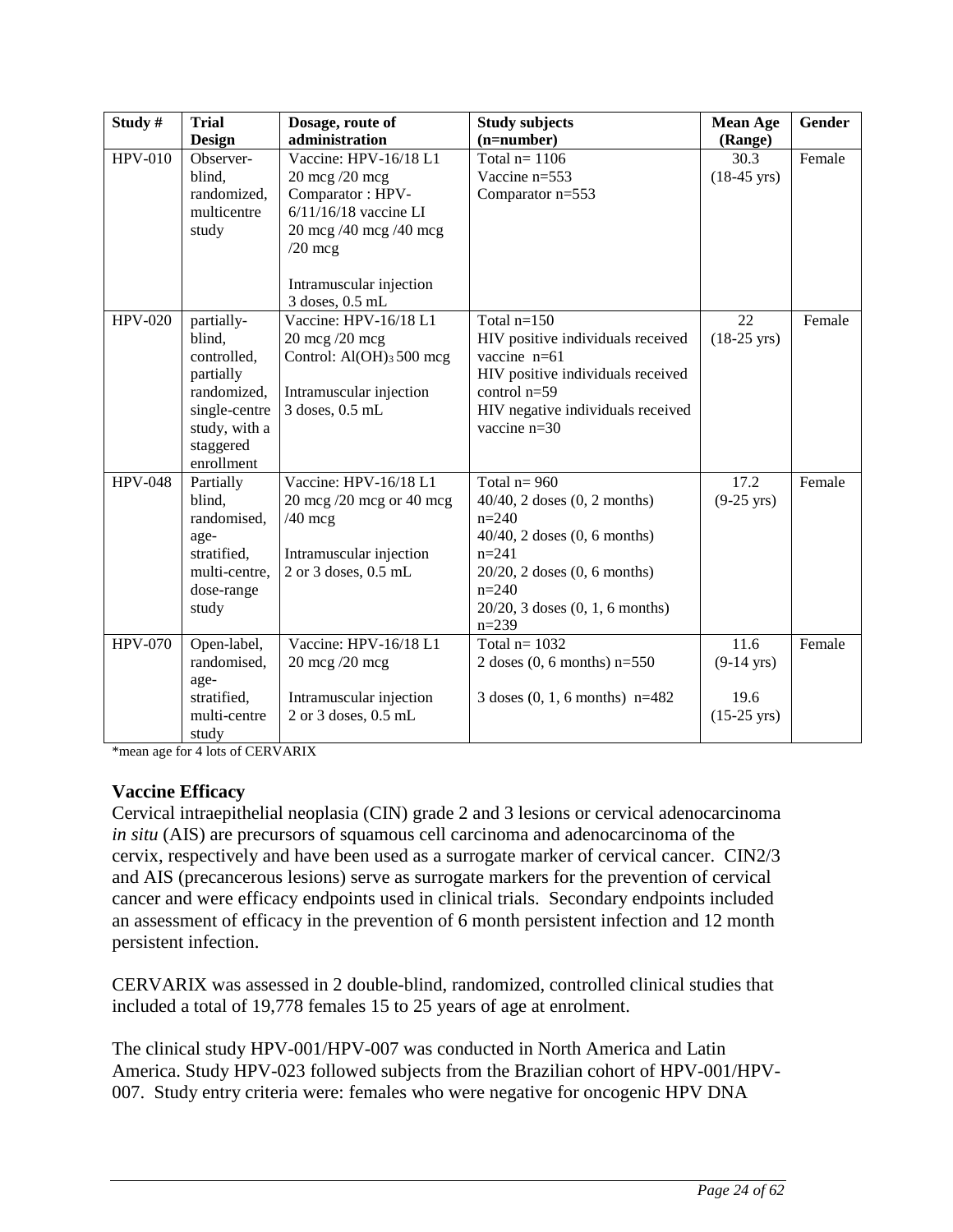| Study # | Trial Design | Dosage, route of administration | Study subjects (n=number) | Mean Age (Range) | Gender |
|---|---|---|---|---|---|
| HPV-010 | Observer-blind, randomized, multicentre study | Vaccine: HPV-16/18 L1 20 mcg /20 mcg<br>Comparator : HPV-6/11/16/18 vaccine LI 20 mcg /40 mcg /40 mcg /20 mcg<br><br>Intramuscular injection 3 doses, 0.5 mL | Total n= 1106<br>Vaccine n=553<br>Comparator n=553 | 30.3 (18-45 yrs) | Female |
| HPV-020 | partially-blind, controlled, partially randomized, single-centre study, with a staggered enrollment | Vaccine: HPV-16/18 L1 20 mcg /20 mcg<br>Control: $Al(OH)_3$ 500 mcg<br><br>Intramuscular injection 3 doses, 0.5 mL | Total n=150<br>HIV positive individuals received vaccine n=61<br>HIV positive individuals received control n=59<br>HIV negative individuals received vaccine n=30 | 22 (18-25 yrs) | Female |
| HPV-048 | Partially blind, randomised, age-stratified, multi-centre, dose-range study | Vaccine: HPV-16/18 L1 20 mcg /20 mcg or 40 mcg /40 mcg<br><br>Intramuscular injection 2 or 3 doses, 0.5 mL | Total n= 960<br>40/40, 2 doses (0, 2 months) n=240<br>40/40, 2 doses (0, 6 months) n=241<br>20/20, 2 doses (0, 6 months) n=240<br>20/20, 3 doses (0, 1, 6 months) n=239 | 17.2 (9-25 yrs) | Female |
| HPV-070 | Open-label, randomised, age-stratified, multi-centre study | Vaccine: HPV-16/18 L1 20 mcg /20 mcg<br><br>Intramuscular injection 2 or 3 doses, 0.5 mL | Total n= 1032<br>2 doses (0, 6 months) n=550<br><br>3 doses (0, 1, 6 months) n=482 | 11.6 (9-14 yrs)<br><br>19.6 (15-25 yrs) | Female |

*mean age for 4 lots of CERVARIX

**Vaccine Efficacy**

Cervical intraepithelial neoplasia (CIN) grade 2 and 3 lesions or cervical adenocarcinoma *in situ* (AIS) are precursors of squamous cell carcinoma and adenocarcinoma of the cervix, respectively and have been used as a surrogate marker of cervical cancer. CIN2/3 and AIS (precancerous lesions) serve as surrogate markers for the prevention of cervical cancer and were efficacy endpoints used in clinical trials. Secondary endpoints included an assessment of efficacy in the prevention of 6 month persistent infection and 12 month persistent infection.

CERVARIX was assessed in 2 double-blind, randomized, controlled clinical studies that included a total of 19,778 females 15 to 25 years of age at enrolment.

The clinical study HPV-001/HPV-007 was conducted in North America and Latin America. Study HPV-023 followed subjects from the Brazilian cohort of HPV-001/HPV-007. Study entry criteria were: females who were negative for oncogenic HPV DNA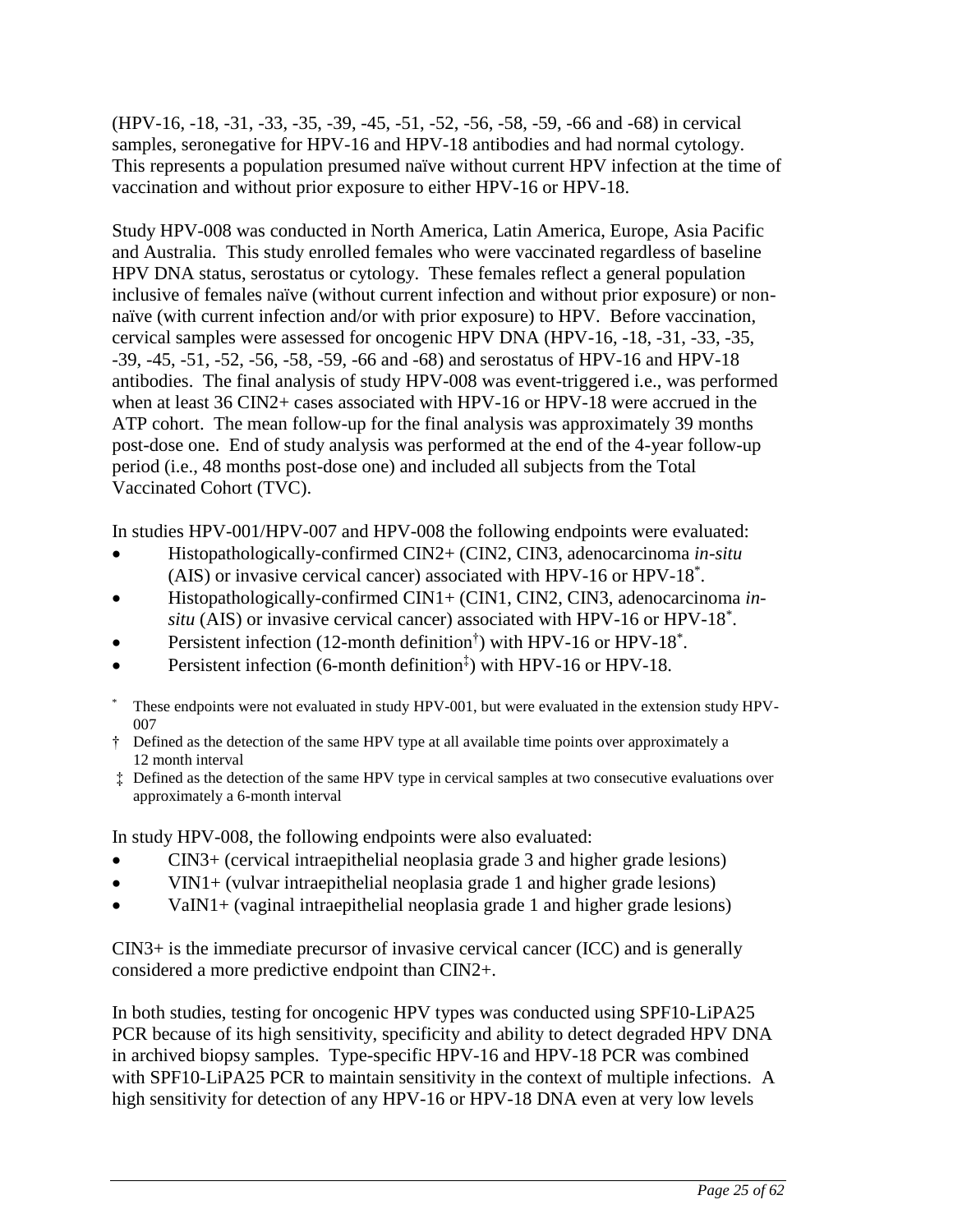(HPV-16, -18, -31, -33, -35, -39, -45, -51, -52, -56, -58, -59, -66 and -68) in cervical samples, seronegative for HPV-16 and HPV-18 antibodies and had normal cytology. This represents a population presumed naïve without current HPV infection at the time of vaccination and without prior exposure to either HPV-16 or HPV-18.

Study HPV-008 was conducted in North America, Latin America, Europe, Asia Pacific and Australia. This study enrolled females who were vaccinated regardless of baseline HPV DNA status, serostatus or cytology. These females reflect a general population inclusive of females naïve (without current infection and without prior exposure) or non-naïve (with current infection and/or with prior exposure) to HPV. Before vaccination, cervical samples were assessed for oncogenic HPV DNA (HPV-16, -18, -31, -33, -35, -39, -45, -51, -52, -56, -58, -59, -66 and -68) and serostatus of HPV-16 and HPV-18 antibodies. The final analysis of study HPV-008 was event-triggered i.e., was performed when at least 36 CIN2+ cases associated with HPV-16 or HPV-18 were accrued in the ATP cohort. The mean follow-up for the final analysis was approximately 39 months post-dose one. End of study analysis was performed at the end of the 4-year follow-up period (i.e., 48 months post-dose one) and included all subjects from the Total Vaccinated Cohort (TVC).

In studies HPV-001/HPV-007 and HPV-008 the following endpoints were evaluated:

- Histopathologically-confirmed CIN2+ (CIN2, CIN3, adenocarcinoma *in-situ* (AIS) or invasive cervical cancer) associated with HPV-16 or HPV-18*.
- Histopathologically-confirmed CIN1+ (CIN1, CIN2, CIN3, adenocarcinoma *in-situ* (AIS) or invasive cervical cancer) associated with HPV-16 or HPV-18*.
- Persistent infection (12-month definition†) with HPV-16 or HPV-18*.
- Persistent infection (6-month definition‡) with HPV-16 or HPV-18.

\* These endpoints were not evaluated in study HPV-001, but were evaluated in the extension study HPV-007

† Defined as the detection of the same HPV type at all available time points over approximately a 12 month interval

‡ Defined as the detection of the same HPV type in cervical samples at two consecutive evaluations over approximately a 6-month interval

In study HPV-008, the following endpoints were also evaluated:

- CIN3+ (cervical intraepithelial neoplasia grade 3 and higher grade lesions)
- VIN1+ (vulvar intraepithelial neoplasia grade 1 and higher grade lesions)
- VaIN1+ (vaginal intraepithelial neoplasia grade 1 and higher grade lesions)

CIN3+ is the immediate precursor of invasive cervical cancer (ICC) and is generally considered a more predictive endpoint than CIN2+.

In both studies, testing for oncogenic HPV types was conducted using SPF10-LiPA25 PCR because of its high sensitivity, specificity and ability to detect degraded HPV DNA in archived biopsy samples. Type-specific HPV-16 and HPV-18 PCR was combined with SPF10-LiPA25 PCR to maintain sensitivity in the context of multiple infections. A high sensitivity for detection of any HPV-16 or HPV-18 DNA even at very low levels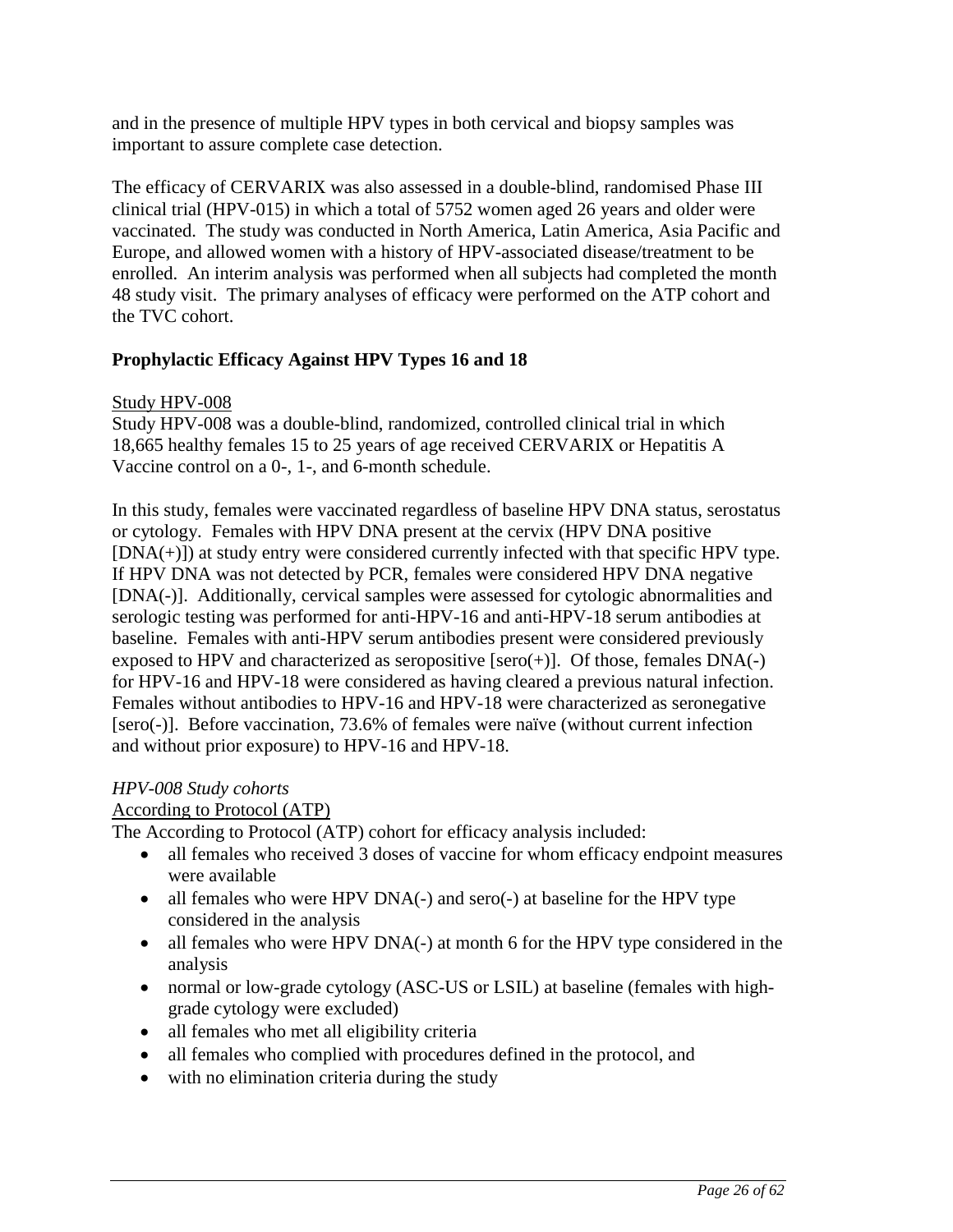and in the presence of multiple HPV types in both cervical and biopsy samples was important to assure complete case detection.

The efficacy of CERVARIX was also assessed in a double-blind, randomised Phase III clinical trial (HPV-015) in which a total of 5752 women aged 26 years and older were vaccinated. The study was conducted in North America, Latin America, Asia Pacific and Europe, and allowed women with a history of HPV-associated disease/treatment to be enrolled. An interim analysis was performed when all subjects had completed the month 48 study visit. The primary analyses of efficacy were performed on the ATP cohort and the TVC cohort.

### Prophylactic Efficacy Against HPV Types 16 and 18

<u>Study HPV-008</u>

Study HPV-008 was a double-blind, randomized, controlled clinical trial in which 18,665 healthy females 15 to 25 years of age received CERVARIX or Hepatitis A Vaccine control on a 0-, 1-, and 6-month schedule.

In this study, females were vaccinated regardless of baseline HPV DNA status, serostatus or cytology. Females with HPV DNA present at the cervix (HPV DNA positive [DNA(+)]) at study entry were considered currently infected with that specific HPV type. If HPV DNA was not detected by PCR, females were considered HPV DNA negative [DNA(-)]. Additionally, cervical samples were assessed for cytologic abnormalities and serologic testing was performed for anti-HPV-16 and anti-HPV-18 serum antibodies at baseline. Females with anti-HPV serum antibodies present were considered previously exposed to HPV and characterized as seropositive [sero(+)]. Of those, females DNA(-) for HPV-16 and HPV-18 were considered as having cleared a previous natural infection. Females without antibodies to HPV-16 and HPV-18 were characterized as seronegative [sero(-)]. Before vaccination, 73.6% of females were naïve (without current infection and without prior exposure) to HPV-16 and HPV-18.

*HPV-008 Study cohorts*

<u>According to Protocol (ATP)</u>

The According to Protocol (ATP) cohort for efficacy analysis included:

- all females who received 3 doses of vaccine for whom efficacy endpoint measures were available
- all females who were HPV DNA(-) and sero(-) at baseline for the HPV type considered in the analysis
- all females who were HPV DNA(-) at month 6 for the HPV type considered in the analysis
- normal or low-grade cytology (ASC-US or LSIL) at baseline (females with high-grade cytology were excluded)
- all females who met all eligibility criteria
- all females who complied with procedures defined in the protocol, and
- with no elimination criteria during the study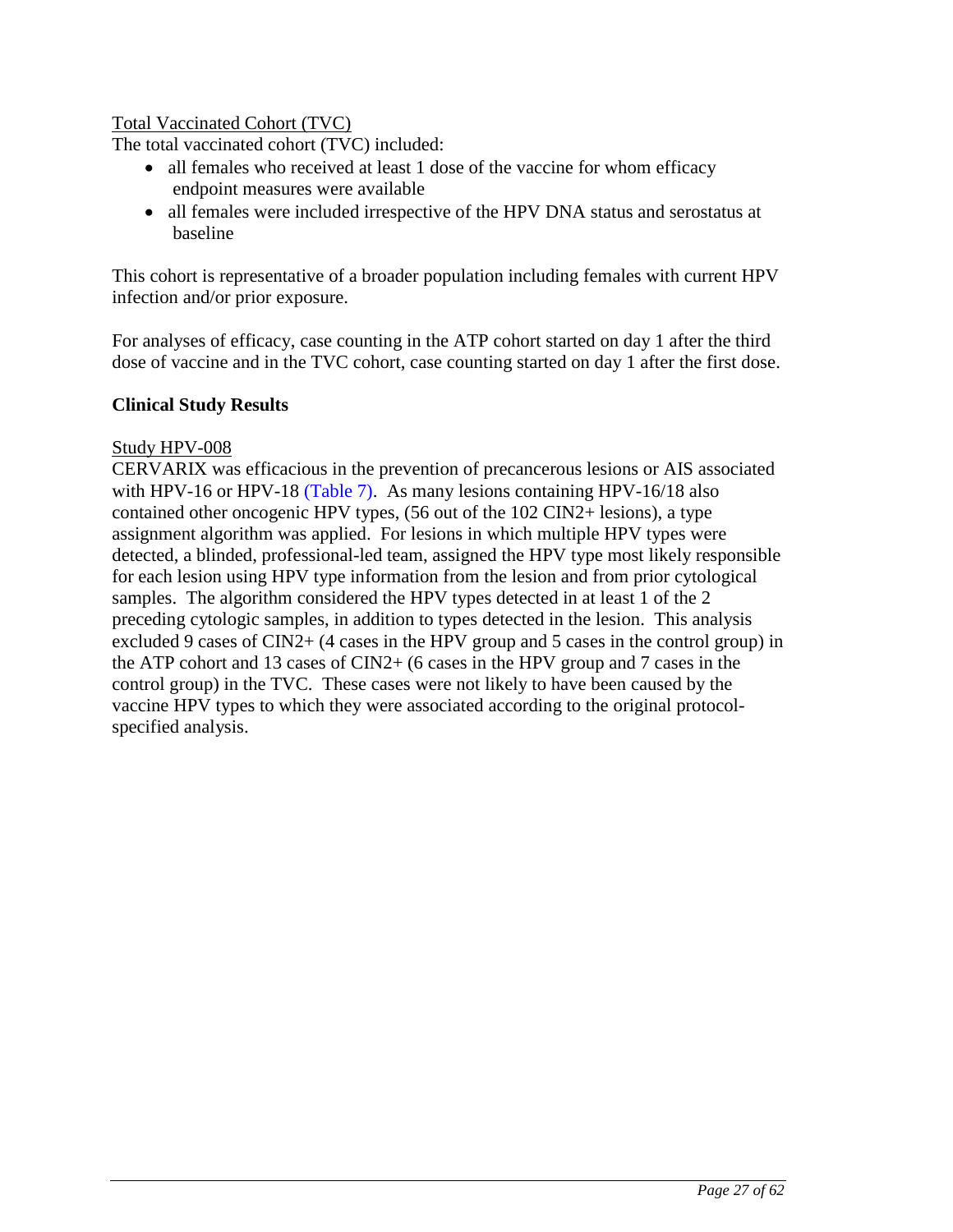Total Vaccinated Cohort (TVC)

The total vaccinated cohort (TVC) included:

- all females who received at least 1 dose of the vaccine for whom efficacy endpoint measures were available
- all females were included irrespective of the HPV DNA status and serostatus at baseline

This cohort is representative of a broader population including females with current HPV infection and/or prior exposure.

For analyses of efficacy, case counting in the ATP cohort started on day 1 after the third dose of vaccine and in the TVC cohort, case counting started on day 1 after the first dose.

**Clinical Study Results**

Study HPV-008

CERVARIX was efficacious in the prevention of precancerous lesions or AIS associated with HPV-16 or HPV-18 (Table 7). As many lesions containing HPV-16/18 also contained other oncogenic HPV types, (56 out of the 102 CIN2+ lesions), a type assignment algorithm was applied. For lesions in which multiple HPV types were detected, a blinded, professional-led team, assigned the HPV type most likely responsible for each lesion using HPV type information from the lesion and from prior cytological samples. The algorithm considered the HPV types detected in at least 1 of the 2 preceding cytologic samples, in addition to types detected in the lesion. This analysis excluded 9 cases of CIN2+ (4 cases in the HPV group and 5 cases in the control group) in the ATP cohort and 13 cases of CIN2+ (6 cases in the HPV group and 7 cases in the control group) in the TVC. These cases were not likely to have been caused by the vaccine HPV types to which they were associated according to the original protocol-specified analysis.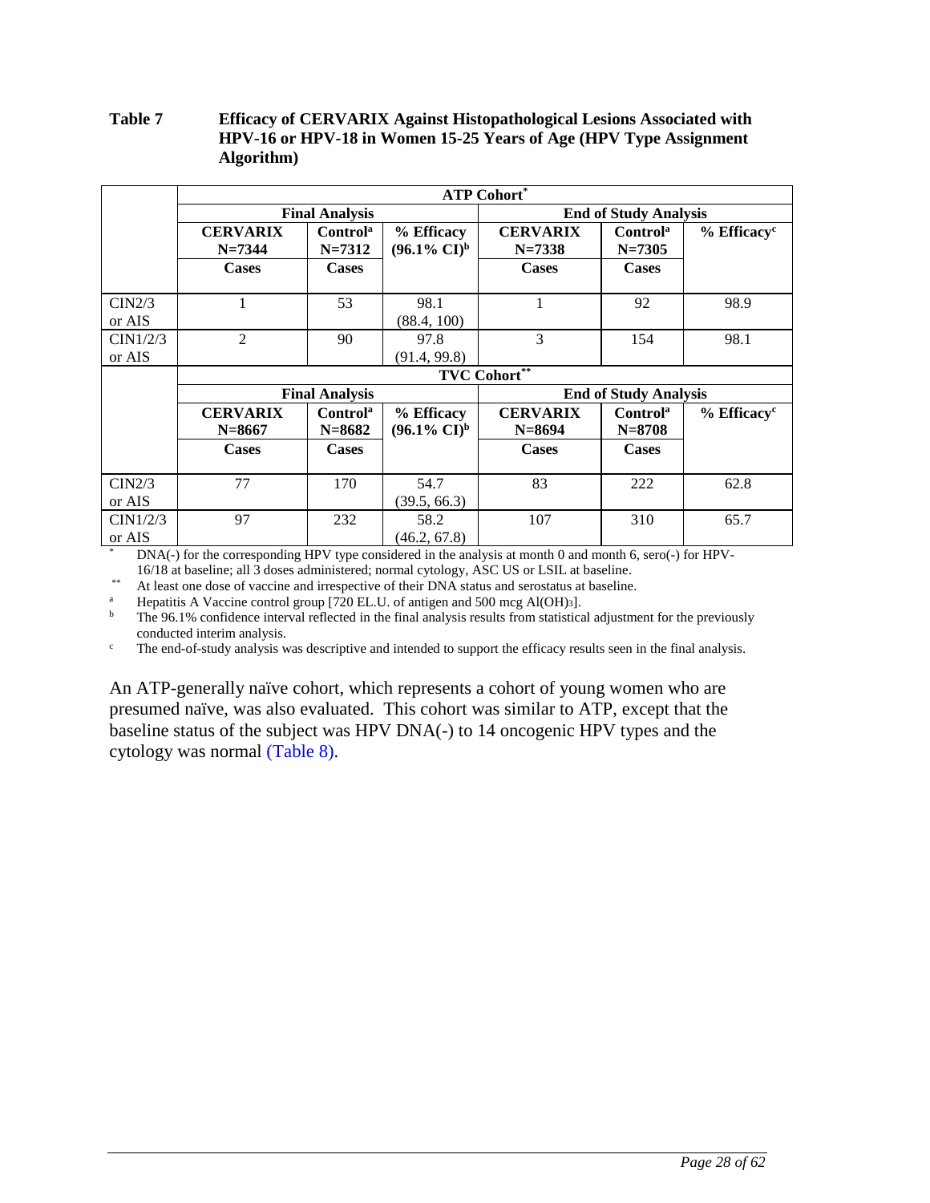**Table 7 Efficacy of CERVARIX Against Histopathological Lesions Associated with HPV-16 or HPV-18 in Women 15-25 Years of Age (HPV Type Assignment Algorithm)**

| | ATP Cohort* | | | | | |
|---|---|---|---|---|---|---|
| | Final Analysis | | | End of Study Analysis | | |
| | CERVARIX N=7344 Cases | Control[a] N=7312 Cases | % Efficacy (96.1% CI)[b] | CERVARIX N=7338 Cases | Control[a] N=7305 Cases | % Efficacy[c] |
| CIN2/3 or AIS | 1 | 53 | 98.1 (88.4, 100) | 1 | 92 | 98.9 |
| CIN1/2/3 or AIS | 2 | 90 | 97.8 (91.4, 99.8) | 3 | 154 | 98.1 |
| | TVC Cohort** | | | | | |
| | Final Analysis | | | End of Study Analysis | | |
| | CERVARIX N=8667 Cases | Control[a] N=8682 Cases | % Efficacy (96.1% CI)[b] | CERVARIX N=8694 Cases | Control[a] N=8708 Cases | % Efficacy[c] |
| CIN2/3 or AIS | 77 | 170 | 54.7 (39.5, 66.3) | 83 | 222 | 62.8 |
| CIN1/2/3 or AIS | 97 | 232 | 58.2 (46.2, 67.8) | 107 | 310 | 65.7 |

\* DNA(-) for the corresponding HPV type considered in the analysis at month 0 and month 6, sero(-) for HPV-16/18 at baseline; all 3 doses administered; normal cytology, ASC US or LSIL at baseline.

\*\* At least one dose of vaccine and irrespective of their DNA status and serostatus at baseline.

[a] Hepatitis A Vaccine control group [720 EL.U. of antigen and 500 mcg $Al(OH)_3$].

[b] The 96.1% confidence interval reflected in the final analysis results from statistical adjustment for the previously conducted interim analysis.

[c] The end-of-study analysis was descriptive and intended to support the efficacy results seen in the final analysis.

An ATP-generally naïve cohort, which represents a cohort of young women who are presumed naïve, was also evaluated. This cohort was similar to ATP, except that the baseline status of the subject was HPV DNA(-) to 14 oncogenic HPV types and the cytology was normal (Table 8).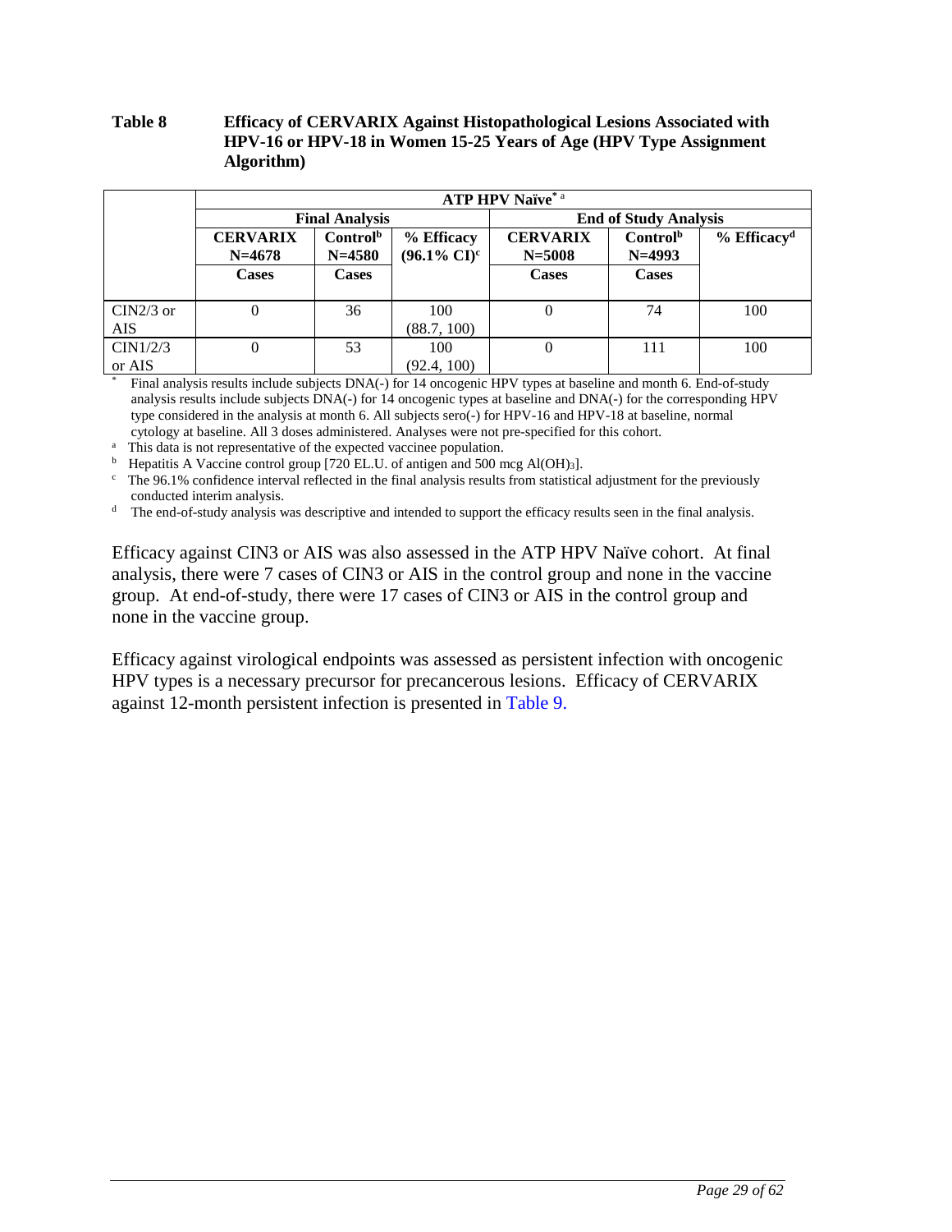**Table 8 Efficacy of CERVARIX Against Histopathological Lesions Associated with HPV-16 or HPV-18 in Women 15-25 Years of Age (HPV Type Assignment Algorithm)**

| | ATP HPV Naïve* a | | | | | |
|---|---|---|---|---|---|---|
| | Final Analysis | | | End of Study Analysis | | |
| | **CERVARIX N=4678 Cases** | **Control[b] N=4580 Cases** | **% Efficacy (96.1% CI)[c]** | **CERVARIX N=5008 Cases** | **Control[b] N=4993 Cases** | **% Efficacy[d]** |
| CIN2/3 or AIS | 0 | 36 | 100 (88.7, 100) | 0 | 74 | 100 |
| CIN1/2/3 or AIS | 0 | 53 | 100 (92.4, 100) | 0 | 111 | 100 |

* Final analysis results include subjects DNA(-) for 14 oncogenic HPV types at baseline and month 6. End-of-study analysis results include subjects DNA(-) for 14 oncogenic types at baseline and DNA(-) for the corresponding HPV type considered in the analysis at month 6. All subjects sero(-) for HPV-16 and HPV-18 at baseline, normal cytology at baseline. All 3 doses administered. Analyses were not pre-specified for this cohort.

[a] This data is not representative of the expected vaccinee population.

[b] Hepatitis A Vaccine control group [720 EL.U. of antigen and 500 mcg $Al(OH)_3$].

[c] The 96.1% confidence interval reflected in the final analysis results from statistical adjustment for the previously conducted interim analysis.

[d] The end-of-study analysis was descriptive and intended to support the efficacy results seen in the final analysis.

Efficacy against CIN3 or AIS was also assessed in the ATP HPV Naïve cohort. At final analysis, there were 7 cases of CIN3 or AIS in the control group and none in the vaccine group. At end-of-study, there were 17 cases of CIN3 or AIS in the control group and none in the vaccine group.

Efficacy against virological endpoints was assessed as persistent infection with oncogenic HPV types is a necessary precursor for precancerous lesions. Efficacy of CERVARIX against 12-month persistent infection is presented in Table 9.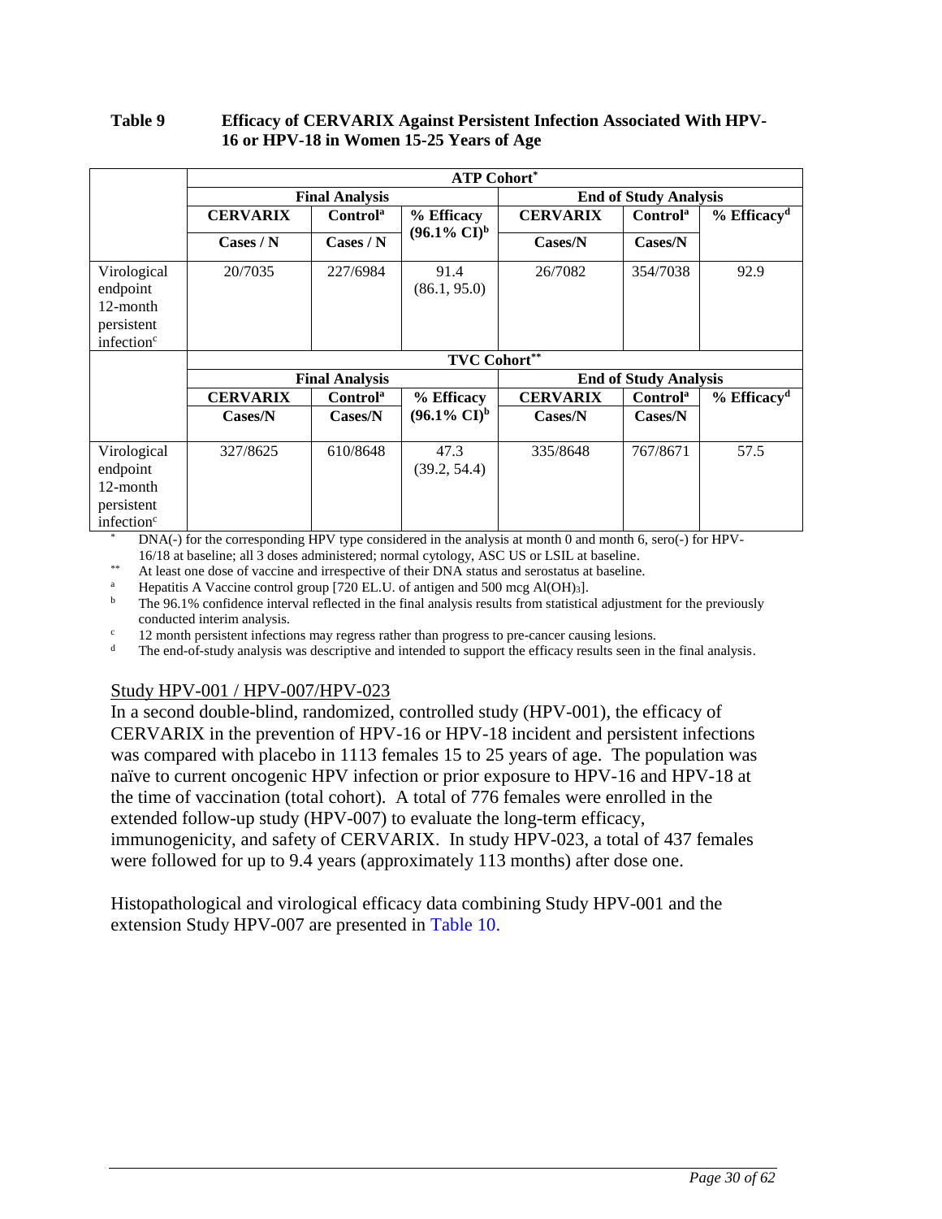**Table 9 Efficacy of CERVARIX Against Persistent Infection Associated With HPV-16 or HPV-18 in Women 15-25 Years of Age**

| | ATP Cohort* | | | | | |
|---|---|---|---|---|---|---|
| | Final Analysis | | | End of Study Analysis | | |
| | CERVARIX | Control[a] | % Efficacy (96.1% CI)[b] | CERVARIX | Control[a] | % Efficacy[d] |
| | Cases / N | Cases / N | | Cases/N | Cases/N | |
| Virological endpoint 12-month persistent infection[c] | 20/7035 | 227/6984 | 91.4 (86.1, 95.0) | 26/7082 | 354/7038 | 92.9 |
| | TVC Cohort** | | | | | |
| | Final Analysis | | | End of Study Analysis | | |
| | CERVARIX | Control[a] | % Efficacy (96.1% CI)[b] | CERVARIX | Control[a] | % Efficacy[d] |
| | Cases/N | Cases/N | | Cases/N | Cases/N | |
| Virological endpoint 12-month persistent infection[c] | 327/8625 | 610/8648 | 47.3 (39.2, 54.4) | 335/8648 | 767/8671 | 57.5 |

\* DNA(-) for the corresponding HPV type considered in the analysis at month 0 and month 6, sero(-) for HPV-16/18 at baseline; all 3 doses administered; normal cytology, ASC US or LSIL at baseline.

\*\* At least one dose of vaccine and irrespective of their DNA status and serostatus at baseline.

[a] Hepatitis A Vaccine control group [720 EL.U. of antigen and 500 mcg $Al(OH)_3$].

[b] The 96.1% confidence interval reflected in the final analysis results from statistical adjustment for the previously conducted interim analysis.

[c] 12 month persistent infections may regress rather than progress to pre-cancer causing lesions.

[d] The end-of-study analysis was descriptive and intended to support the efficacy results seen in the final analysis.

Study HPV-001 / HPV-007/HPV-023

In a second double-blind, randomized, controlled study (HPV-001), the efficacy of CERVARIX in the prevention of HPV-16 or HPV-18 incident and persistent infections was compared with placebo in 1113 females 15 to 25 years of age. The population was naïve to current oncogenic HPV infection or prior exposure to HPV-16 and HPV-18 at the time of vaccination (total cohort). A total of 776 females were enrolled in the extended follow-up study (HPV-007) to evaluate the long-term efficacy, immunogenicity, and safety of CERVARIX. In study HPV-023, a total of 437 females were followed for up to 9.4 years (approximately 113 months) after dose one.

Histopathological and virological efficacy data combining Study HPV-001 and the extension Study HPV-007 are presented in Table 10.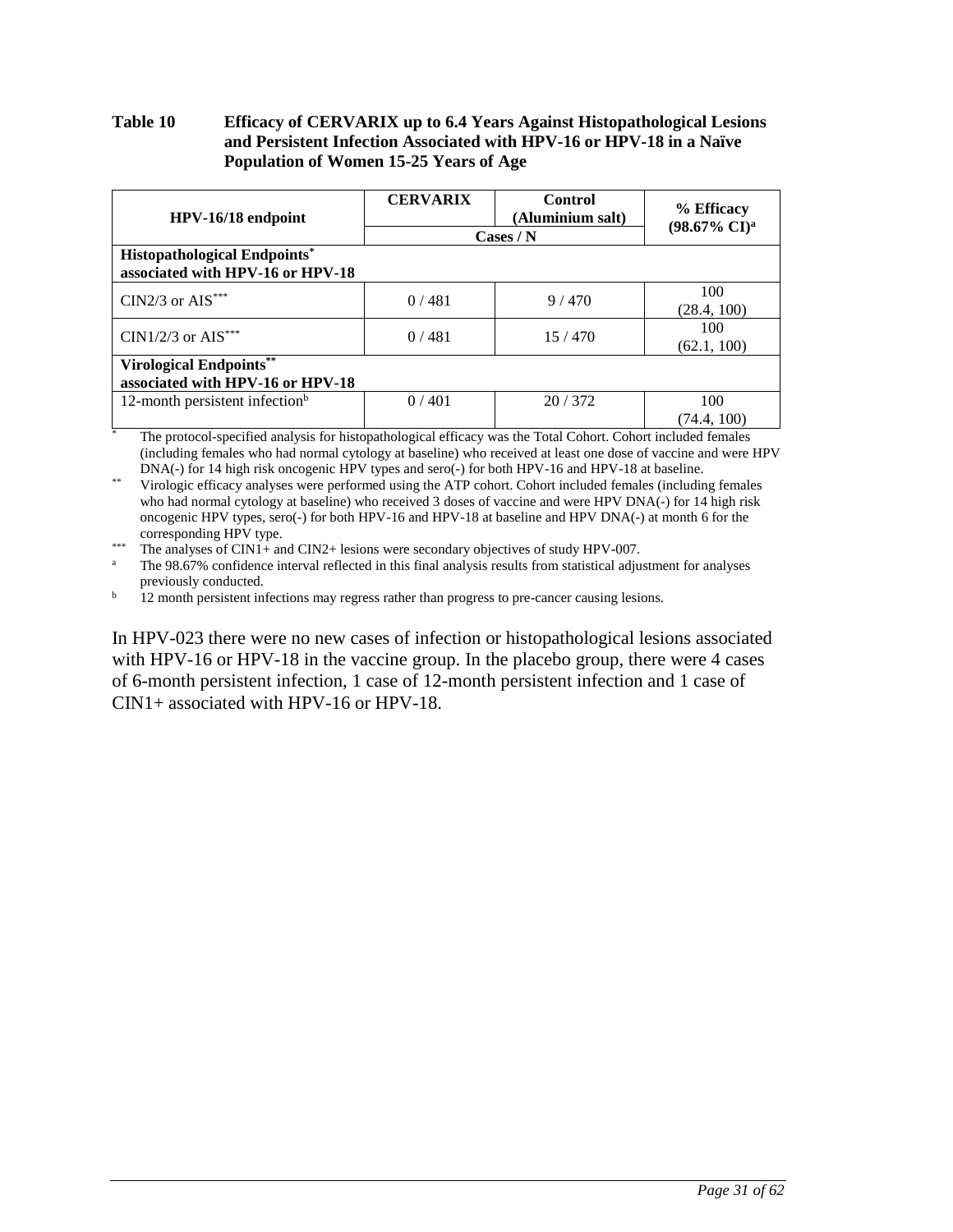**Table 10 Efficacy of CERVARIX up to 6.4 Years Against Histopathological Lesions and Persistent Infection Associated with HPV-16 or HPV-18 in a Naïve Population of Women 15-25 Years of Age**

| HPV-16/18 endpoint | CERVARIX | Control (Aluminium salt) | % Efficacy (98.67% CI)[a] |
|---|---|---|---|
| | Cases / N | | |
| **Histopathological Endpoints[*] associated with HPV-16 or HPV-18** | | | |
| CIN2/3 or AIS[***] | 0 / 481 | 9 / 470 | 100 (28.4, 100) |
| CIN1/2/3 or AIS[***] | 0 / 481 | 15 / 470 | 100 (62.1, 100) |
| **Virological Endpoints[**] associated with HPV-16 or HPV-18** | | | |
| 12-month persistent infection[b] | 0 / 401 | 20 / 372 | 100 (74.4, 100) |

[*] The protocol-specified analysis for histopathological efficacy was the Total Cohort. Cohort included females (including females who had normal cytology at baseline) who received at least one dose of vaccine and were HPV DNA(-) for 14 high risk oncogenic HPV types and sero(-) for both HPV-16 and HPV-18 at baseline.

[**] Virologic efficacy analyses were performed using the ATP cohort. Cohort included females (including females who had normal cytology at baseline) who received 3 doses of vaccine and were HPV DNA(-) for 14 high risk oncogenic HPV types, sero(-) for both HPV-16 and HPV-18 at baseline and HPV DNA(-) at month 6 for the corresponding HPV type.

[***] The analyses of CIN1+ and CIN2+ lesions were secondary objectives of study HPV-007.

[a] The 98.67% confidence interval reflected in this final analysis results from statistical adjustment for analyses previously conducted.

[b] 12 month persistent infections may regress rather than progress to pre-cancer causing lesions.

In HPV-023 there were no new cases of infection or histopathological lesions associated with HPV-16 or HPV-18 in the vaccine group. In the placebo group, there were 4 cases of 6-month persistent infection, 1 case of 12-month persistent infection and 1 case of CIN1+ associated with HPV-16 or HPV-18.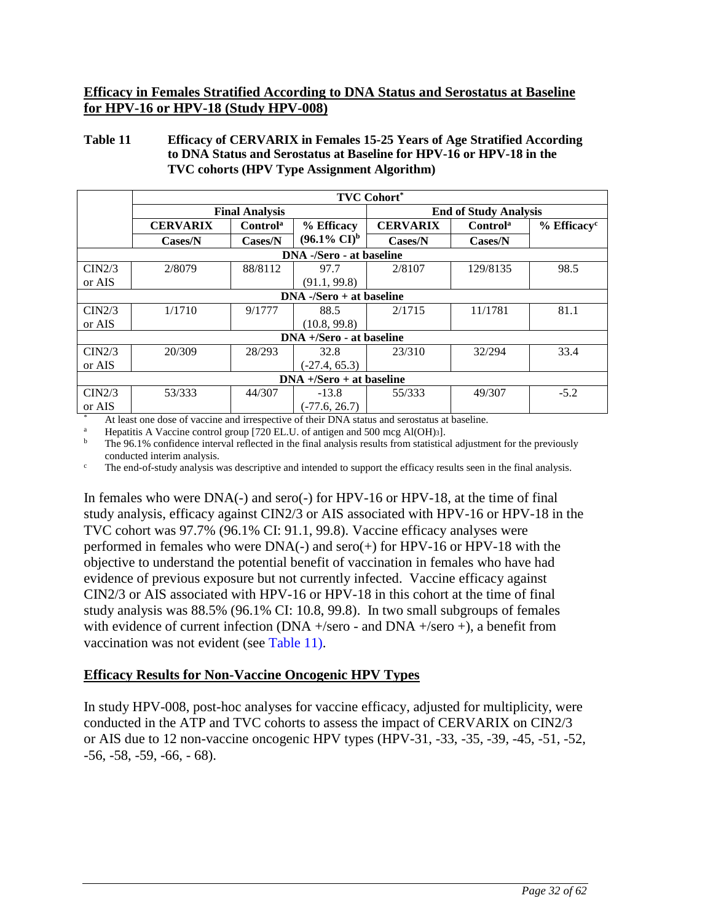## Efficacy in Females Stratified According to DNA Status and Serostatus at Baseline for HPV-16 or HPV-18 (Study HPV-008)

**Table 11 Efficacy of CERVARIX in Females 15-25 Years of Age Stratified According to DNA Status and Serostatus at Baseline for HPV-16 or HPV-18 in the TVC cohorts (HPV Type Assignment Algorithm)**

| | TVC Cohort* | | | | | |
|---|---|---|---|---|---|---|
| | Final Analysis | | | End of Study Analysis | | |
| | CERVARIX Cases/N | Control[a] Cases/N | % Efficacy (96.1% CI)[b] | CERVARIX Cases/N | Control[a] Cases/N | % Efficacy[c] |
| **DNA -/Sero - at baseline** | | | | | | |
| CIN2/3 or AIS | 2/8079 | 88/8112 | 97.7 (91.1, 99.8) | 2/8107 | 129/8135 | 98.5 |
| **DNA -/Sero + at baseline** | | | | | | |
| CIN2/3 or AIS | 1/1710 | 9/1777 | 88.5 (10.8, 99.8) | 2/1715 | 11/1781 | 81.1 |
| **DNA +/Sero - at baseline** | | | | | | |
| CIN2/3 or AIS | 20/309 | 28/293 | 32.8 (-27.4, 65.3) | 23/310 | 32/294 | 33.4 |
| **DNA +/Sero + at baseline** | | | | | | |
| CIN2/3 or AIS | 53/333 | 44/307 | -13.8 (-77.6, 26.7) | 55/333 | 49/307 | -5.2 |

\* At least one dose of vaccine and irrespective of their DNA status and serostatus at baseline.

[a] Hepatitis A Vaccine control group [720 EL.U. of antigen and 500 mcg $Al(OH)_3$].

[b] The 96.1% confidence interval reflected in the final analysis results from statistical adjustment for the previously conducted interim analysis.

[c] The end-of-study analysis was descriptive and intended to support the efficacy results seen in the final analysis.

In females who were DNA(-) and sero(-) for HPV-16 or HPV-18, at the time of final study analysis, efficacy against CIN2/3 or AIS associated with HPV-16 or HPV-18 in the TVC cohort was 97.7% (96.1% CI: 91.1, 99.8). Vaccine efficacy analyses were performed in females who were DNA(-) and sero(+) for HPV-16 or HPV-18 with the objective to understand the potential benefit of vaccination in females who have had evidence of previous exposure but not currently infected. Vaccine efficacy against CIN2/3 or AIS associated with HPV-16 or HPV-18 in this cohort at the time of final study analysis was 88.5% (96.1% CI: 10.8, 99.8). In two small subgroups of females with evidence of current infection (DNA +/sero - and DNA +/sero +), a benefit from vaccination was not evident (see Table 11).

## Efficacy Results for Non-Vaccine Oncogenic HPV Types

In study HPV-008, post-hoc analyses for vaccine efficacy, adjusted for multiplicity, were conducted in the ATP and TVC cohorts to assess the impact of CERVARIX on CIN2/3 or AIS due to 12 non-vaccine oncogenic HPV types (HPV-31, -33, -35, -39, -45, -51, -52, -56, -58, -59, -66, - 68).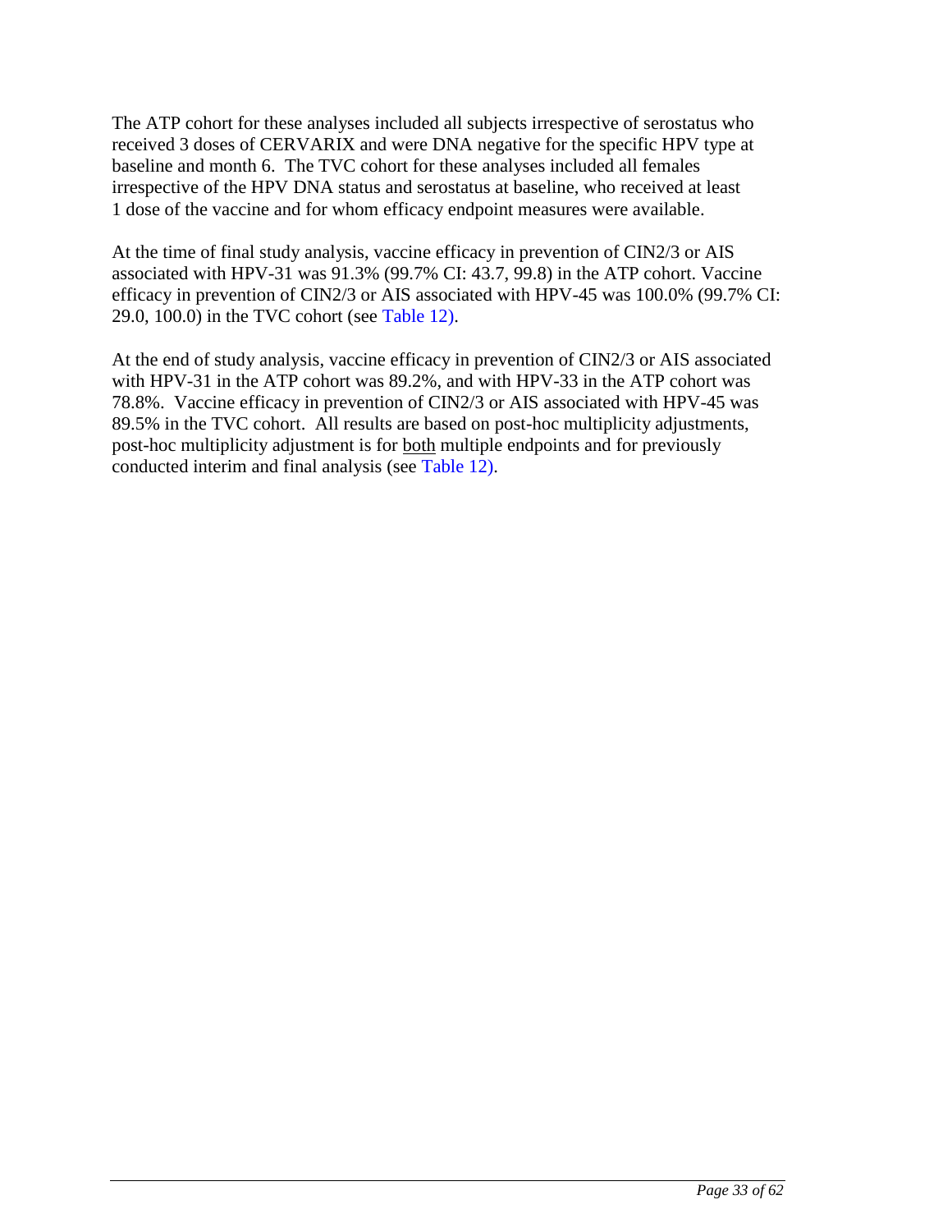The ATP cohort for these analyses included all subjects irrespective of serostatus who received 3 doses of CERVARIX and were DNA negative for the specific HPV type at baseline and month 6. The TVC cohort for these analyses included all females irrespective of the HPV DNA status and serostatus at baseline, who received at least 1 dose of the vaccine and for whom efficacy endpoint measures were available.

At the time of final study analysis, vaccine efficacy in prevention of CIN2/3 or AIS associated with HPV-31 was 91.3% (99.7% CI: 43.7, 99.8) in the ATP cohort. Vaccine efficacy in prevention of CIN2/3 or AIS associated with HPV-45 was 100.0% (99.7% CI: 29.0, 100.0) in the TVC cohort (see Table 12).

At the end of study analysis, vaccine efficacy in prevention of CIN2/3 or AIS associated with HPV-31 in the ATP cohort was 89.2%, and with HPV-33 in the ATP cohort was 78.8%. Vaccine efficacy in prevention of CIN2/3 or AIS associated with HPV-45 was 89.5% in the TVC cohort. All results are based on post-hoc multiplicity adjustments, post-hoc multiplicity adjustment is for both multiple endpoints and for previously conducted interim and final analysis (see Table 12).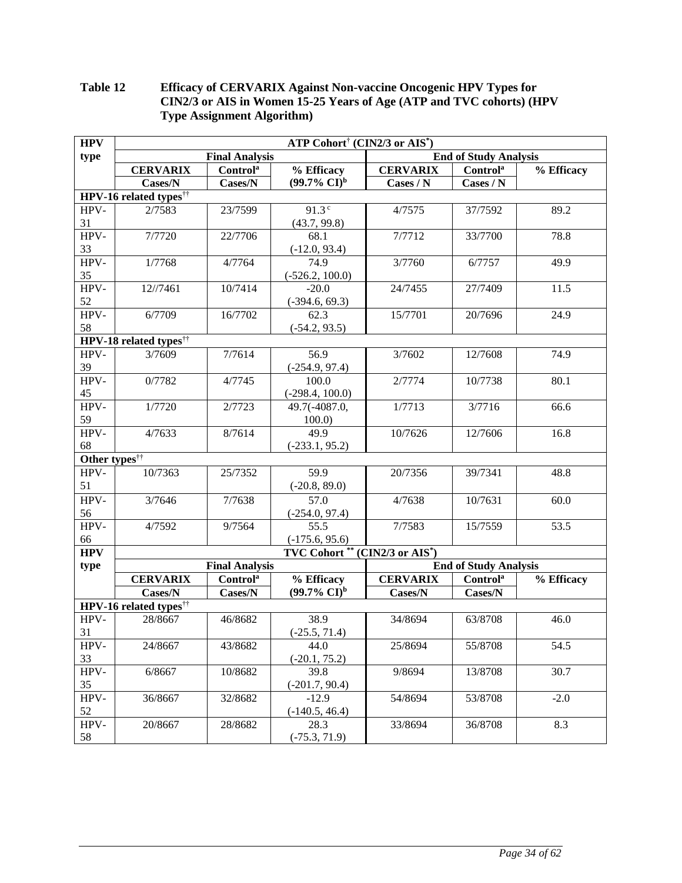**Table 12 Efficacy of CERVARIX Against Non-vaccine Oncogenic HPV Types for CIN2/3 or AIS in Women 15-25 Years of Age (ATP and TVC cohorts) (HPV Type Assignment Algorithm)**

| HPV type | ATP Cohort† (CIN2/3 or AIS*) | | | | | |
|---|---|---|---|---|---|---|
| | Final Analysis | | | End of Study Analysis | | |
| | CERVARIX Cases/N | Control[a] Cases/N | % Efficacy (99.7% CI)[b] | CERVARIX Cases / N | Control[a] Cases / N | % Efficacy |
| **HPV-16 related types††** | | | | | | |
| HPV-31 | 2/7583 | 23/7599 | 91.3[c] (43.7, 99.8) | 4/7575 | 37/7592 | 89.2 |
| HPV-33 | 7/7720 | 22/7706 | 68.1 (-12.0, 93.4) | 7/7712 | 33/7700 | 78.8 |
| HPV-35 | 1/7768 | 4/7764 | 74.9 (-526.2, 100.0) | 3/7760 | 6/7757 | 49.9 |
| HPV-52 | 12//7461 | 10/7414 | -20.0 (-394.6, 69.3) | 24/7455 | 27/7409 | 11.5 |
| HPV-58 | 6/7709 | 16/7702 | 62.3 (-54.2, 93.5) | 15/7701 | 20/7696 | 24.9 |
| **HPV-18 related types††** | | | | | | |
| HPV-39 | 3/7609 | 7/7614 | 56.9 (-254.9, 97.4) | 3/7602 | 12/7608 | 74.9 |
| HPV-45 | 0/7782 | 4/7745 | 100.0 (-298.4, 100.0) | 2/7774 | 10/7738 | 80.1 |
| HPV-59 | 1/7720 | 2/7723 | 49.7(-4087.0, 100.0) | 1/7713 | 3/7716 | 66.6 |
| HPV-68 | 4/7633 | 8/7614 | 49.9 (-233.1, 95.2) | 10/7626 | 12/7606 | 16.8 |
| **Other types††** | | | | | | |
| HPV-51 | 10/7363 | 25/7352 | 59.9 (-20.8, 89.0) | 20/7356 | 39/7341 | 48.8 |
| HPV-56 | 3/7646 | 7/7638 | 57.0 (-254.0, 97.4) | 4/7638 | 10/7631 | 60.0 |
| HPV-66 | 4/7592 | 9/7564 | 55.5 (-175.6, 95.6) | 7/7583 | 15/7559 | 53.5 |
| **HPV type** | **TVC Cohort ** (CIN2/3 or AIS*)** | | | | | |
| | Final Analysis | | | End of Study Analysis | | |
| | CERVARIX Cases/N | Control[a] Cases/N | % Efficacy (99.7% CI)[b] | CERVARIX Cases/N | Control[a] Cases/N | % Efficacy |
| **HPV-16 related types††** | | | | | | |
| HPV-31 | 28/8667 | 46/8682 | 38.9 (-25.5, 71.4) | 34/8694 | 63/8708 | 46.0 |
| HPV-33 | 24/8667 | 43/8682 | 44.0 (-20.1, 75.2) | 25/8694 | 55/8708 | 54.5 |
| HPV-35 | 6/8667 | 10/8682 | 39.8 (-201.7, 90.4) | 9/8694 | 13/8708 | 30.7 |
| HPV-52 | 36/8667 | 32/8682 | -12.9 (-140.5, 46.4) | 54/8694 | 53/8708 | -2.0 |
| HPV-58 | 20/8667 | 28/8682 | 28.3 (-75.3, 71.9) | 33/8694 | 36/8708 | 8.3 |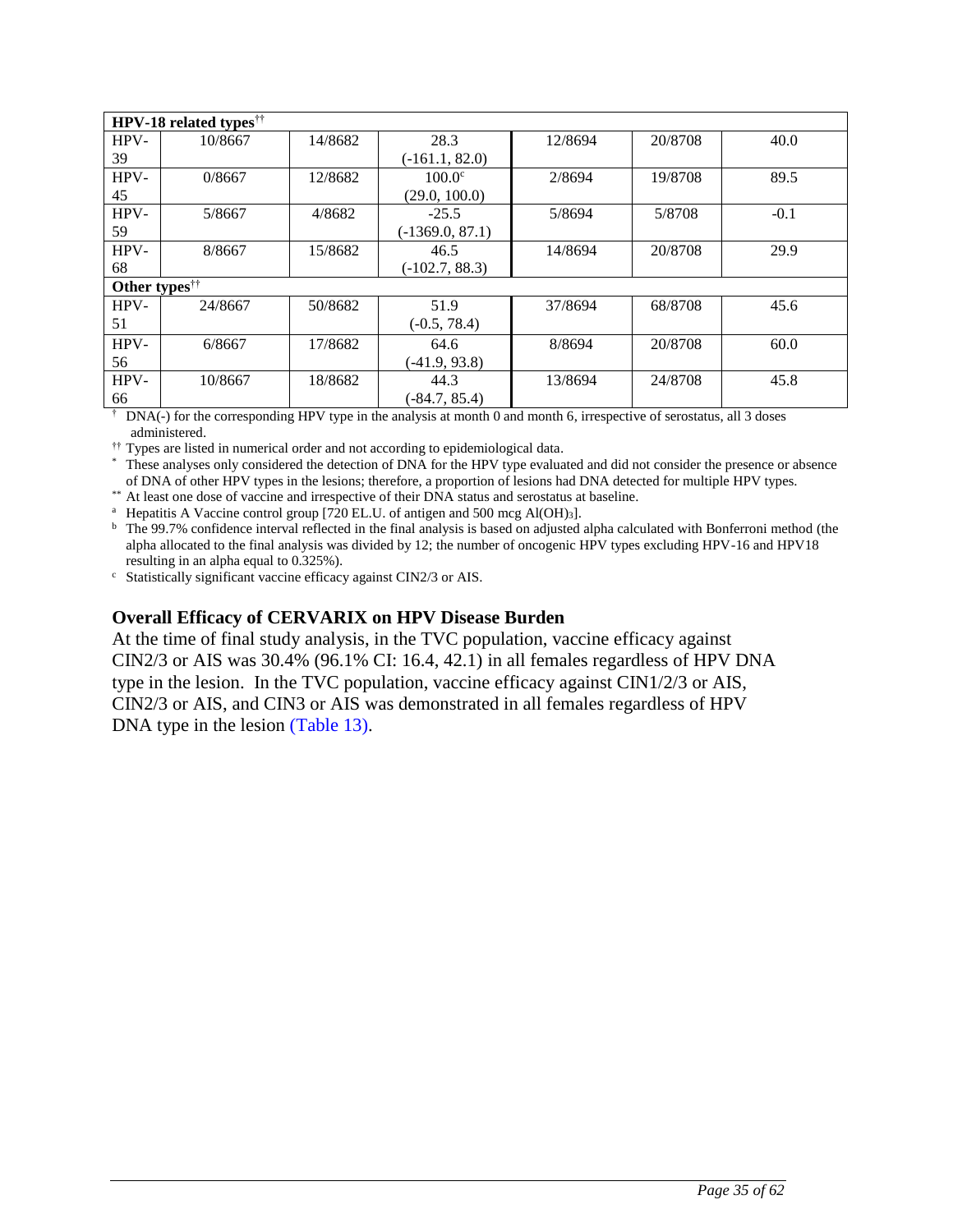| | | | | | | |
|---|---|---|---|---|---|---|
| **HPV-18 related types**[††] | | | | | | |
| HPV-39 | 10/8667 | 14/8682 | 28.3 (-161.1, 82.0) | 12/8694 | 20/8708 | 40.0 |
| HPV-45 | 0/8667 | 12/8682 | 100.0[c] (29.0, 100.0) | 2/8694 | 19/8708 | 89.5 |
| HPV-59 | 5/8667 | 4/8682 | -25.5 (-1369.0, 87.1) | 5/8694 | 5/8708 | -0.1 |
| HPV-68 | 8/8667 | 15/8682 | 46.5 (-102.7, 88.3) | 14/8694 | 20/8708 | 29.9 |
| **Other types**[††] | | | | | | |
| HPV-51 | 24/8667 | 50/8682 | 51.9 (-0.5, 78.4) | 37/8694 | 68/8708 | 45.6 |
| HPV-56 | 6/8667 | 17/8682 | 64.6 (-41.9, 93.8) | 8/8694 | 20/8708 | 60.0 |
| HPV-66 | 10/8667 | 18/8682 | 44.3 (-84.7, 85.4) | 13/8694 | 24/8708 | 45.8 |

[†] DNA(-) for the corresponding HPV type in the analysis at month 0 and month 6, irrespective of serostatus, all 3 doses administered.

[††] Types are listed in numerical order and not according to epidemiological data.

[*] These analyses only considered the detection of DNA for the HPV type evaluated and did not consider the presence or absence of DNA of other HPV types in the lesions; therefore, a proportion of lesions had DNA detected for multiple HPV types.

[**] At least one dose of vaccine and irrespective of their DNA status and serostatus at baseline.

[a] Hepatitis A Vaccine control group [720 EL.U. of antigen and 500 mcg $Al(OH)_3$].

[b] The 99.7% confidence interval reflected in the final analysis is based on adjusted alpha calculated with Bonferroni method (the alpha allocated to the final analysis was divided by 12; the number of oncogenic HPV types excluding HPV-16 and HPV18 resulting in an alpha equal to 0.325%).

[c] Statistically significant vaccine efficacy against CIN2/3 or AIS.

## Overall Efficacy of CERVARIX on HPV Disease Burden

At the time of final study analysis, in the TVC population, vaccine efficacy against CIN2/3 or AIS was 30.4% (96.1% CI: 16.4, 42.1) in all females regardless of HPV DNA type in the lesion. In the TVC population, vaccine efficacy against CIN1/2/3 or AIS, CIN2/3 or AIS, and CIN3 or AIS was demonstrated in all females regardless of HPV DNA type in the lesion (Table 13).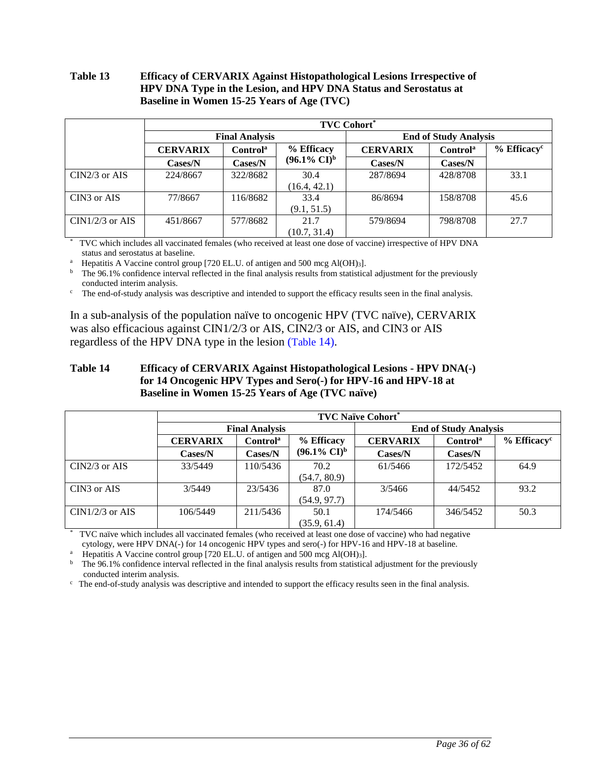**Table 13 Efficacy of CERVARIX Against Histopathological Lesions Irrespective of HPV DNA Type in the Lesion, and HPV DNA Status and Serostatus at Baseline in Women 15-25 Years of Age (TVC)**

| | TVC Cohort* | | | | | |
|---|---|---|---|---|---|---|
| | Final Analysis | | | End of Study Analysis | | |
| | CERVARIX | Control[a] | % Efficacy (96.1% CI)[b] | CERVARIX | Control[a] | % Efficacy[c] |
| | Cases/N | Cases/N | | Cases/N | Cases/N | |
| CIN2/3 or AIS | 224/8667 | 322/8682 | 30.4 (16.4, 42.1) | 287/8694 | 428/8708 | 33.1 |
| CIN3 or AIS | 77/8667 | 116/8682 | 33.4 (9.1, 51.5) | 86/8694 | 158/8708 | 45.6 |
| CIN1/2/3 or AIS | 451/8667 | 577/8682 | 21.7 (10.7, 31.4) | 579/8694 | 798/8708 | 27.7 |

\* TVC which includes all vaccinated females (who received at least one dose of vaccine) irrespective of HPV DNA status and serostatus at baseline.

[a] Hepatitis A Vaccine control group [720 EL.U. of antigen and 500 mcg $Al(OH)_3$].

[b] The 96.1% confidence interval reflected in the final analysis results from statistical adjustment for the previously conducted interim analysis.

[c] The end-of-study analysis was descriptive and intended to support the efficacy results seen in the final analysis.

In a sub-analysis of the population naïve to oncogenic HPV (TVC naïve), CERVARIX was also efficacious against CIN1/2/3 or AIS, CIN2/3 or AIS, and CIN3 or AIS regardless of the HPV DNA type in the lesion (Table 14).

**Table 14 Efficacy of CERVARIX Against Histopathological Lesions - HPV DNA(-) for 14 Oncogenic HPV Types and Sero(-) for HPV-16 and HPV-18 at Baseline in Women 15-25 Years of Age (TVC naïve)**

| | TVC Naïve Cohort* | | | | | |
|---|---|---|---|---|---|---|
| | Final Analysis | | | End of Study Analysis | | |
| | CERVARIX | Control[a] | % Efficacy (96.1% CI)[b] | CERVARIX | Control[a] | % Efficacy[c] |
| | Cases/N | Cases/N | | Cases/N | Cases/N | |
| CIN2/3 or AIS | 33/5449 | 110/5436 | 70.2 (54.7, 80.9) | 61/5466 | 172/5452 | 64.9 |
| CIN3 or AIS | 3/5449 | 23/5436 | 87.0 (54.9, 97.7) | 3/5466 | 44/5452 | 93.2 |
| CIN1/2/3 or AIS | 106/5449 | 211/5436 | 50.1 (35.9, 61.4) | 174/5466 | 346/5452 | 50.3 |

\* TVC naïve which includes all vaccinated females (who received at least one dose of vaccine) who had negative cytology, were HPV DNA(-) for 14 oncogenic HPV types and sero(-) for HPV-16 and HPV-18 at baseline.

[a] Hepatitis A Vaccine control group [720 EL.U. of antigen and 500 mcg $Al(OH)_3$].

[b] The 96.1% confidence interval reflected in the final analysis results from statistical adjustment for the previously conducted interim analysis.

[c] The end-of-study analysis was descriptive and intended to support the efficacy results seen in the final analysis.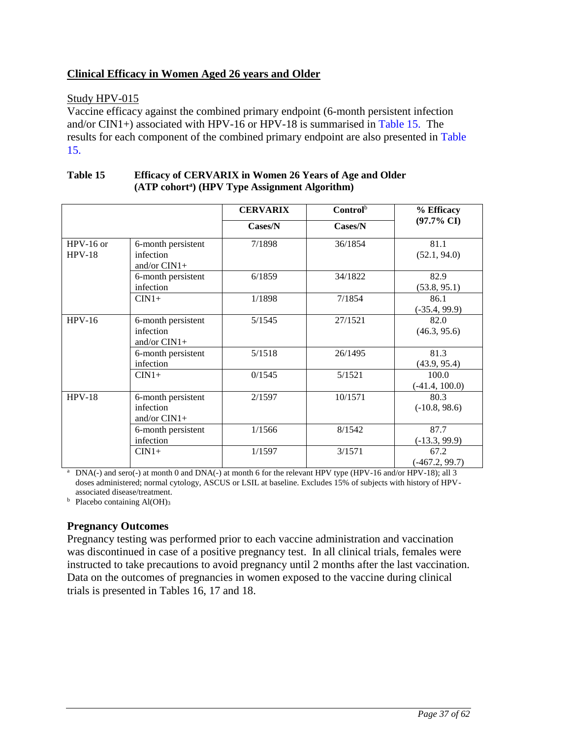## Clinical Efficacy in Women Aged 26 years and Older

Study HPV-015

Vaccine efficacy against the combined primary endpoint (6-month persistent infection and/or CIN1+) associated with HPV-16 or HPV-18 is summarised in Table 15. The results for each component of the combined primary endpoint are also presented in Table 15.

**Table 15 Efficacy of CERVARIX in Women 26 Years of Age and Older (ATP cohort[a]) (HPV Type Assignment Algorithm)**

| | | CERVARIX | Control[b] | % Efficacy (97.7% CI) |
|---|---|---|---|---|
| | | Cases/N | Cases/N | |
| HPV-16 or HPV-18 | 6-month persistent infection and/or CIN1+ | 7/1898 | 36/1854 | 81.1 (52.1, 94.0) |
| | 6-month persistent infection | 6/1859 | 34/1822 | 82.9 (53.8, 95.1) |
| | CIN1+ | 1/1898 | 7/1854 | 86.1 (-35.4, 99.9) |
| HPV-16 | 6-month persistent infection and/or CIN1+ | 5/1545 | 27/1521 | 82.0 (46.3, 95.6) |
| | 6-month persistent infection | 5/1518 | 26/1495 | 81.3 (43.9, 95.4) |
| | CIN1+ | 0/1545 | 5/1521 | 100.0 (-41.4, 100.0) |
| HPV-18 | 6-month persistent infection and/or CIN1+ | 2/1597 | 10/1571 | 80.3 (-10.8, 98.6) |
| | 6-month persistent infection | 1/1566 | 8/1542 | 87.7 (-13.3, 99.9) |
| | CIN1+ | 1/1597 | 3/1571 | 67.2 (-467.2, 99.7) |

[a] DNA(-) and sero(-) at month 0 and DNA(-) at month 6 for the relevant HPV type (HPV-16 and/or HPV-18); all 3 doses administered; normal cytology, ASCUS or LSIL at baseline. Excludes 15% of subjects with history of HPV-associated disease/treatment.

[b] Placebo containing $Al(OH)_3$

### Pregnancy Outcomes

Pregnancy testing was performed prior to each vaccine administration and vaccination was discontinued in case of a positive pregnancy test. In all clinical trials, females were instructed to take precautions to avoid pregnancy until 2 months after the last vaccination. Data on the outcomes of pregnancies in women exposed to the vaccine during clinical trials is presented in Tables 16, 17 and 18.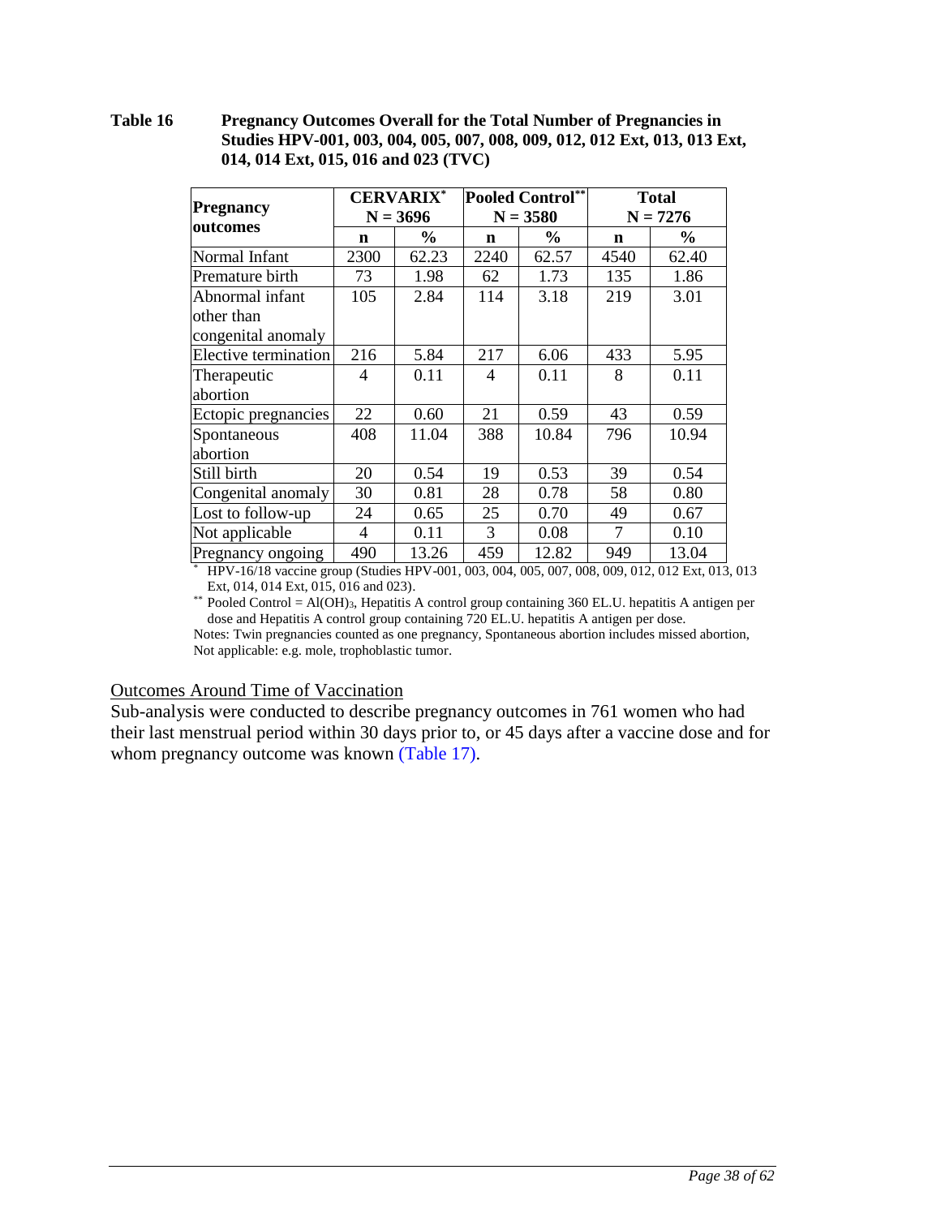**Table 16 Pregnancy Outcomes Overall for the Total Number of Pregnancies in Studies HPV-001, 003, 004, 005, 007, 008, 009, 012, 012 Ext, 013, 013 Ext, 014, 014 Ext, 015, 016 and 023 (TVC)**

| Pregnancy outcomes | CERVARIX* N = 3696 | | Pooled Control** N = 3580 | | Total N = 7276 | |
|---|---|---|---|---|---|---|
| | **n** | **%** | **n** | **%** | **n** | **%** |
| Normal Infant | 2300 | 62.23 | 2240 | 62.57 | 4540 | 62.40 |
| Premature birth | 73 | 1.98 | 62 | 1.73 | 135 | 1.86 |
| Abnormal infant other than congenital anomaly | 105 | 2.84 | 114 | 3.18 | 219 | 3.01 |
| Elective termination | 216 | 5.84 | 217 | 6.06 | 433 | 5.95 |
| Therapeutic abortion | 4 | 0.11 | 4 | 0.11 | 8 | 0.11 |
| Ectopic pregnancies | 22 | 0.60 | 21 | 0.59 | 43 | 0.59 |
| Spontaneous abortion | 408 | 11.04 | 388 | 10.84 | 796 | 10.94 |
| Still birth | 20 | 0.54 | 19 | 0.53 | 39 | 0.54 |
| Congenital anomaly | 30 | 0.81 | 28 | 0.78 | 58 | 0.80 |
| Lost to follow-up | 24 | 0.65 | 25 | 0.70 | 49 | 0.67 |
| Not applicable | 4 | 0.11 | 3 | 0.08 | 7 | 0.10 |
| Pregnancy ongoing | 490 | 13.26 | 459 | 12.82 | 949 | 13.04 |

\* HPV-16/18 vaccine group (Studies HPV-001, 003, 004, 005, 007, 008, 009, 012, 012 Ext, 013, 013 Ext, 014, 014 Ext, 015, 016 and 023).

** Pooled Control = $Al(OH)_3$, Hepatitis A control group containing 360 EL.U. hepatitis A antigen per dose and Hepatitis A control group containing 720 EL.U. hepatitis A antigen per dose.

Notes: Twin pregnancies counted as one pregnancy, Spontaneous abortion includes missed abortion, Not applicable: e.g. mole, trophoblastic tumor.

Outcomes Around Time of Vaccination

Sub-analysis were conducted to describe pregnancy outcomes in 761 women who had their last menstrual period within 30 days prior to, or 45 days after a vaccine dose and for whom pregnancy outcome was known (Table 17).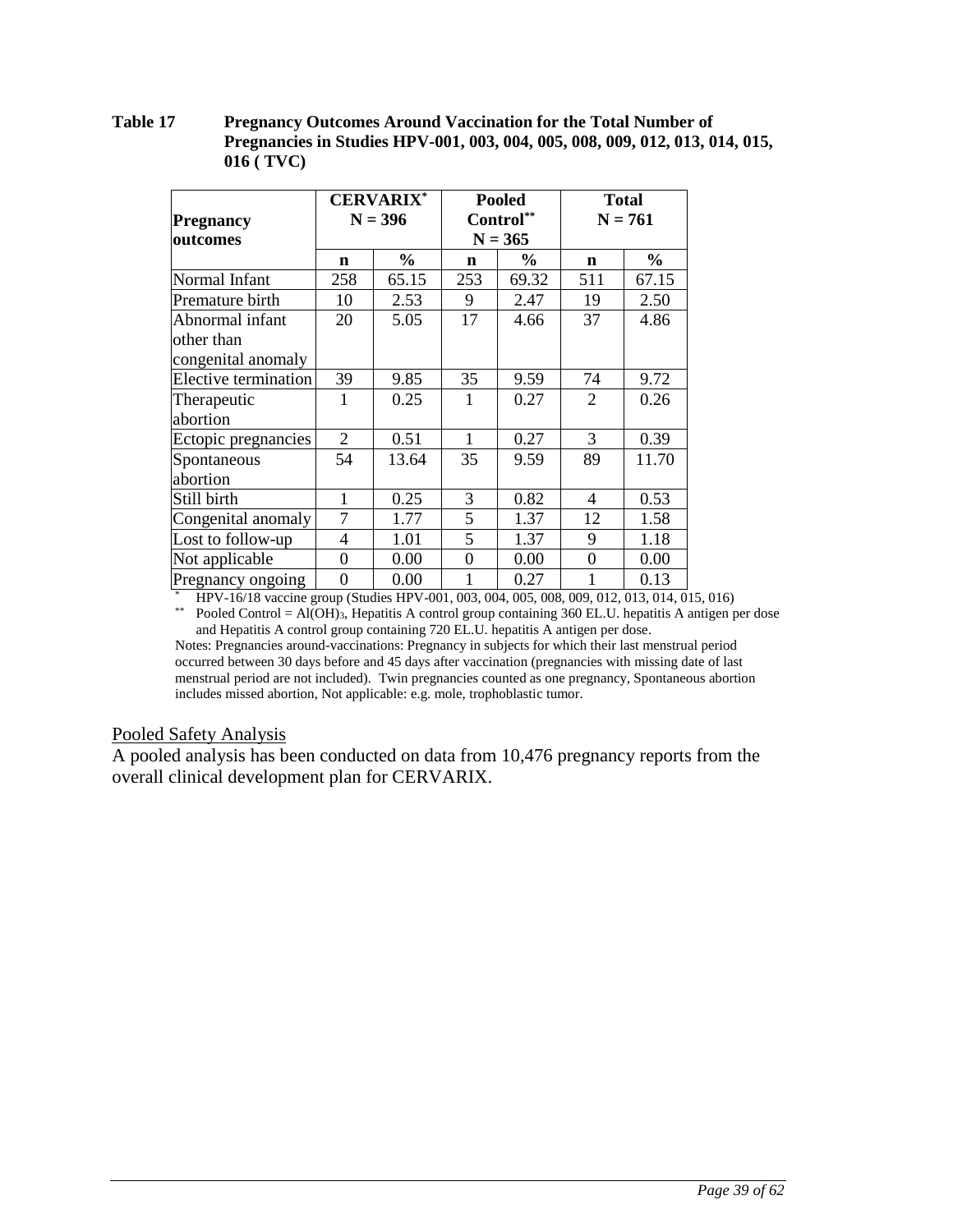**Table 17 Pregnancy Outcomes Around Vaccination for the Total Number of Pregnancies in Studies HPV-001, 003, 004, 005, 008, 009, 012, 013, 014, 015, 016 ( TVC)**

| Pregnancy outcomes | CERVARIX* N = 396 | | Pooled Control** N = 365 | | Total N = 761 | |
|---|---|---|---|---|---|---|
| | n | % | n | % | n | % |
| Normal Infant | 258 | 65.15 | 253 | 69.32 | 511 | 67.15 |
| Premature birth | 10 | 2.53 | 9 | 2.47 | 19 | 2.50 |
| Abnormal infant other than congenital anomaly | 20 | 5.05 | 17 | 4.66 | 37 | 4.86 |
| Elective termination | 39 | 9.85 | 35 | 9.59 | 74 | 9.72 |
| Therapeutic abortion | 1 | 0.25 | 1 | 0.27 | 2 | 0.26 |
| Ectopic pregnancies | 2 | 0.51 | 1 | 0.27 | 3 | 0.39 |
| Spontaneous abortion | 54 | 13.64 | 35 | 9.59 | 89 | 11.70 |
| Still birth | 1 | 0.25 | 3 | 0.82 | 4 | 0.53 |
| Congenital anomaly | 7 | 1.77 | 5 | 1.37 | 12 | 1.58 |
| Lost to follow-up | 4 | 1.01 | 5 | 1.37 | 9 | 1.18 |
| Not applicable | 0 | 0.00 | 0 | 0.00 | 0 | 0.00 |
| Pregnancy ongoing | 0 | 0.00 | 1 | 0.27 | 1 | 0.13 |

\* HPV-16/18 vaccine group (Studies HPV-001, 003, 004, 005, 008, 009, 012, 013, 014, 015, 016)

\** Pooled Control = $Al(OH)_3$, Hepatitis A control group containing 360 EL.U. hepatitis A antigen per dose and Hepatitis A control group containing 720 EL.U. hepatitis A antigen per dose.

Notes: Pregnancies around-vaccinations: Pregnancy in subjects for which their last menstrual period occurred between 30 days before and 45 days after vaccination (pregnancies with missing date of last menstrual period are not included). Twin pregnancies counted as one pregnancy, Spontaneous abortion includes missed abortion, Not applicable: e.g. mole, trophoblastic tumor.

Pooled Safety Analysis

A pooled analysis has been conducted on data from 10,476 pregnancy reports from the overall clinical development plan for CERVARIX.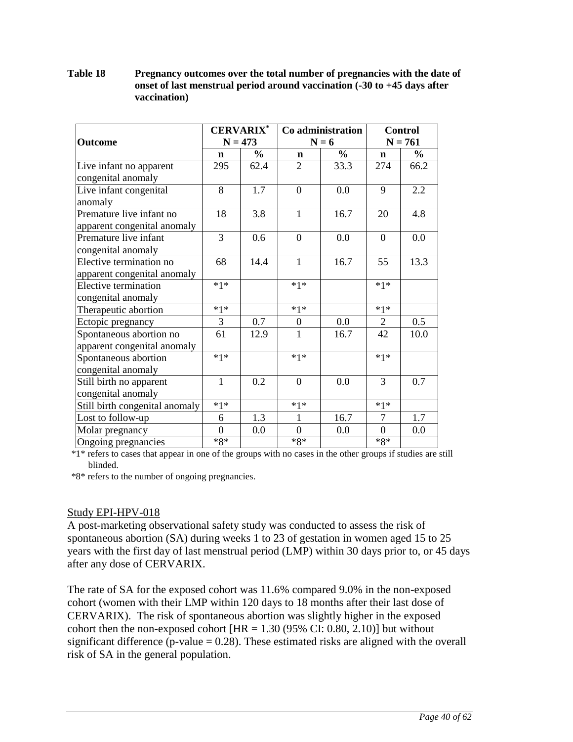**Table 18 Pregnancy outcomes over the total number of pregnancies with the date of onset of last menstrual period around vaccination (-30 to +45 days after vaccination)**

| Outcome | CERVARIX* N = 473 | | Co administration N = 6 | | Control N = 761 | |
|---|---|---|---|---|---|---|
| | n | % | n | % | n | % |
| Live infant no apparent congenital anomaly | 295 | 62.4 | 2 | 33.3 | 274 | 66.2 |
| Live infant congenital anomaly | 8 | 1.7 | 0 | 0.0 | 9 | 2.2 |
| Premature live infant no apparent congenital anomaly | 18 | 3.8 | 1 | 16.7 | 20 | 4.8 |
| Premature live infant congenital anomaly | 3 | 0.6 | 0 | 0.0 | 0 | 0.0 |
| Elective termination no apparent congenital anomaly | 68 | 14.4 | 1 | 16.7 | 55 | 13.3 |
| Elective termination congenital anomaly | *1* | | *1* | | *1* | |
| Therapeutic abortion | *1* | | *1* | | *1* | |
| Ectopic pregnancy | 3 | 0.7 | 0 | 0.0 | 2 | 0.5 |
| Spontaneous abortion no apparent congenital anomaly | 61 | 12.9 | 1 | 16.7 | 42 | 10.0 |
| Spontaneous abortion congenital anomaly | *1* | | *1* | | *1* | |
| Still birth no apparent congenital anomaly | 1 | 0.2 | 0 | 0.0 | 3 | 0.7 |
| Still birth congenital anomaly | *1* | | *1* | | *1* | |
| Lost to follow-up | 6 | 1.3 | 1 | 16.7 | 7 | 1.7 |
| Molar pregnancy | 0 | 0.0 | 0 | 0.0 | 0 | 0.0 |
| Ongoing pregnancies | *8* | | *8* | | *8* | |

*1* refers to cases that appear in one of the groups with no cases in the other groups if studies are still blinded.

*8* refers to the number of ongoing pregnancies.

Study EPI-HPV-018

A post-marketing observational safety study was conducted to assess the risk of spontaneous abortion (SA) during weeks 1 to 23 of gestation in women aged 15 to 25 years with the first day of last menstrual period (LMP) within 30 days prior to, or 45 days after any dose of CERVARIX.

The rate of SA for the exposed cohort was 11.6% compared 9.0% in the non-exposed cohort (women with their LMP within 120 days to 18 months after their last dose of CERVARIX). The risk of spontaneous abortion was slightly higher in the exposed cohort then the non-exposed cohort [HR = 1.30 (95% CI: 0.80, 2.10)] but without significant difference (p-value = 0.28). These estimated risks are aligned with the overall risk of SA in the general population.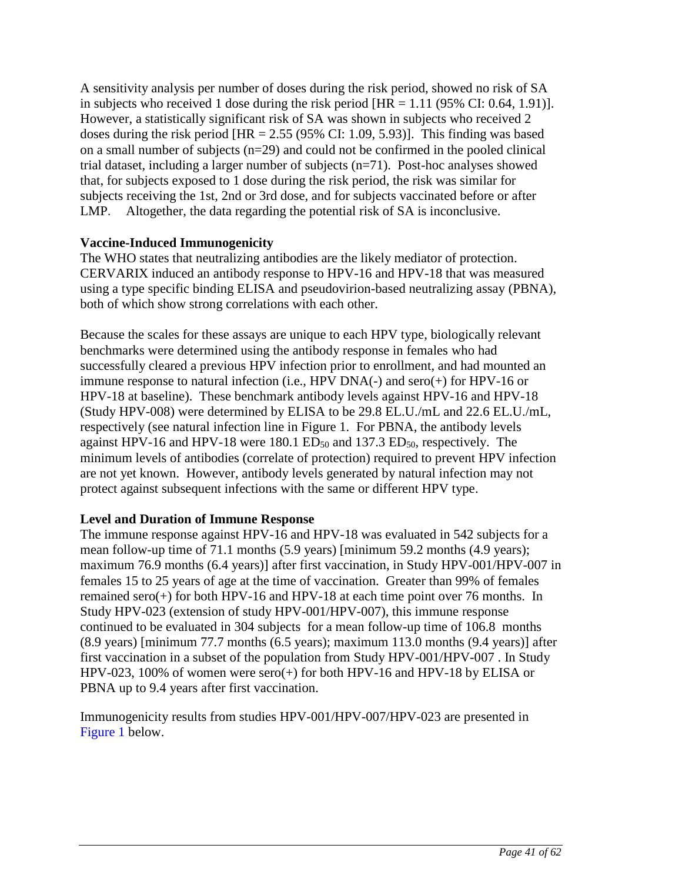A sensitivity analysis per number of doses during the risk period, showed no risk of SA in subjects who received 1 dose during the risk period [HR = 1.11 (95% CI: 0.64, 1.91)]. However, a statistically significant risk of SA was shown in subjects who received 2 doses during the risk period [HR = 2.55 (95% CI: 1.09, 5.93)]. This finding was based on a small number of subjects (n=29) and could not be confirmed in the pooled clinical trial dataset, including a larger number of subjects (n=71). Post-hoc analyses showed that, for subjects exposed to 1 dose during the risk period, the risk was similar for subjects receiving the 1st, 2nd or 3rd dose, and for subjects vaccinated before or after LMP. Altogether, the data regarding the potential risk of SA is inconclusive.

**Vaccine-Induced Immunogenicity**

The WHO states that neutralizing antibodies are the likely mediator of protection. CERVARIX induced an antibody response to HPV-16 and HPV-18 that was measured using a type specific binding ELISA and pseudovirion-based neutralizing assay (PBNA), both of which show strong correlations with each other.

Because the scales for these assays are unique to each HPV type, biologically relevant benchmarks were determined using the antibody response in females who had successfully cleared a previous HPV infection prior to enrollment, and had mounted an immune response to natural infection (i.e., HPV DNA(-) and sero(+) for HPV-16 or HPV-18 at baseline). These benchmark antibody levels against HPV-16 and HPV-18 (Study HPV-008) were determined by ELISA to be 29.8 EL.U./mL and 22.6 EL.U./mL, respectively (see natural infection line in Figure 1. For PBNA, the antibody levels against HPV-16 and HPV-18 were 180.1 $ED_{50}$ and 137.3 $ED_{50}$, respectively. The minimum levels of antibodies (correlate of protection) required to prevent HPV infection are not yet known. However, antibody levels generated by natural infection may not protect against subsequent infections with the same or different HPV type.

**Level and Duration of Immune Response**

The immune response against HPV-16 and HPV-18 was evaluated in 542 subjects for a mean follow-up time of 71.1 months (5.9 years) [minimum 59.2 months (4.9 years); maximum 76.9 months (6.4 years)] after first vaccination, in Study HPV-001/HPV-007 in females 15 to 25 years of age at the time of vaccination. Greater than 99% of females remained sero(+) for both HPV-16 and HPV-18 at each time point over 76 months. In Study HPV-023 (extension of study HPV-001/HPV-007), this immune response continued to be evaluated in 304 subjects for a mean follow-up time of 106.8 months (8.9 years) [minimum 77.7 months (6.5 years); maximum 113.0 months (9.4 years)] after first vaccination in a subset of the population from Study HPV-001/HPV-007 . In Study HPV-023, 100% of women were sero(+) for both HPV-16 and HPV-18 by ELISA or PBNA up to 9.4 years after first vaccination.

Immunogenicity results from studies HPV-001/HPV-007/HPV-023 are presented in Figure 1 below.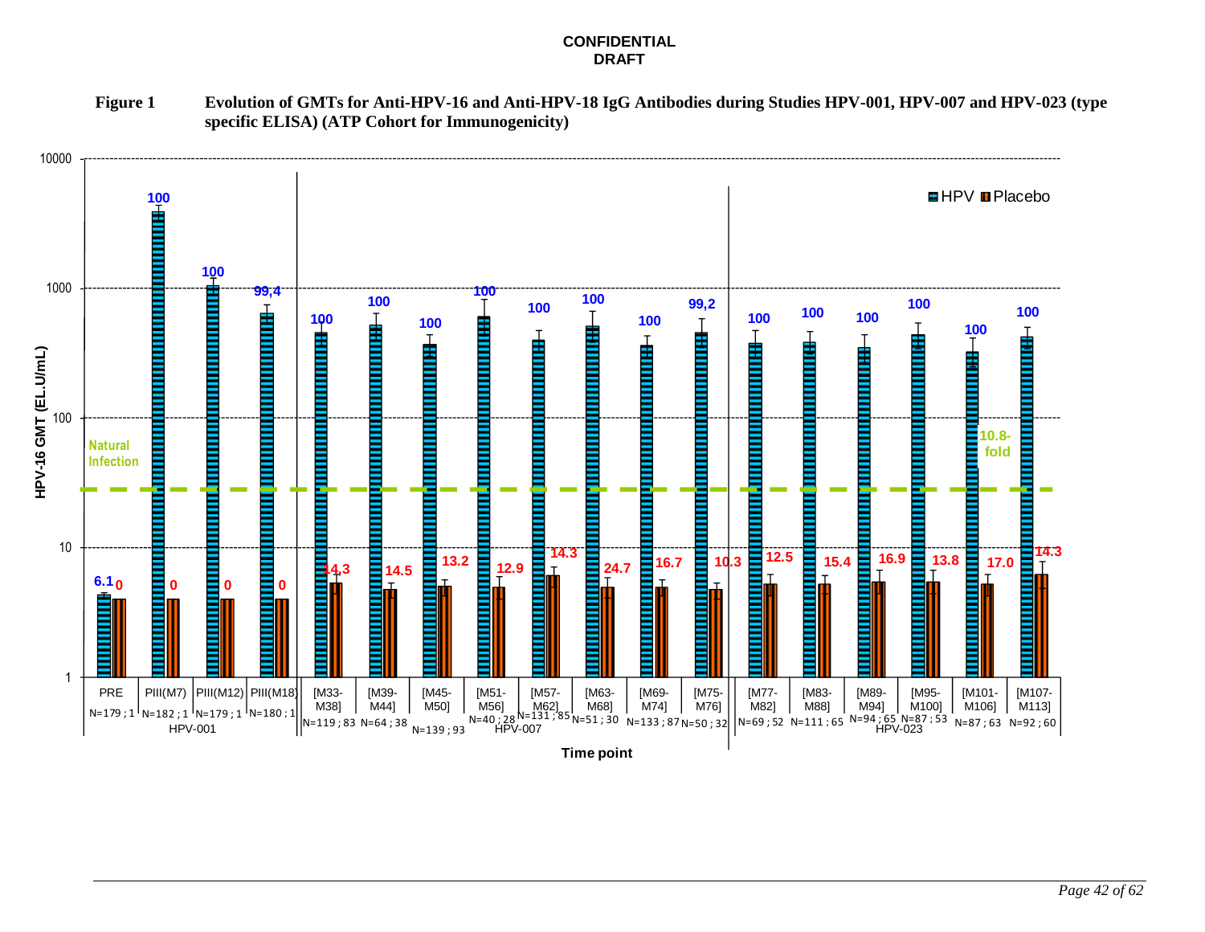**CONFIDENTIAL**
**DRAFT**

**Figure 1 Evolution of GMTs for Anti-HPV-16 and Anti-HPV-18 IgG Antibodies during Studies HPV-001, HPV-007 and HPV-023 (type specific ELISA) (ATP Cohort for Immunogenicity)**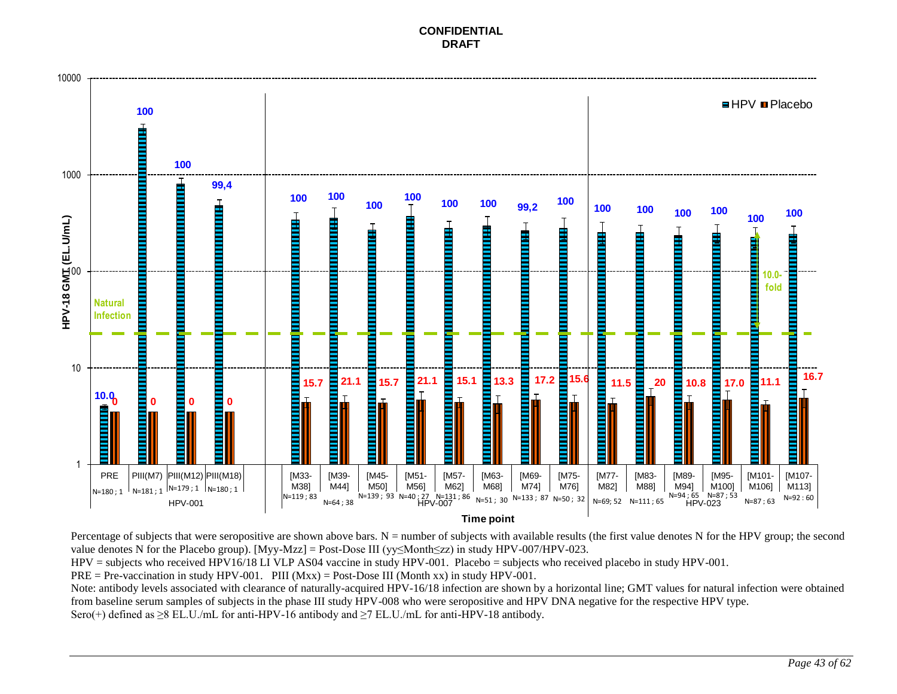| Study | Time point | N (HPV ; Placebo) | HPV (% seropositive) | Placebo (% seropositive) |
|---|---|---|---|---|
| HPV-001 | PRE | N=180 ; 1 | 10.0 | 0 |
| HPV-001 | PIII(M7) | N=181 ; 1 | 100 | 0 |
| HPV-001 | PIII(M12) | N=179 ; 1 | 100 | 0 |
| HPV-001 | PIII(M18) | N=180 ; 1 | 99,4 | 0 |
| HPV-007 | [M33-M38] | N=119 ; 83 | 100 | 15.7 |
| HPV-007 | [M39-M44] | N=64 ; 38 | 100 | 21.1 |
| HPV-007 | [M45-M50] | N=139 ; 93 | 100 | 15.7 |
| HPV-007 | [M51-M56] | N=40 ; 27 | 100 | 21.1 |
| HPV-007 | [M57-M62] | N=131 ; 86 | 100 | 15.1 |
| HPV-007 | [M63-M68] | N=51 ; 30 | 100 | 13.3 |
| HPV-007 | [M69-M74] | N=133 ; 87 | 99,2 | 17.2 |
| HPV-007 | [M75-M76] | N=50 ; 32 | 100 | 15.6 |
| HPV-023 | [M77-M82] | N=69; 52 | 100 | 11.5 |
| HPV-023 | [M83-M88] | N=111 ; 65 | 100 | 20 |
| HPV-023 | [M89-M94] | N=94 ; 65 | 100 | 10.8 |
| HPV-023 | [M95-M100] | N=87 ; 53 | 100 | 17.0 |
| HPV-023 | [M101-M106] | N=87 ; 63 | 100 | 11.1 |
| HPV-023 | [M107-M113] | N=92 : 60 | 100 | 16.7 |

Y-axis: HPV-18 GMT (EL.U/mL); X-axis: Time point. Legend: HPV, Placebo. Annotations: Natural Infection; 10.0-fold.

Percentage of subjects that were seropositive are shown above bars. N = number of subjects with available results (the first value denotes N for the HPV group; the second value denotes N for the Placebo group). [Myy-Mzz] = Post-Dose III (yy≤Month≤zz) in study HPV-007/HPV-023.

HPV = subjects who received HPV16/18 LI VLP AS04 vaccine in study HPV-001. Placebo = subjects who received placebo in study HPV-001.

PRE = Pre-vaccination in study HPV-001. PIII (Mxx) = Post-Dose III (Month xx) in study HPV-001.

Note: antibody levels associated with clearance of naturally-acquired HPV-16/18 infection are shown by a horizontal line; GMT values for natural infection were obtained from baseline serum samples of subjects in the phase III study HPV-008 who were seropositive and HPV DNA negative for the respective HPV type.

Sero(+) defined as ≥8 EL.U./mL for anti-HPV-16 antibody and ≥7 EL.U./mL for anti-HPV-18 antibody.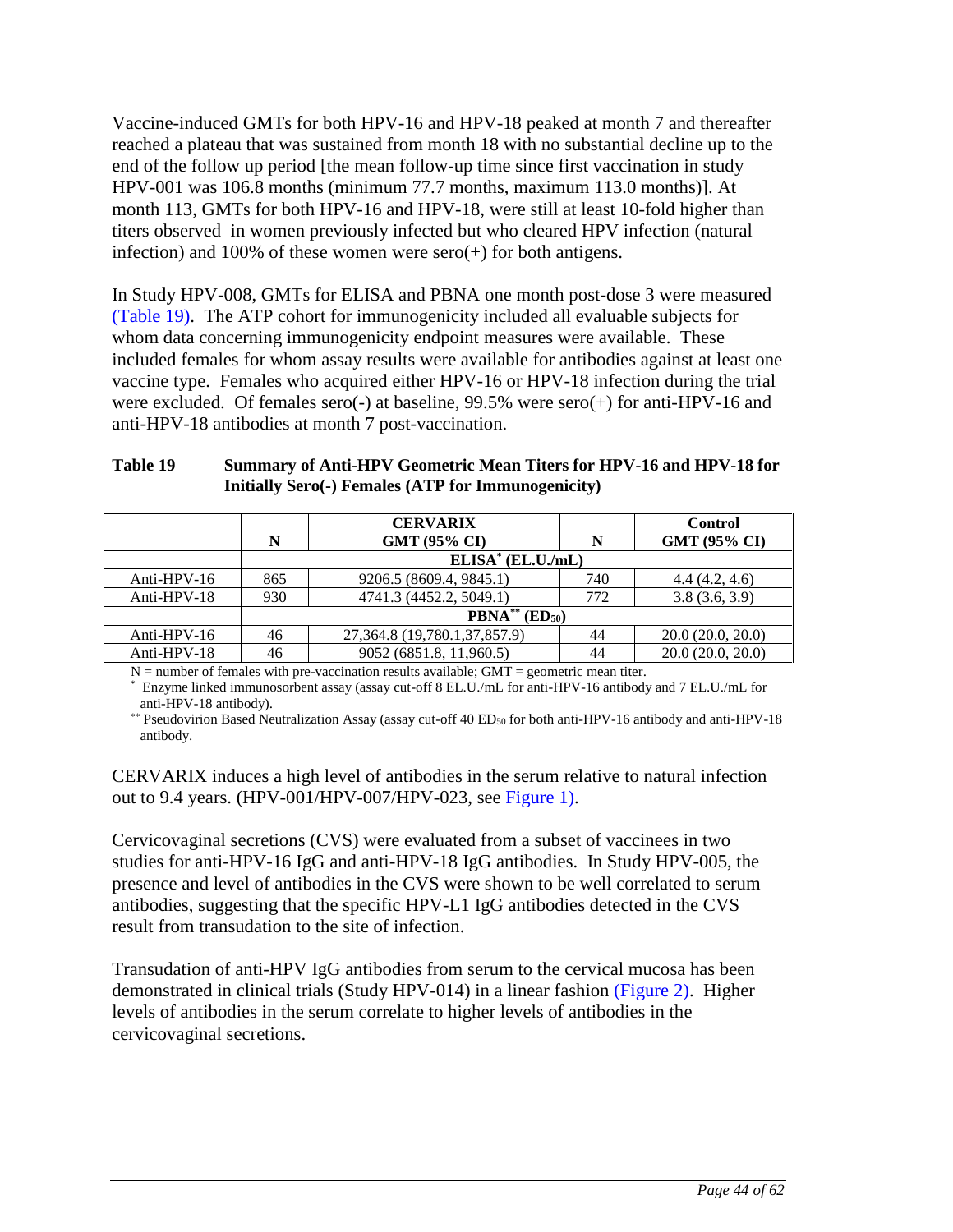Vaccine-induced GMTs for both HPV-16 and HPV-18 peaked at month 7 and thereafter reached a plateau that was sustained from month 18 with no substantial decline up to the end of the follow up period [the mean follow-up time since first vaccination in study HPV-001 was 106.8 months (minimum 77.7 months, maximum 113.0 months)]. At month 113, GMTs for both HPV-16 and HPV-18, were still at least 10-fold higher than titers observed in women previously infected but who cleared HPV infection (natural infection) and 100% of these women were sero(+) for both antigens.

In Study HPV-008, GMTs for ELISA and PBNA one month post-dose 3 were measured (Table 19). The ATP cohort for immunogenicity included all evaluable subjects for whom data concerning immunogenicity endpoint measures were available. These included females for whom assay results were available for antibodies against at least one vaccine type. Females who acquired either HPV-16 or HPV-18 infection during the trial were excluded. Of females sero(-) at baseline, 99.5% were sero(+) for anti-HPV-16 and anti-HPV-18 antibodies at month 7 post-vaccination.

**Table 19 Summary of Anti-HPV Geometric Mean Titers for HPV-16 and HPV-18 for Initially Sero(-) Females (ATP for Immunogenicity)**

| | N | CERVARIX GMT (95% CI) | N | Control GMT (95% CI) |
|---|---|---|---|---|
| | ELISA* (EL.U./mL) | | | |
| Anti-HPV-16 | 865 | 9206.5 (8609.4, 9845.1) | 740 | 4.4 (4.2, 4.6) |
| Anti-HPV-18 | 930 | 4741.3 (4452.2, 5049.1) | 772 | 3.8 (3.6, 3.9) |
| | PBNA** ($ED_{50}$) | | | |
| Anti-HPV-16 | 46 | 27,364.8 (19,780.1,37,857.9) | 44 | 20.0 (20.0, 20.0) |
| Anti-HPV-18 | 46 | 9052 (6851.8, 11,960.5) | 44 | 20.0 (20.0, 20.0) |

N = number of females with pre-vaccination results available; GMT = geometric mean titer.
\* Enzyme linked immunosorbent assay (assay cut-off 8 EL.U./mL for anti-HPV-16 antibody and 7 EL.U./mL for anti-HPV-18 antibody).
\*\* Pseudovirion Based Neutralization Assay (assay cut-off 40 $ED_{50}$ for both anti-HPV-16 antibody and anti-HPV-18 antibody.

CERVARIX induces a high level of antibodies in the serum relative to natural infection out to 9.4 years. (HPV-001/HPV-007/HPV-023, see Figure 1).

Cervicovaginal secretions (CVS) were evaluated from a subset of vaccinees in two studies for anti-HPV-16 IgG and anti-HPV-18 IgG antibodies. In Study HPV-005, the presence and level of antibodies in the CVS were shown to be well correlated to serum antibodies, suggesting that the specific HPV-L1 IgG antibodies detected in the CVS result from transudation to the site of infection.

Transudation of anti-HPV IgG antibodies from serum to the cervical mucosa has been demonstrated in clinical trials (Study HPV-014) in a linear fashion (Figure 2). Higher levels of antibodies in the serum correlate to higher levels of antibodies in the cervicovaginal secretions.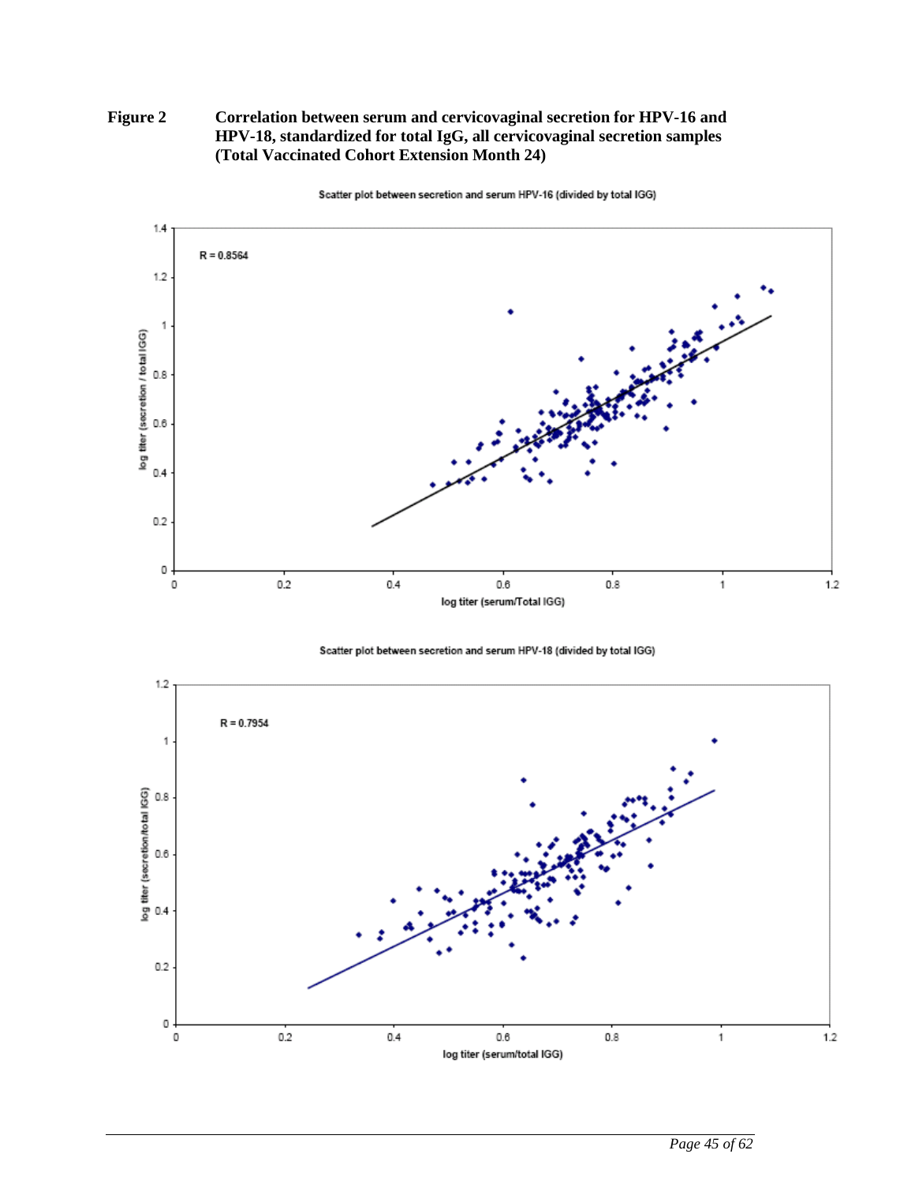**Figure 2** **Correlation between serum and cervicovaginal secretion for HPV-16 and HPV-18, standardized for total IgG, all cervicovaginal secretion samples (Total Vaccinated Cohort Extension Month 24)**

Scatter plot between secretion and serum HPV-16 (divided by total IGG)

R = 0.8564

log titer (secretion / total IGG)

log titer (serum/Total IGG)

Scatter plot between secretion and serum HPV-18 (divided by total IGG)

R = 0.7954

log titer (secretion/total IGG)

log titer (serum/total IGG)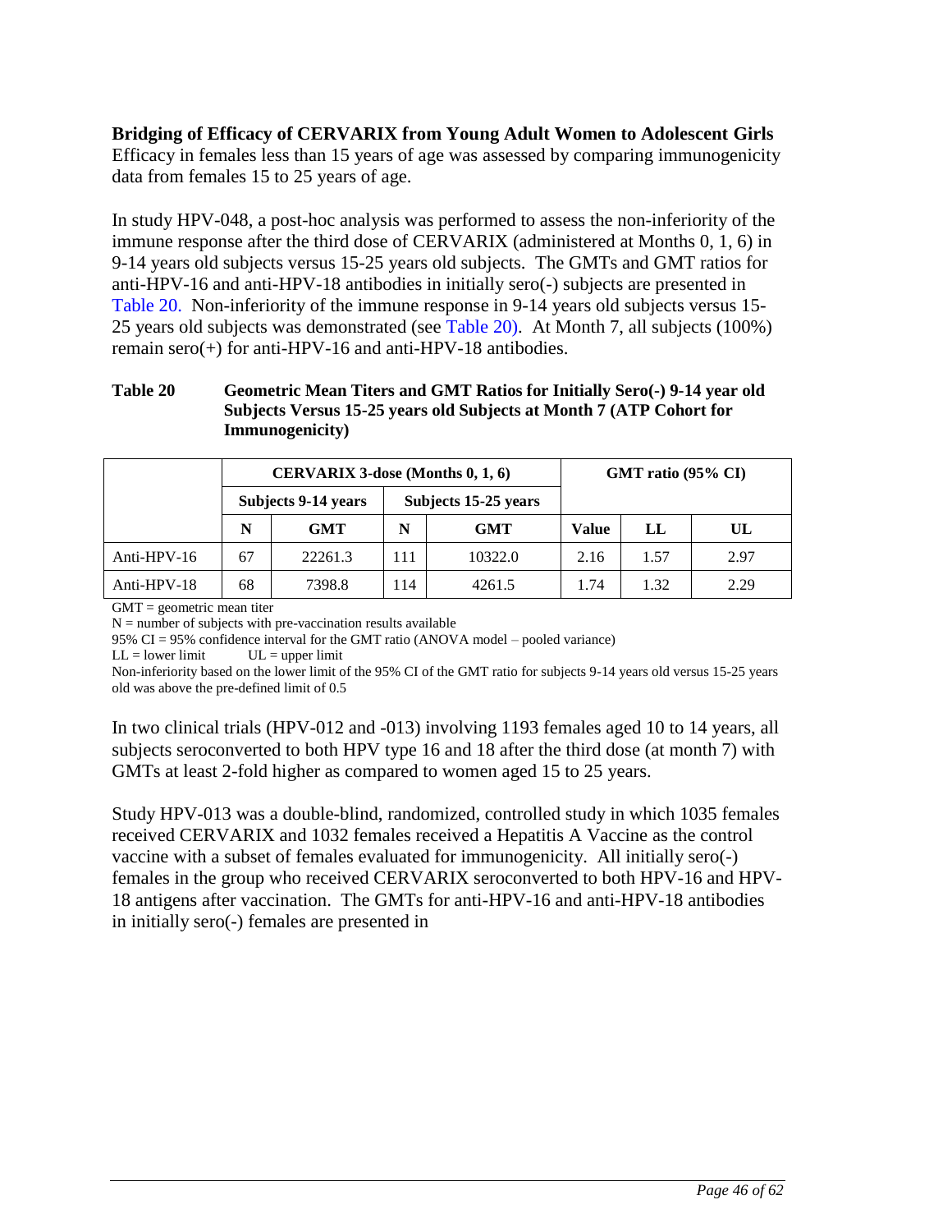**Bridging of Efficacy of CERVARIX from Young Adult Women to Adolescent Girls**
Efficacy in females less than 15 years of age was assessed by comparing immunogenicity data from females 15 to 25 years of age.

In study HPV-048, a post-hoc analysis was performed to assess the non-inferiority of the immune response after the third dose of CERVARIX (administered at Months 0, 1, 6) in 9-14 years old subjects versus 15-25 years old subjects. The GMTs and GMT ratios for anti-HPV-16 and anti-HPV-18 antibodies in initially sero(-) subjects are presented in Table 20. Non-inferiority of the immune response in 9-14 years old subjects versus 15-25 years old subjects was demonstrated (see Table 20). At Month 7, all subjects (100%) remain sero(+) for anti-HPV-16 and anti-HPV-18 antibodies.

**Table 20 Geometric Mean Titers and GMT Ratios for Initially Sero(-) 9-14 year old Subjects Versus 15-25 years old Subjects at Month 7 (ATP Cohort for Immunogenicity)**

| | CERVARIX 3-dose (Months 0, 1, 6) | | | | GMT ratio (95% CI) | | |
|---|---|---|---|---|---|---|---|
| | Subjects 9-14 years | | Subjects 15-25 years | | | | |
| | N | GMT | N | GMT | Value | LL | UL |
| Anti-HPV-16 | 67 | 22261.3 | 111 | 10322.0 | 2.16 | 1.57 | 2.97 |
| Anti-HPV-18 | 68 | 7398.8 | 114 | 4261.5 | 1.74 | 1.32 | 2.29 |

GMT = geometric mean titer
N = number of subjects with pre-vaccination results available
95% CI = 95% confidence interval for the GMT ratio (ANOVA model – pooled variance)
LL = lower limit UL = upper limit
Non-inferiority based on the lower limit of the 95% CI of the GMT ratio for subjects 9-14 years old versus 15-25 years old was above the pre-defined limit of 0.5

In two clinical trials (HPV-012 and -013) involving 1193 females aged 10 to 14 years, all subjects seroconverted to both HPV type 16 and 18 after the third dose (at month 7) with GMTs at least 2-fold higher as compared to women aged 15 to 25 years.

Study HPV-013 was a double-blind, randomized, controlled study in which 1035 females received CERVARIX and 1032 females received a Hepatitis A Vaccine as the control vaccine with a subset of females evaluated for immunogenicity. All initially sero(-) females in the group who received CERVARIX seroconverted to both HPV-16 and HPV-18 antigens after vaccination. The GMTs for anti-HPV-16 and anti-HPV-18 antibodies in initially sero(-) females are presented in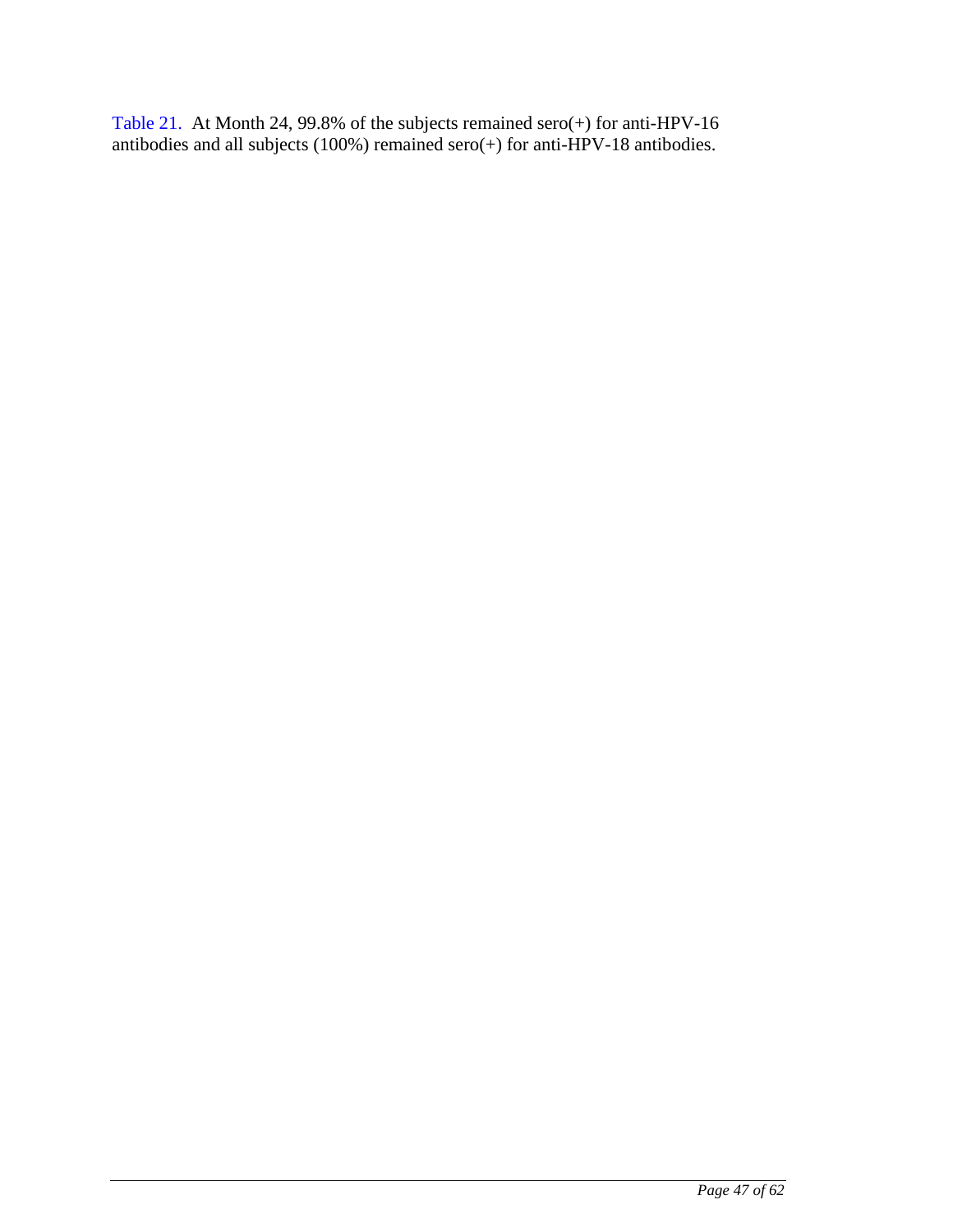Table 21. At Month 24, 99.8% of the subjects remained sero(+) for anti-HPV-16 antibodies and all subjects (100%) remained sero(+) for anti-HPV-18 antibodies.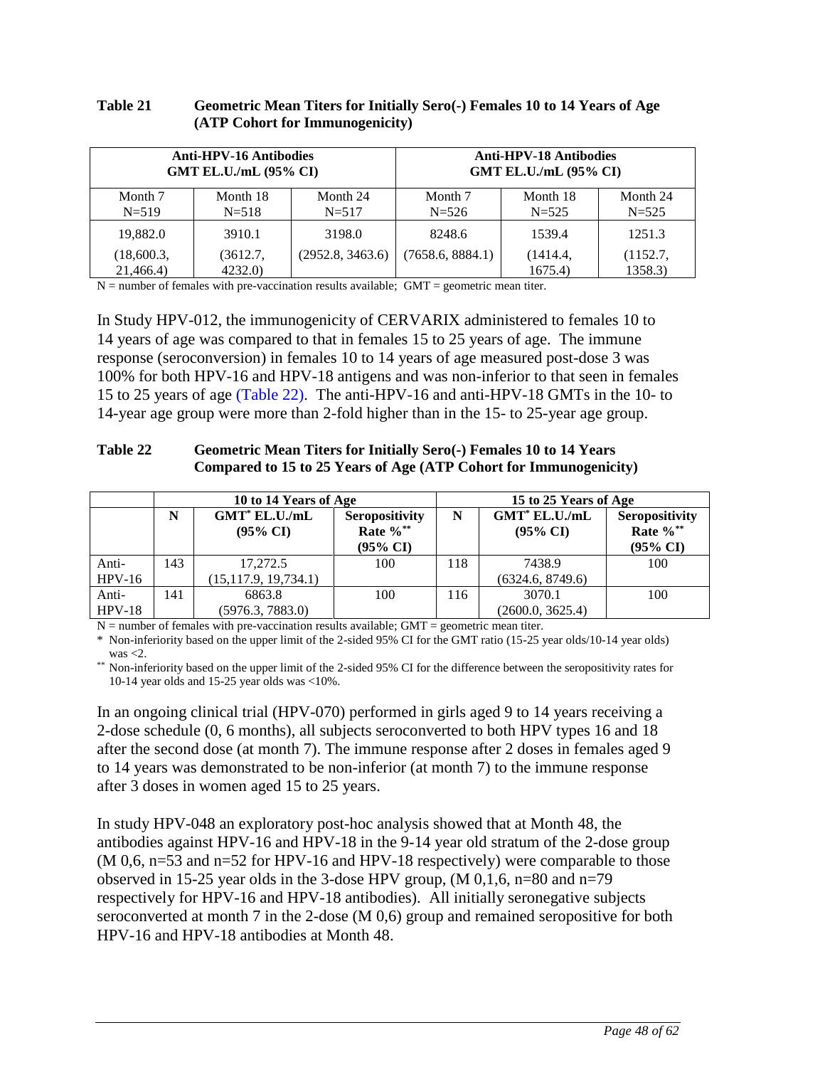**Table 21 Geometric Mean Titers for Initially Sero(-) Females 10 to 14 Years of Age (ATP Cohort for Immunogenicity)**

| Anti-HPV-16 Antibodies GMT EL.U./mL (95% CI) | | | Anti-HPV-18 Antibodies GMT EL.U./mL (95% CI) | | |
|---|---|---|---|---|---|
| Month 7 N=519 | Month 18 N=518 | Month 24 N=517 | Month 7 N=526 | Month 18 N=525 | Month 24 N=525 |
| 19,882.0 | 3910.1 | 3198.0 | 8248.6 | 1539.4 | 1251.3 |
| (18,600.3, 21,466.4) | (3612.7, 4232.0) | (2952.8, 3463.6) | (7658.6, 8884.1) | (1414.4, 1675.4) | (1152.7, 1358.3) |

N = number of females with pre-vaccination results available; GMT = geometric mean titer.

In Study HPV-012, the immunogenicity of CERVARIX administered to females 10 to 14 years of age was compared to that in females 15 to 25 years of age. The immune response (seroconversion) in females 10 to 14 years of age measured post-dose 3 was 100% for both HPV-16 and HPV-18 antigens and was non-inferior to that seen in females 15 to 25 years of age (Table 22). The anti-HPV-16 and anti-HPV-18 GMTs in the 10- to 14-year age group were more than 2-fold higher than in the 15- to 25-year age group.

**Table 22 Geometric Mean Titers for Initially Sero(-) Females 10 to 14 Years Compared to 15 to 25 Years of Age (ATP Cohort for Immunogenicity)**

| | 10 to 14 Years of Age | | | 15 to 25 Years of Age | | |
|---|---|---|---|---|---|---|
| | N | GMT* EL.U./mL (95% CI) | Seropositivity Rate %** (95% CI) | N | GMT* EL.U./mL (95% CI) | Seropositivity Rate %** (95% CI) |
| Anti-HPV-16 | 143 | 17,272.5 (15,117.9, 19,734.1) | 100 | 118 | 7438.9 (6324.6, 8749.6) | 100 |
| Anti-HPV-18 | 141 | 6863.8 (5976.3, 7883.0) | 100 | 116 | 3070.1 (2600.0, 3625.4) | 100 |

N = number of females with pre-vaccination results available; GMT = geometric mean titer.

\* Non-inferiority based on the upper limit of the 2-sided 95% CI for the GMT ratio (15-25 year olds/10-14 year olds) was <2.

\** Non-inferiority based on the upper limit of the 2-sided 95% CI for the difference between the seropositivity rates for 10-14 year olds and 15-25 year olds was <10%.

In an ongoing clinical trial (HPV-070) performed in girls aged 9 to 14 years receiving a 2-dose schedule (0, 6 months), all subjects seroconverted to both HPV types 16 and 18 after the second dose (at month 7). The immune response after 2 doses in females aged 9 to 14 years was demonstrated to be non-inferior (at month 7) to the immune response after 3 doses in women aged 15 to 25 years.

In study HPV-048 an exploratory post-hoc analysis showed that at Month 48, the antibodies against HPV-16 and HPV-18 in the 9-14 year old stratum of the 2-dose group (M 0,6, n=53 and n=52 for HPV-16 and HPV-18 respectively) were comparable to those observed in 15-25 year olds in the 3-dose HPV group, (M 0,1,6, n=80 and n=79 respectively for HPV-16 and HPV-18 antibodies). All initially seronegative subjects seroconverted at month 7 in the 2-dose (M 0,6) group and remained seropositive for both HPV-16 and HPV-18 antibodies at Month 48.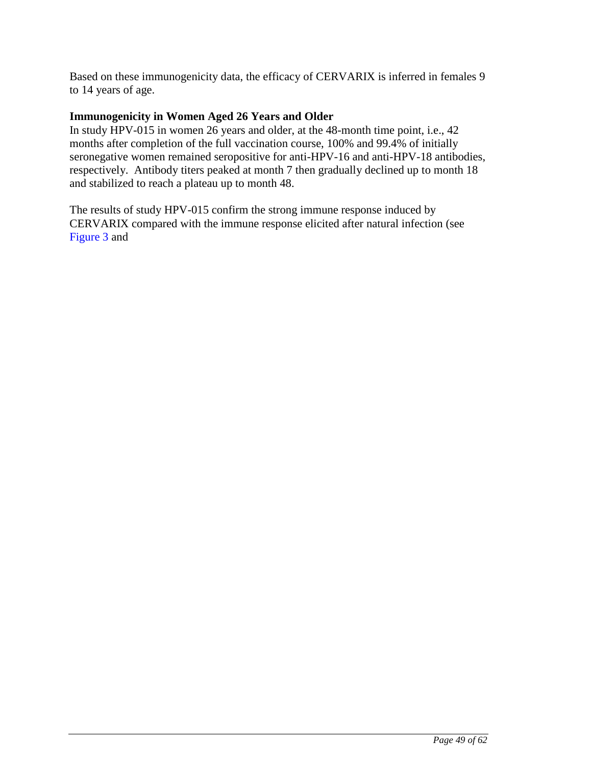Based on these immunogenicity data, the efficacy of CERVARIX is inferred in females 9 to 14 years of age.

**Immunogenicity in Women Aged 26 Years and Older**

In study HPV-015 in women 26 years and older, at the 48-month time point, i.e., 42 months after completion of the full vaccination course, 100% and 99.4% of initially seronegative women remained seropositive for anti-HPV-16 and anti-HPV-18 antibodies, respectively. Antibody titers peaked at month 7 then gradually declined up to month 18 and stabilized to reach a plateau up to month 48.

The results of study HPV-015 confirm the strong immune response induced by CERVARIX compared with the immune response elicited after natural infection (see Figure 3 and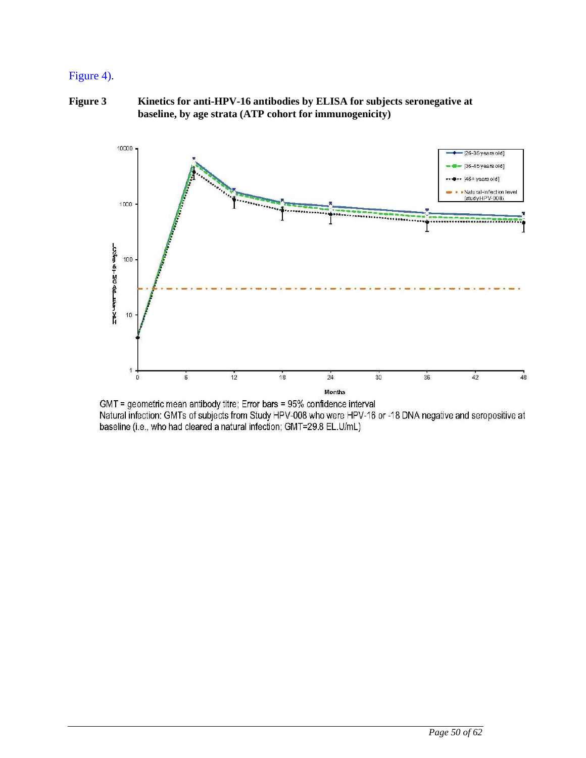Figure 4).

**Figure 3 Kinetics for anti-HPV-16 antibodies by ELISA for subjects seronegative at baseline, by age strata (ATP cohort for immunogenicity)**

GMT = geometric mean antibody titre; Error bars = 95% confidence interval

Natural infection: GMTs of subjects from Study HPV-008 who were HPV-16 or -18 DNA negative and seropositive at baseline (i.e., who had cleared a natural infection; GMT=29.8 EL.U/mL)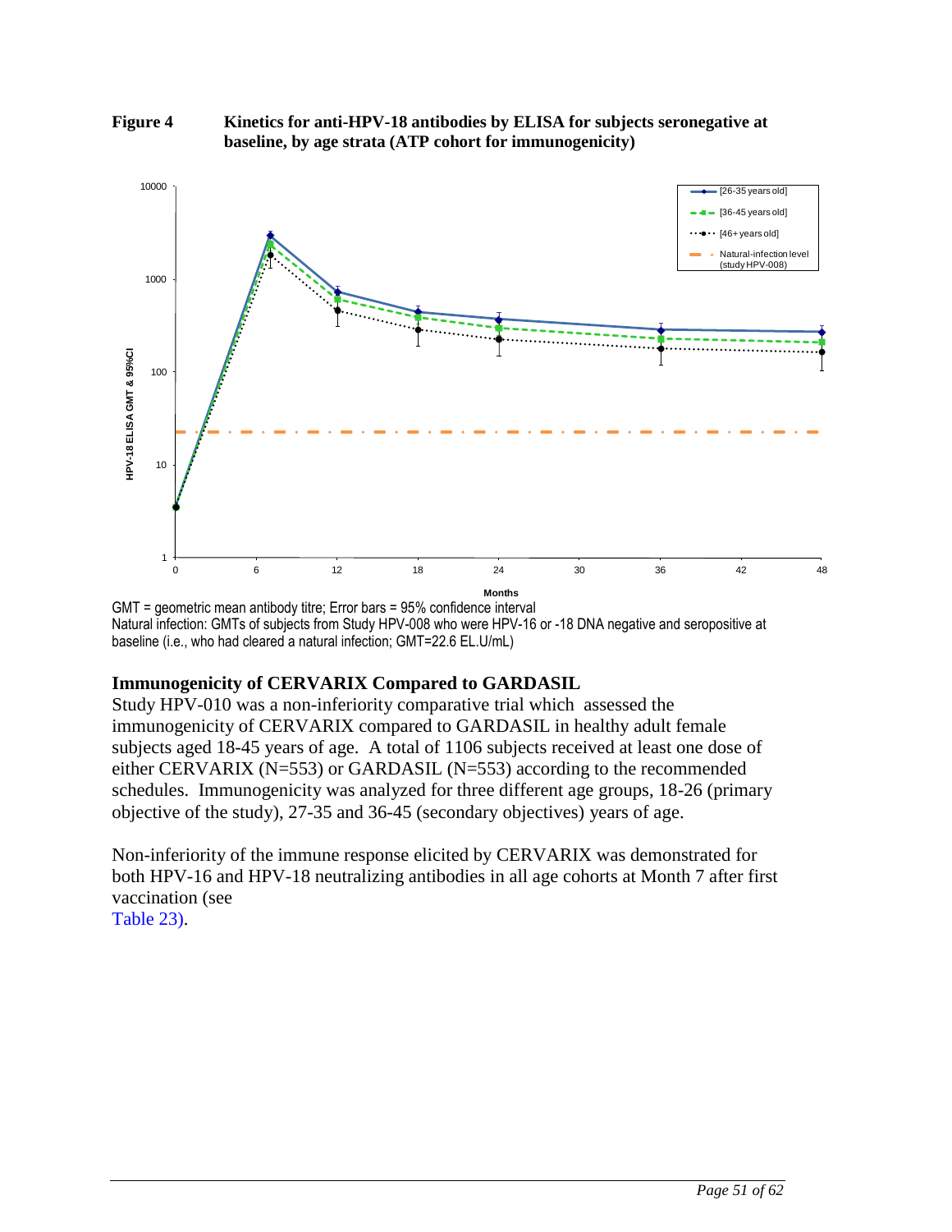**Figure 4 Kinetics for anti-HPV-18 antibodies by ELISA for subjects seronegative at baseline, by age strata (ATP cohort for immunogenicity)**

GMT = geometric mean antibody titre; Error bars = 95% confidence interval
Natural infection: GMTs of subjects from Study HPV-008 who were HPV-16 or -18 DNA negative and seropositive at baseline (i.e., who had cleared a natural infection; GMT=22.6 EL.U/mL)

### Immunogenicity of CERVARIX Compared to GARDASIL

Study HPV-010 was a non-inferiority comparative trial which assessed the immunogenicity of CERVARIX compared to GARDASIL in healthy adult female subjects aged 18-45 years of age. A total of 1106 subjects received at least one dose of either CERVARIX (N=553) or GARDASIL (N=553) according to the recommended schedules. Immunogenicity was analyzed for three different age groups, 18-26 (primary objective of the study), 27-35 and 36-45 (secondary objectives) years of age.

Non-inferiority of the immune response elicited by CERVARIX was demonstrated for both HPV-16 and HPV-18 neutralizing antibodies in all age cohorts at Month 7 after first vaccination (see Table 23).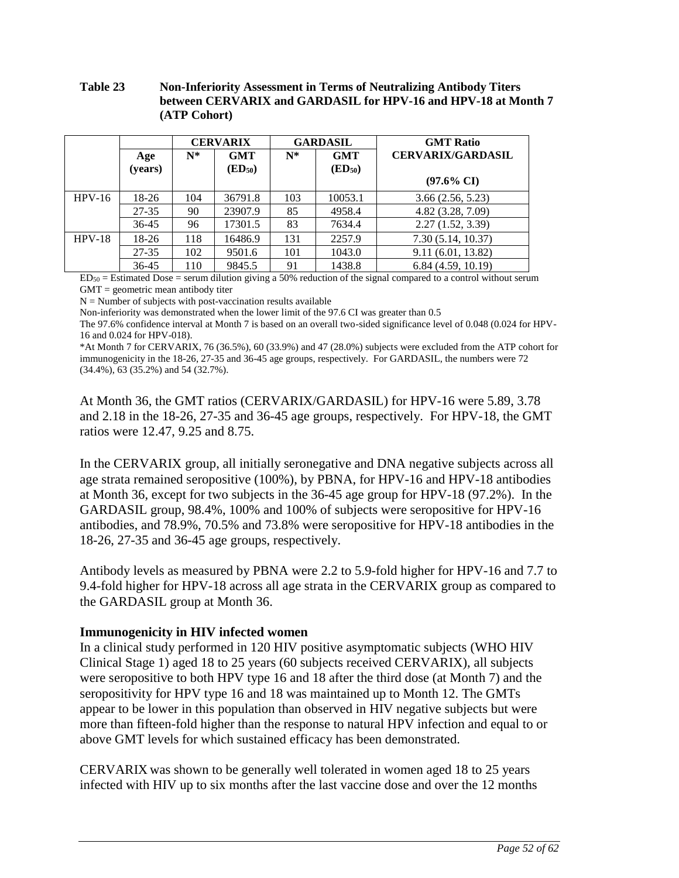**Table 23 Non-Inferiority Assessment in Terms of Neutralizing Antibody Titers between CERVARIX and GARDASIL for HPV-16 and HPV-18 at Month 7 (ATP Cohort)**

| | | CERVARIX | | GARDASIL | | GMT Ratio |
|---|---|---|---|---|---|---|
| | Age (years) | N* | GMT ($ED_{50}$) | N* | GMT ($ED_{50}$) | CERVARIX/GARDASIL (97.6% CI) |
| HPV-16 | 18-26 | 104 | 36791.8 | 103 | 10053.1 | 3.66 (2.56, 5.23) |
| | 27-35 | 90 | 23907.9 | 85 | 4958.4 | 4.82 (3.28, 7.09) |
| | 36-45 | 96 | 17301.5 | 83 | 7634.4 | 2.27 (1.52, 3.39) |
| HPV-18 | 18-26 | 118 | 16486.9 | 131 | 2257.9 | 7.30 (5.14, 10.37) |
| | 27-35 | 102 | 9501.6 | 101 | 1043.0 | 9.11 (6.01, 13.82) |
| | 36-45 | 110 | 9845.5 | 91 | 1438.8 | 6.84 (4.59, 10.19) |

$ED_{50}$ = Estimated Dose = serum dilution giving a 50% reduction of the signal compared to a control without serum
GMT = geometric mean antibody titer
N = Number of subjects with post-vaccination results available
Non-inferiority was demonstrated when the lower limit of the 97.6 CI was greater than 0.5
The 97.6% confidence interval at Month 7 is based on an overall two-sided significance level of 0.048 (0.024 for HPV-16 and 0.024 for HPV-018).
*At Month 7 for CERVARIX, 76 (36.5%), 60 (33.9%) and 47 (28.0%) subjects were excluded from the ATP cohort for immunogenicity in the 18-26, 27-35 and 36-45 age groups, respectively. For GARDASIL, the numbers were 72 (34.4%), 63 (35.2%) and 54 (32.7%).

At Month 36, the GMT ratios (CERVARIX/GARDASIL) for HPV-16 were 5.89, 3.78 and 2.18 in the 18-26, 27-35 and 36-45 age groups, respectively. For HPV-18, the GMT ratios were 12.47, 9.25 and 8.75.

In the CERVARIX group, all initially seronegative and DNA negative subjects across all age strata remained seropositive (100%), by PBNA, for HPV-16 and HPV-18 antibodies at Month 36, except for two subjects in the 36-45 age group for HPV-18 (97.2%). In the GARDASIL group, 98.4%, 100% and 100% of subjects were seropositive for HPV-16 antibodies, and 78.9%, 70.5% and 73.8% were seropositive for HPV-18 antibodies in the 18-26, 27-35 and 36-45 age groups, respectively.

Antibody levels as measured by PBNA were 2.2 to 5.9-fold higher for HPV-16 and 7.7 to 9.4-fold higher for HPV-18 across all age strata in the CERVARIX group as compared to the GARDASIL group at Month 36.

**Immunogenicity in HIV infected women**

In a clinical study performed in 120 HIV positive asymptomatic subjects (WHO HIV Clinical Stage 1) aged 18 to 25 years (60 subjects received CERVARIX), all subjects were seropositive to both HPV type 16 and 18 after the third dose (at Month 7) and the seropositivity for HPV type 16 and 18 was maintained up to Month 12. The GMTs appear to be lower in this population than observed in HIV negative subjects but were more than fifteen-fold higher than the response to natural HPV infection and equal to or above GMT levels for which sustained efficacy has been demonstrated.

CERVARIX was shown to be generally well tolerated in women aged 18 to 25 years infected with HIV up to six months after the last vaccine dose and over the 12 months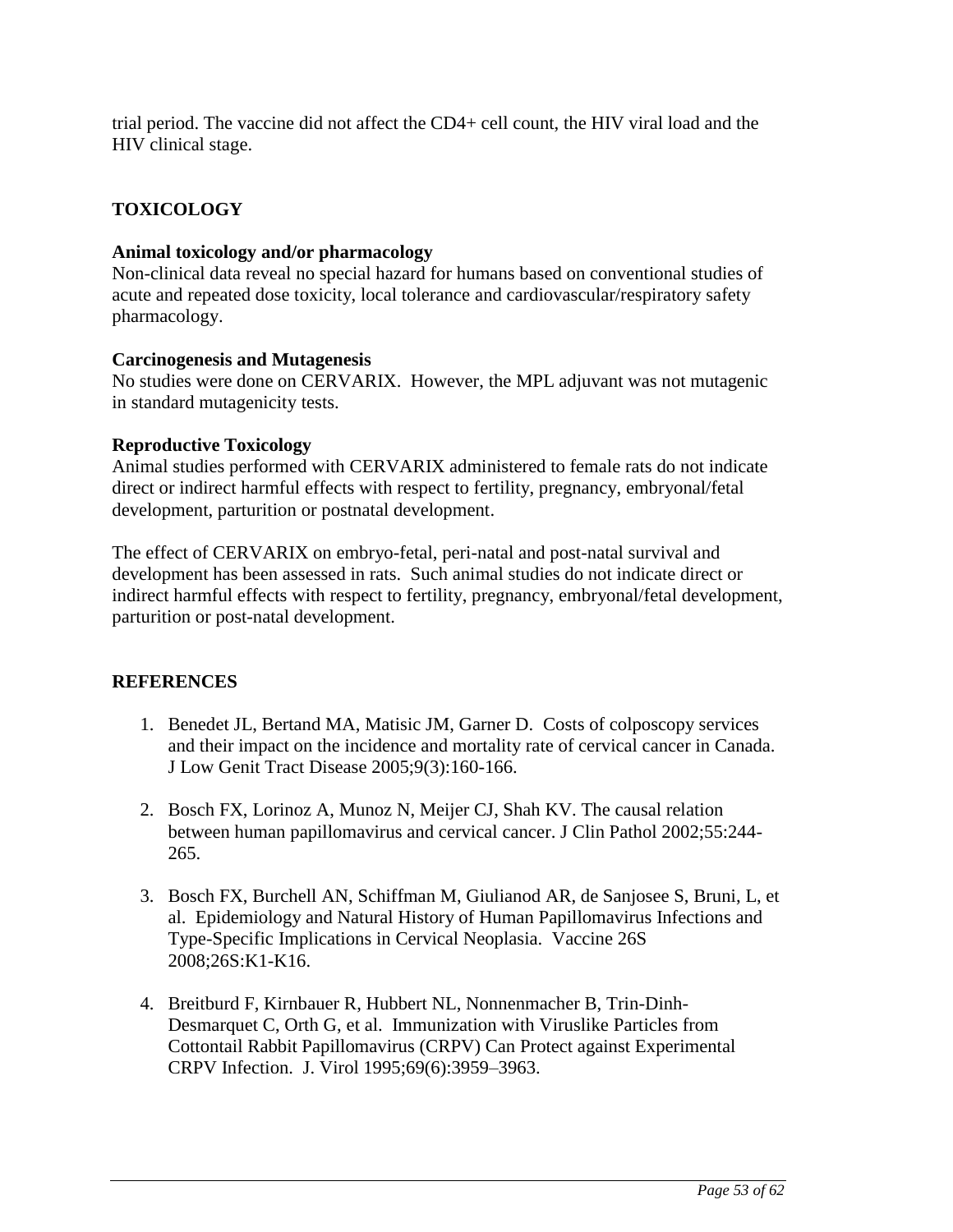trial period. The vaccine did not affect the CD4+ cell count, the HIV viral load and the HIV clinical stage.

## TOXICOLOGY

### Animal toxicology and/or pharmacology

Non-clinical data reveal no special hazard for humans based on conventional studies of acute and repeated dose toxicity, local tolerance and cardiovascular/respiratory safety pharmacology.

### Carcinogenesis and Mutagenesis

No studies were done on CERVARIX. However, the MPL adjuvant was not mutagenic in standard mutagenicity tests.

### Reproductive Toxicology

Animal studies performed with CERVARIX administered to female rats do not indicate direct or indirect harmful effects with respect to fertility, pregnancy, embryonal/fetal development, parturition or postnatal development.

The effect of CERVARIX on embryo-fetal, peri-natal and post-natal survival and development has been assessed in rats. Such animal studies do not indicate direct or indirect harmful effects with respect to fertility, pregnancy, embryonal/fetal development, parturition or post-natal development.

## REFERENCES

1. Benedet JL, Bertand MA, Matisic JM, Garner D. Costs of colposcopy services and their impact on the incidence and mortality rate of cervical cancer in Canada. J Low Genit Tract Disease 2005;9(3):160-166.

2. Bosch FX, Lorinoz A, Munoz N, Meijer CJ, Shah KV. The causal relation between human papillomavirus and cervical cancer. J Clin Pathol 2002;55:244-265.

3. Bosch FX, Burchell AN, Schiffman M, Giulianod AR, de Sanjosee S, Bruni, L, et al. Epidemiology and Natural History of Human Papillomavirus Infections and Type-Specific Implications in Cervical Neoplasia. Vaccine 26S 2008;26S:K1-K16.

4. Breitburd F, Kirnbauer R, Hubbert NL, Nonnenmacher B, Trin-Dinh-Desmarquet C, Orth G, et al. Immunization with Viruslike Particles from Cottontail Rabbit Papillomavirus (CRPV) Can Protect against Experimental CRPV Infection. J. Virol 1995;69(6):3959–3963.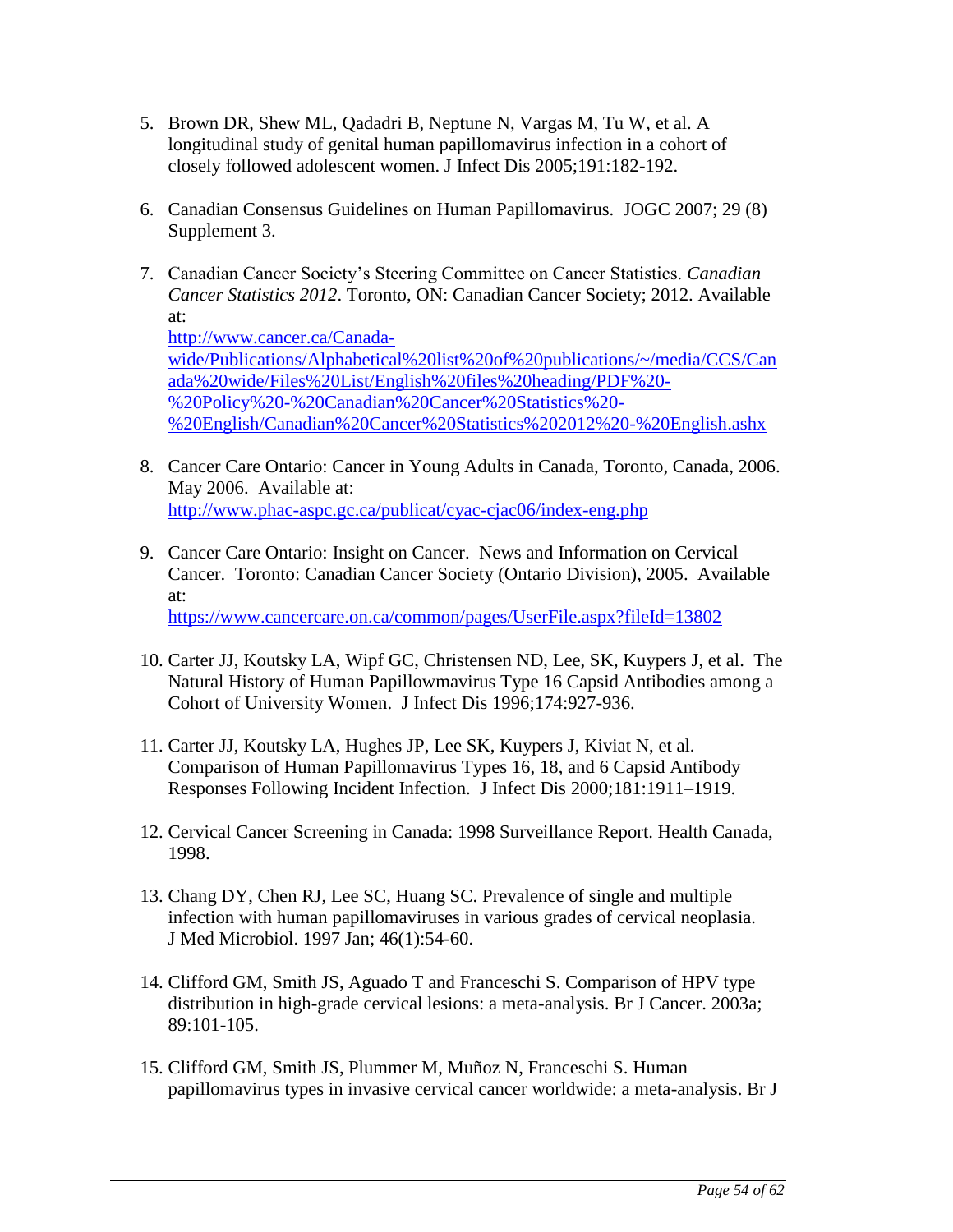5. Brown DR, Shew ML, Qadadri B, Neptune N, Vargas M, Tu W, et al. A longitudinal study of genital human papillomavirus infection in a cohort of closely followed adolescent women. J Infect Dis 2005;191:182-192.

6. Canadian Consensus Guidelines on Human Papillomavirus. JOGC 2007; 29 (8) Supplement 3.

7. Canadian Cancer Society's Steering Committee on Cancer Statistics. *Canadian Cancer Statistics 2012*. Toronto, ON: Canadian Cancer Society; 2012. Available at: http://www.cancer.ca/Canada-wide/Publications/Alphabetical%20list%20of%20publications/~/media/CCS/Canada%20wide/Files%20List/English%20files%20heading/PDF%20-%20Policy%20-%20Canadian%20Cancer%20Statistics%20-%20English/Canadian%20Cancer%20Statistics%202012%20-%20English.ashx

8. Cancer Care Ontario: Cancer in Young Adults in Canada, Toronto, Canada, 2006. May 2006. Available at: http://www.phac-aspc.gc.ca/publicat/cyac-cjac06/index-eng.php

9. Cancer Care Ontario: Insight on Cancer. News and Information on Cervical Cancer. Toronto: Canadian Cancer Society (Ontario Division), 2005. Available at: https://www.cancercare.on.ca/common/pages/UserFile.aspx?fileId=13802

10. Carter JJ, Koutsky LA, Wipf GC, Christensen ND, Lee, SK, Kuypers J, et al. The Natural History of Human Papillowmavirus Type 16 Capsid Antibodies among a Cohort of University Women. J Infect Dis 1996;174:927-936.

11. Carter JJ, Koutsky LA, Hughes JP, Lee SK, Kuypers J, Kiviat N, et al. Comparison of Human Papillomavirus Types 16, 18, and 6 Capsid Antibody Responses Following Incident Infection. J Infect Dis 2000;181:1911–1919.

12. Cervical Cancer Screening in Canada: 1998 Surveillance Report. Health Canada, 1998.

13. Chang DY, Chen RJ, Lee SC, Huang SC. Prevalence of single and multiple infection with human papillomaviruses in various grades of cervical neoplasia. J Med Microbiol. 1997 Jan; 46(1):54-60.

14. Clifford GM, Smith JS, Aguado T and Franceschi S. Comparison of HPV type distribution in high-grade cervical lesions: a meta-analysis. Br J Cancer. 2003a; 89:101-105.

15. Clifford GM, Smith JS, Plummer M, Muñoz N, Franceschi S. Human papillomavirus types in invasive cervical cancer worldwide: a meta-analysis. Br J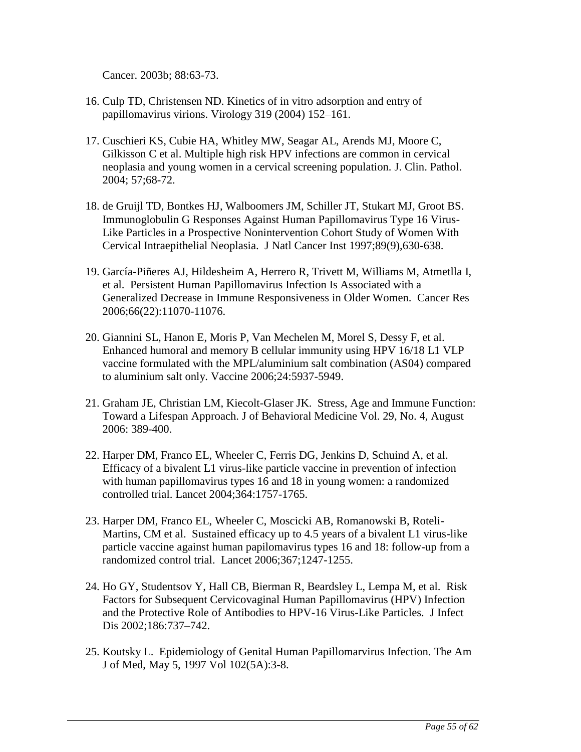Cancer. 2003b; 88:63-73.

16. Culp TD, Christensen ND. Kinetics of in vitro adsorption and entry of papillomavirus virions. Virology 319 (2004) 152–161.

17. Cuschieri KS, Cubie HA, Whitley MW, Seagar AL, Arends MJ, Moore C, Gilkisson C et al. Multiple high risk HPV infections are common in cervical neoplasia and young women in a cervical screening population. J. Clin. Pathol. 2004; 57;68-72.

18. de Gruijl TD, Bontkes HJ, Walboomers JM, Schiller JT, Stukart MJ, Groot BS. Immunoglobulin G Responses Against Human Papillomavirus Type 16 Virus-Like Particles in a Prospective Nonintervention Cohort Study of Women With Cervical Intraepithelial Neoplasia. J Natl Cancer Inst 1997;89(9),630-638.

19. García-Piñeres AJ, Hildesheim A, Herrero R, Trivett M, Williams M, Atmetlla I, et al. Persistent Human Papillomavirus Infection Is Associated with a Generalized Decrease in Immune Responsiveness in Older Women. Cancer Res 2006;66(22):11070-11076.

20. Giannini SL, Hanon E, Moris P, Van Mechelen M, Morel S, Dessy F, et al. Enhanced humoral and memory B cellular immunity using HPV 16/18 L1 VLP vaccine formulated with the MPL/aluminium salt combination (AS04) compared to aluminium salt only. Vaccine 2006;24:5937-5949.

21. Graham JE, Christian LM, Kiecolt-Glaser JK. Stress, Age and Immune Function: Toward a Lifespan Approach. J of Behavioral Medicine Vol. 29, No. 4, August 2006: 389-400.

22. Harper DM, Franco EL, Wheeler C, Ferris DG, Jenkins D, Schuind A, et al. Efficacy of a bivalent L1 virus-like particle vaccine in prevention of infection with human papillomavirus types 16 and 18 in young women: a randomized controlled trial. Lancet 2004;364:1757-1765.

23. Harper DM, Franco EL, Wheeler C, Moscicki AB, Romanowski B, Roteli-Martins, CM et al. Sustained efficacy up to 4.5 years of a bivalent L1 virus-like particle vaccine against human papilomavirus types 16 and 18: follow-up from a randomized control trial. Lancet 2006;367;1247-1255.

24. Ho GY, Studentsov Y, Hall CB, Bierman R, Beardsley L, Lempa M, et al. Risk Factors for Subsequent Cervicovaginal Human Papillomavirus (HPV) Infection and the Protective Role of Antibodies to HPV-16 Virus-Like Particles. J Infect Dis 2002;186:737–742.

25. Koutsky L. Epidemiology of Genital Human Papillomarvirus Infection. The Am J of Med, May 5, 1997 Vol 102(5A):3-8.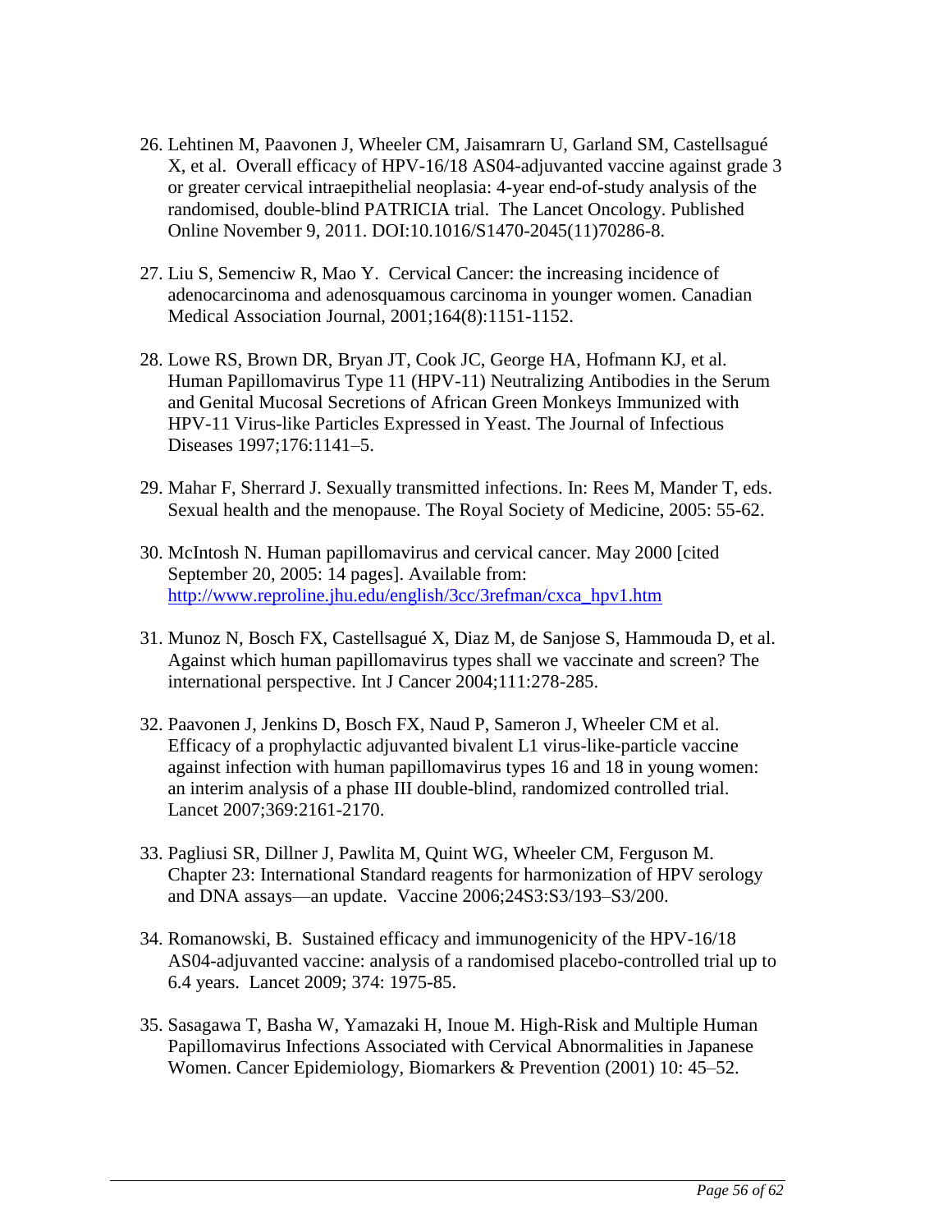26. Lehtinen M, Paavonen J, Wheeler CM, Jaisamrarn U, Garland SM, Castellsagué X, et al. Overall efficacy of HPV-16/18 AS04-adjuvanted vaccine against grade 3 or greater cervical intraepithelial neoplasia: 4-year end-of-study analysis of the randomised, double-blind PATRICIA trial. The Lancet Oncology. Published Online November 9, 2011. DOI:10.1016/S1470-2045(11)70286-8.

27. Liu S, Semenciw R, Mao Y. Cervical Cancer: the increasing incidence of adenocarcinoma and adenosquamous carcinoma in younger women. Canadian Medical Association Journal, 2001;164(8):1151-1152.

28. Lowe RS, Brown DR, Bryan JT, Cook JC, George HA, Hofmann KJ, et al. Human Papillomavirus Type 11 (HPV-11) Neutralizing Antibodies in the Serum and Genital Mucosal Secretions of African Green Monkeys Immunized with HPV-11 Virus-like Particles Expressed in Yeast. The Journal of Infectious Diseases 1997;176:1141–5.

29. Mahar F, Sherrard J. Sexually transmitted infections. In: Rees M, Mander T, eds. Sexual health and the menopause. The Royal Society of Medicine, 2005: 55-62.

30. McIntosh N. Human papillomavirus and cervical cancer. May 2000 [cited September 20, 2005: 14 pages]. Available from: http://www.reproline.jhu.edu/english/3cc/3refman/cxca_hpv1.htm

31. Munoz N, Bosch FX, Castellsagué X, Diaz M, de Sanjose S, Hammouda D, et al. Against which human papillomavirus types shall we vaccinate and screen? The international perspective. Int J Cancer 2004;111:278-285.

32. Paavonen J, Jenkins D, Bosch FX, Naud P, Sameron J, Wheeler CM et al. Efficacy of a prophylactic adjuvanted bivalent L1 virus-like-particle vaccine against infection with human papillomavirus types 16 and 18 in young women: an interim analysis of a phase III double-blind, randomized controlled trial. Lancet 2007;369:2161-2170.

33. Pagliusi SR, Dillner J, Pawlita M, Quint WG, Wheeler CM, Ferguson M. Chapter 23: International Standard reagents for harmonization of HPV serology and DNA assays—an update. Vaccine 2006;24S3:S3/193–S3/200.

34. Romanowski, B. Sustained efficacy and immunogenicity of the HPV-16/18 AS04-adjuvanted vaccine: analysis of a randomised placebo-controlled trial up to 6.4 years. Lancet 2009; 374: 1975-85.

35. Sasagawa T, Basha W, Yamazaki H, Inoue M. High-Risk and Multiple Human Papillomavirus Infections Associated with Cervical Abnormalities in Japanese Women. Cancer Epidemiology, Biomarkers & Prevention (2001) 10: 45–52.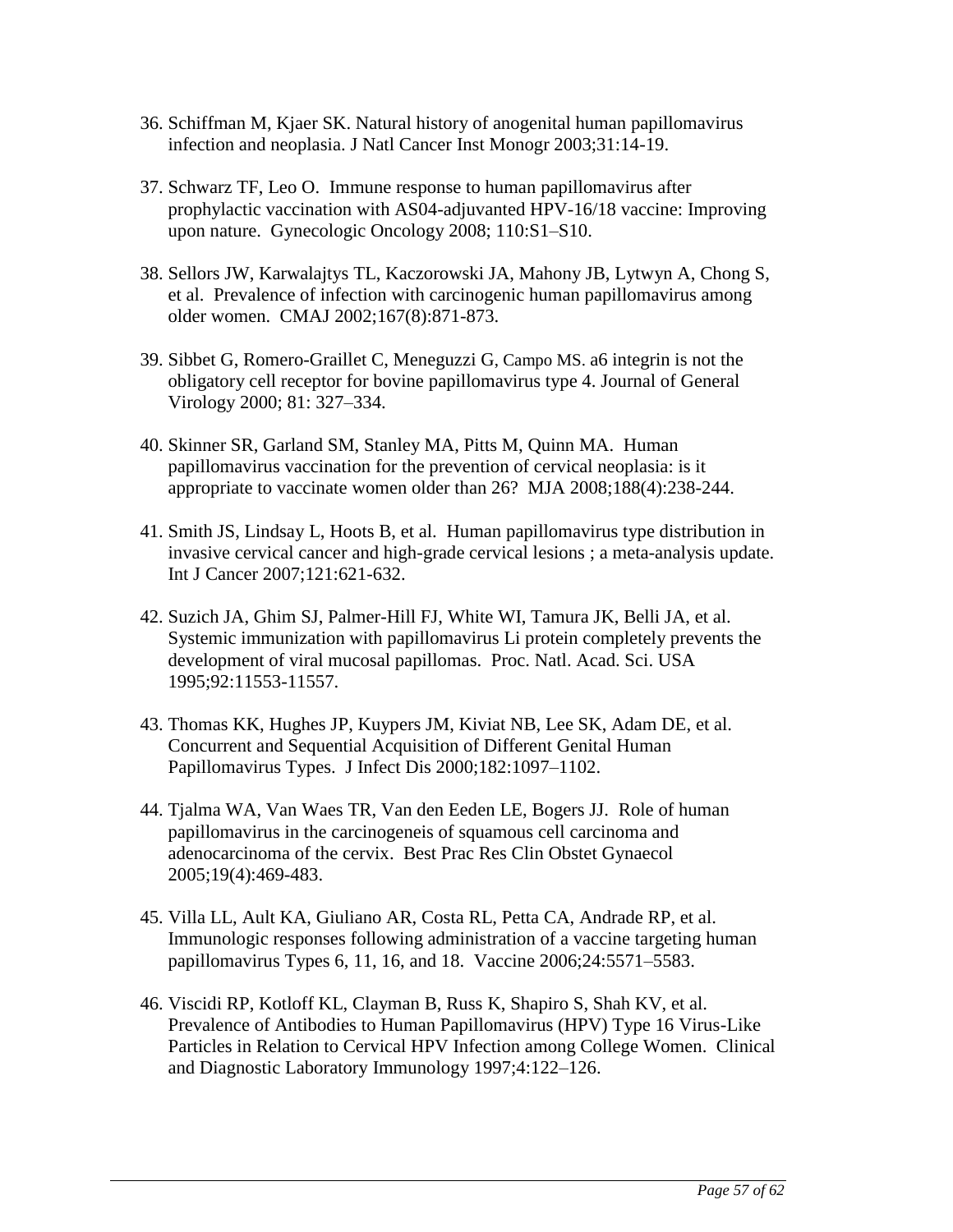36. Schiffman M, Kjaer SK. Natural history of anogenital human papillomavirus infection and neoplasia. J Natl Cancer Inst Monogr 2003;31:14-19.

37. Schwarz TF, Leo O. Immune response to human papillomavirus after prophylactic vaccination with AS04-adjuvanted HPV-16/18 vaccine: Improving upon nature. Gynecologic Oncology 2008; 110:S1–S10.

38. Sellors JW, Karwalajtys TL, Kaczorowski JA, Mahony JB, Lytwyn A, Chong S, et al. Prevalence of infection with carcinogenic human papillomavirus among older women. CMAJ 2002;167(8):871-873.

39. Sibbet G, Romero-Graillet C, Meneguzzi G, Campo MS. a6 integrin is not the obligatory cell receptor for bovine papillomavirus type 4. Journal of General Virology 2000; 81: 327–334.

40. Skinner SR, Garland SM, Stanley MA, Pitts M, Quinn MA. Human papillomavirus vaccination for the prevention of cervical neoplasia: is it appropriate to vaccinate women older than 26? MJA 2008;188(4):238-244.

41. Smith JS, Lindsay L, Hoots B, et al. Human papillomavirus type distribution in invasive cervical cancer and high-grade cervical lesions ; a meta-analysis update. Int J Cancer 2007;121:621-632.

42. Suzich JA, Ghim SJ, Palmer-Hill FJ, White WI, Tamura JK, Belli JA, et al. Systemic immunization with papillomavirus Li protein completely prevents the development of viral mucosal papillomas. Proc. Natl. Acad. Sci. USA 1995;92:11553-11557.

43. Thomas KK, Hughes JP, Kuypers JM, Kiviat NB, Lee SK, Adam DE, et al. Concurrent and Sequential Acquisition of Different Genital Human Papillomavirus Types. J Infect Dis 2000;182:1097–1102.

44. Tjalma WA, Van Waes TR, Van den Eeden LE, Bogers JJ. Role of human papillomavirus in the carcinogeneis of squamous cell carcinoma and adenocarcinoma of the cervix. Best Prac Res Clin Obstet Gynaecol 2005;19(4):469-483.

45. Villa LL, Ault KA, Giuliano AR, Costa RL, Petta CA, Andrade RP, et al. Immunologic responses following administration of a vaccine targeting human papillomavirus Types 6, 11, 16, and 18. Vaccine 2006;24:5571–5583.

46. Viscidi RP, Kotloff KL, Clayman B, Russ K, Shapiro S, Shah KV, et al. Prevalence of Antibodies to Human Papillomavirus (HPV) Type 16 Virus-Like Particles in Relation to Cervical HPV Infection among College Women. Clinical and Diagnostic Laboratory Immunology 1997;4:122–126.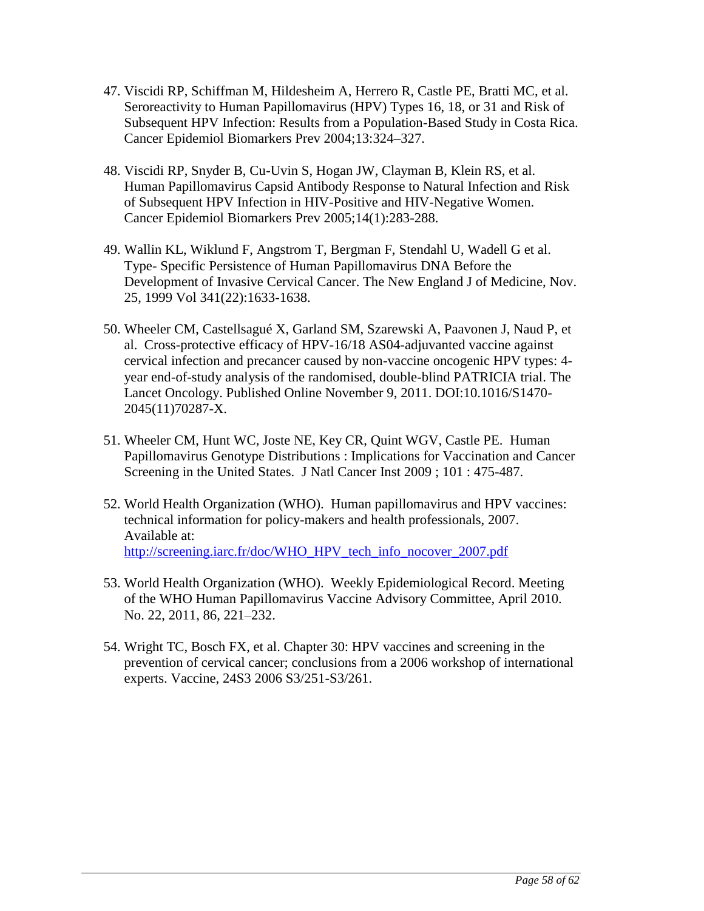47. Viscidi RP, Schiffman M, Hildesheim A, Herrero R, Castle PE, Bratti MC, et al. Seroreactivity to Human Papillomavirus (HPV) Types 16, 18, or 31 and Risk of Subsequent HPV Infection: Results from a Population-Based Study in Costa Rica. Cancer Epidemiol Biomarkers Prev 2004;13:324–327.

48. Viscidi RP, Snyder B, Cu-Uvin S, Hogan JW, Clayman B, Klein RS, et al. Human Papillomavirus Capsid Antibody Response to Natural Infection and Risk of Subsequent HPV Infection in HIV-Positive and HIV-Negative Women. Cancer Epidemiol Biomarkers Prev 2005;14(1):283-288.

49. Wallin KL, Wiklund F, Angstrom T, Bergman F, Stendahl U, Wadell G et al. Type- Specific Persistence of Human Papillomavirus DNA Before the Development of Invasive Cervical Cancer. The New England J of Medicine, Nov. 25, 1999 Vol 341(22):1633-1638.

50. Wheeler CM, Castellsagué X, Garland SM, Szarewski A, Paavonen J, Naud P, et al. Cross-protective efficacy of HPV-16/18 AS04-adjuvanted vaccine against cervical infection and precancer caused by non-vaccine oncogenic HPV types: 4-year end-of-study analysis of the randomised, double-blind PATRICIA trial. The Lancet Oncology. Published Online November 9, 2011. DOI:10.1016/S1470-2045(11)70287-X.

51. Wheeler CM, Hunt WC, Joste NE, Key CR, Quint WGV, Castle PE. Human Papillomavirus Genotype Distributions : Implications for Vaccination and Cancer Screening in the United States. J Natl Cancer Inst 2009 ; 101 : 475-487.

52. World Health Organization (WHO). Human papillomavirus and HPV vaccines: technical information for policy-makers and health professionals, 2007. Available at: [http://screening.iarc.fr/doc/WHO_HPV_tech_info_nocover_2007.pdf](http://screening.iarc.fr/doc/WHO_HPV_tech_info_nocover_2007.pdf)

53. World Health Organization (WHO). Weekly Epidemiological Record. Meeting of the WHO Human Papillomavirus Vaccine Advisory Committee, April 2010. No. 22, 2011, 86, 221–232.

54. Wright TC, Bosch FX, et al. Chapter 30: HPV vaccines and screening in the prevention of cervical cancer; conclusions from a 2006 workshop of international experts. Vaccine, 24S3 2006 S3/251-S3/261.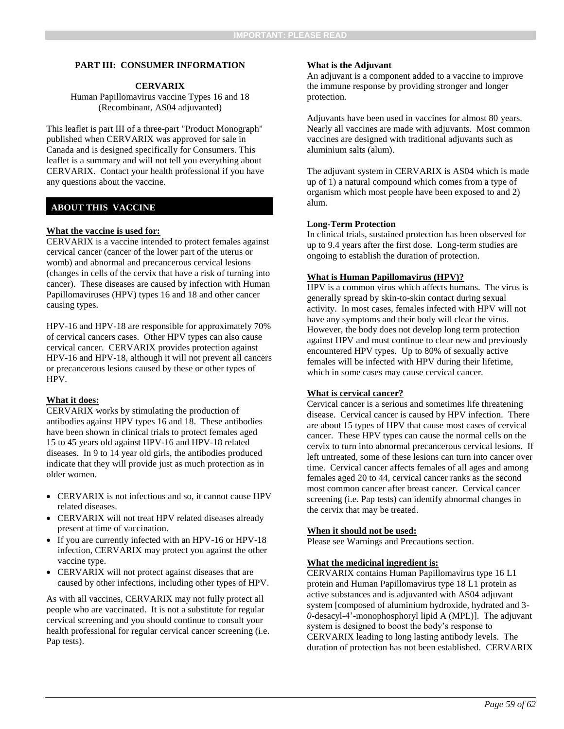## PART III: CONSUMER INFORMATION

**CERVARIX**

Human Papillomavirus vaccine Types 16 and 18
(Recombinant, AS04 adjuvanted)

This leaflet is part III of a three-part "Product Monograph" published when CERVARIX was approved for sale in Canada and is designed specifically for Consumers. This leaflet is a summary and will not tell you everything about CERVARIX. Contact your health professional if you have any questions about the vaccine.

### ABOUT THIS VACCINE

**What the vaccine is used for:**

CERVARIX is a vaccine intended to protect females against cervical cancer (cancer of the lower part of the uterus or womb) and abnormal and precancerous cervical lesions (changes in cells of the cervix that have a risk of turning into cancer). These diseases are caused by infection with Human Papillomaviruses (HPV) types 16 and 18 and other cancer causing types.

HPV-16 and HPV-18 are responsible for approximately 70% of cervical cancers cases. Other HPV types can also cause cervical cancer. CERVARIX provides protection against HPV-16 and HPV-18, although it will not prevent all cancers or precancerous lesions caused by these or other types of HPV.

**What it does:**

CERVARIX works by stimulating the production of antibodies against HPV types 16 and 18. These antibodies have been shown in clinical trials to protect females aged 15 to 45 years old against HPV-16 and HPV-18 related diseases. In 9 to 14 year old girls, the antibodies produced indicate that they will provide just as much protection as in older women.

- CERVARIX is not infectious and so, it cannot cause HPV related diseases.
- CERVARIX will not treat HPV related diseases already present at time of vaccination.
- If you are currently infected with an HPV-16 or HPV-18 infection, CERVARIX may protect you against the other vaccine type.
- CERVARIX will not protect against diseases that are caused by other infections, including other types of HPV.

As with all vaccines, CERVARIX may not fully protect all people who are vaccinated. It is not a substitute for regular cervical screening and you should continue to consult your health professional for regular cervical cancer screening (i.e. Pap tests).

**What is the Adjuvant**

An adjuvant is a component added to a vaccine to improve the immune response by providing stronger and longer protection.

Adjuvants have been used in vaccines for almost 80 years. Nearly all vaccines are made with adjuvants. Most common vaccines are designed with traditional adjuvants such as aluminium salts (alum).

The adjuvant system in CERVARIX is AS04 which is made up of 1) a natural compound which comes from a type of organism which most people have been exposed to and 2) alum.

**Long-Term Protection**

In clinical trials, sustained protection has been observed for up to 9.4 years after the first dose. Long-term studies are ongoing to establish the duration of protection.

**What is Human Papillomavirus (HPV)?**

HPV is a common virus which affects humans. The virus is generally spread by skin-to-skin contact during sexual activity. In most cases, females infected with HPV will not have any symptoms and their body will clear the virus. However, the body does not develop long term protection against HPV and must continue to clear new and previously encountered HPV types. Up to 80% of sexually active females will be infected with HPV during their lifetime, which in some cases may cause cervical cancer.

**What is cervical cancer?**

Cervical cancer is a serious and sometimes life threatening disease. Cervical cancer is caused by HPV infection. There are about 15 types of HPV that cause most cases of cervical cancer. These HPV types can cause the normal cells on the cervix to turn into abnormal precancerous cervical lesions. If left untreated, some of these lesions can turn into cancer over time. Cervical cancer affects females of all ages and among females aged 20 to 44, cervical cancer ranks as the second most common cancer after breast cancer. Cervical cancer screening (i.e. Pap tests) can identify abnormal changes in the cervix that may be treated.

**When it should not be used:**

Please see Warnings and Precautions section.

**What the medicinal ingredient is:**

CERVARIX contains Human Papillomavirus type 16 L1 protein and Human Papillomavirus type 18 L1 protein as active substances and is adjuvanted with AS04 adjuvant system [composed of aluminium hydroxide, hydrated and 3-*0*-desacyl-4'-monophosphoryl lipid A (MPL)]. The adjuvant system is designed to boost the body's response to CERVARIX leading to long lasting antibody levels. The duration of protection has not been established. CERVARIX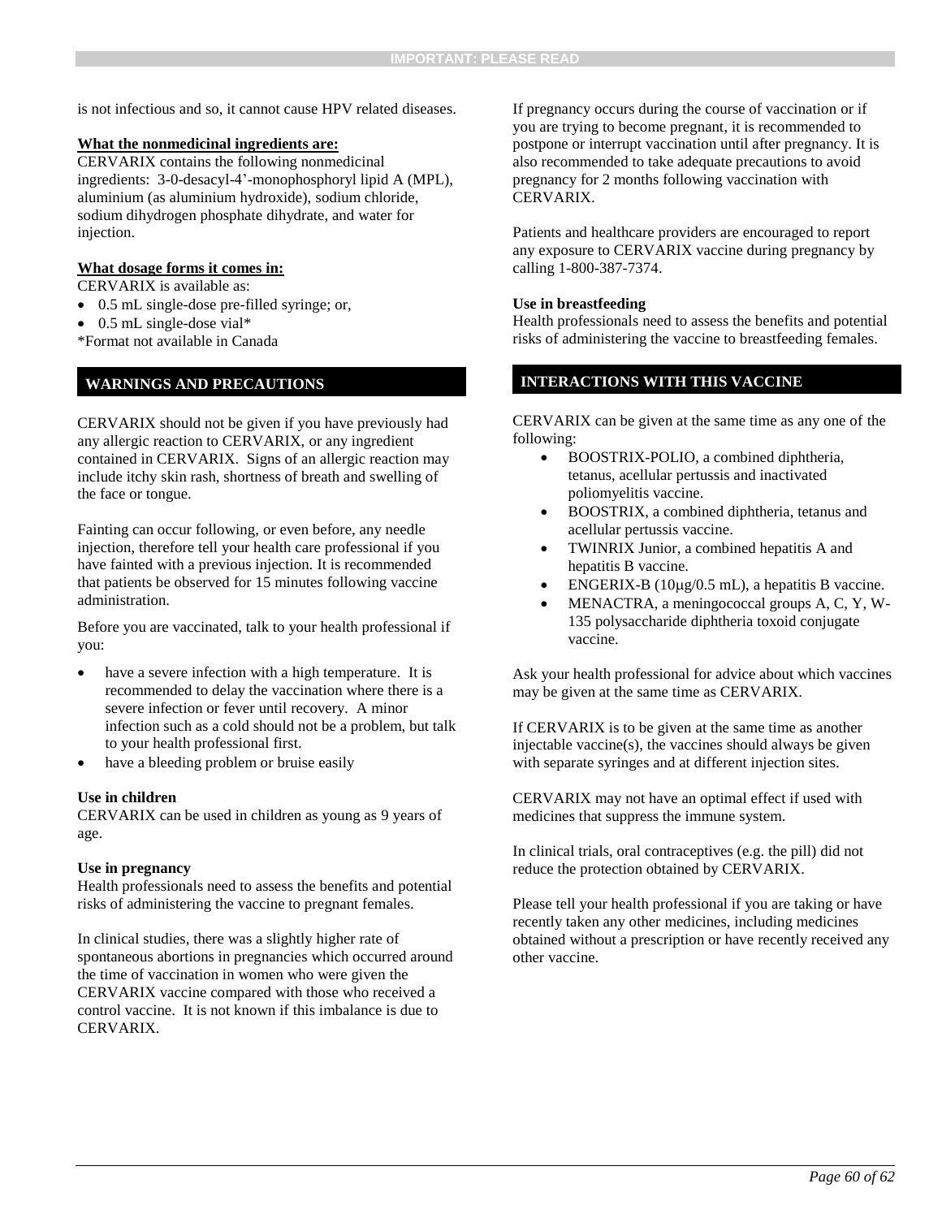is not infectious and so, it cannot cause HPV related diseases.

**What the nonmedicinal ingredients are:**

CERVARIX contains the following nonmedicinal ingredients: 3-0-desacyl-4'-monophosphoryl lipid A (MPL), aluminium (as aluminium hydroxide), sodium chloride, sodium dihydrogen phosphate dihydrate, and water for injection.

**What dosage forms it comes in:**

CERVARIX is available as:

- 0.5 mL single-dose pre-filled syringe; or,
- 0.5 mL single-dose vial*

*Format not available in Canada

## WARNINGS AND PRECAUTIONS

CERVARIX should not be given if you have previously had any allergic reaction to CERVARIX, or any ingredient contained in CERVARIX. Signs of an allergic reaction may include itchy skin rash, shortness of breath and swelling of the face or tongue.

Fainting can occur following, or even before, any needle injection, therefore tell your health care professional if you have fainted with a previous injection. It is recommended that patients be observed for 15 minutes following vaccine administration.

Before you are vaccinated, talk to your health professional if you:

- have a severe infection with a high temperature. It is recommended to delay the vaccination where there is a severe infection or fever until recovery. A minor infection such as a cold should not be a problem, but talk to your health professional first.
- have a bleeding problem or bruise easily

**Use in children**

CERVARIX can be used in children as young as 9 years of age.

**Use in pregnancy**

Health professionals need to assess the benefits and potential risks of administering the vaccine to pregnant females.

In clinical studies, there was a slightly higher rate of spontaneous abortions in pregnancies which occurred around the time of vaccination in women who were given the CERVARIX vaccine compared with those who received a control vaccine. It is not known if this imbalance is due to CERVARIX.

If pregnancy occurs during the course of vaccination or if you are trying to become pregnant, it is recommended to postpone or interrupt vaccination until after pregnancy. It is also recommended to take adequate precautions to avoid pregnancy for 2 months following vaccination with CERVARIX.

Patients and healthcare providers are encouraged to report any exposure to CERVARIX vaccine during pregnancy by calling 1-800-387-7374.

**Use in breastfeeding**

Health professionals need to assess the benefits and potential risks of administering the vaccine to breastfeeding females.

## INTERACTIONS WITH THIS VACCINE

CERVARIX can be given at the same time as any one of the following:

- BOOSTRIX-POLIO, a combined diphtheria, tetanus, acellular pertussis and inactivated poliomyelitis vaccine.
- BOOSTRIX, a combined diphtheria, tetanus and acellular pertussis vaccine.
- TWINRIX Junior, a combined hepatitis A and hepatitis B vaccine.
- ENGERIX-B (10μg/0.5 mL), a hepatitis B vaccine.
- MENACTRA, a meningococcal groups A, C, Y, W-135 polysaccharide diphtheria toxoid conjugate vaccine.

Ask your health professional for advice about which vaccines may be given at the same time as CERVARIX.

If CERVARIX is to be given at the same time as another injectable vaccine(s), the vaccines should always be given with separate syringes and at different injection sites.

CERVARIX may not have an optimal effect if used with medicines that suppress the immune system.

In clinical trials, oral contraceptives (e.g. the pill) did not reduce the protection obtained by CERVARIX.

Please tell your health professional if you are taking or have recently taken any other medicines, including medicines obtained without a prescription or have recently received any other vaccine.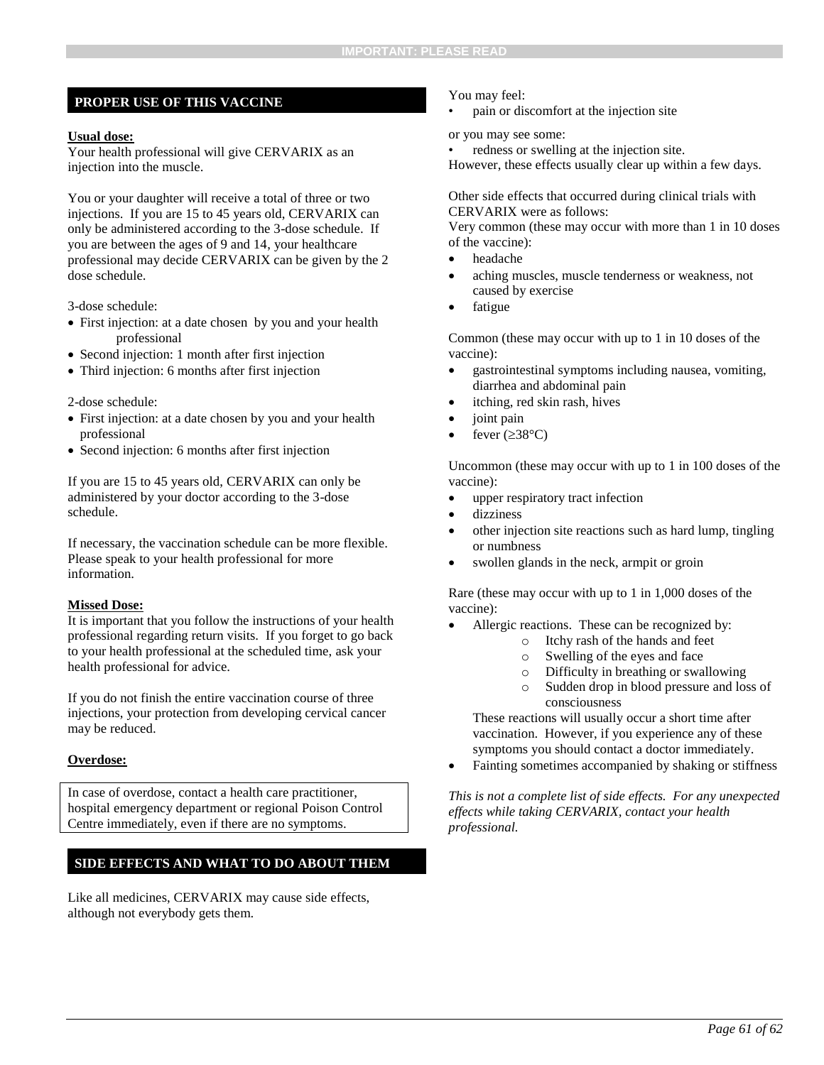## PROPER USE OF THIS VACCINE

**Usual dose:**

Your health professional will give CERVARIX as an injection into the muscle.

You or your daughter will receive a total of three or two injections. If you are 15 to 45 years old, CERVARIX can only be administered according to the 3-dose schedule. If you are between the ages of 9 and 14, your healthcare professional may decide CERVARIX can be given by the 2 dose schedule.

3-dose schedule:

- First injection: at a date chosen by you and your health professional
- Second injection: 1 month after first injection
- Third injection: 6 months after first injection

2-dose schedule:

- First injection: at a date chosen by you and your health professional
- Second injection: 6 months after first injection

If you are 15 to 45 years old, CERVARIX can only be administered by your doctor according to the 3-dose schedule.

If necessary, the vaccination schedule can be more flexible. Please speak to your health professional for more information.

**Missed Dose:**

It is important that you follow the instructions of your health professional regarding return visits. If you forget to go back to your health professional at the scheduled time, ask your health professional for advice.

If you do not finish the entire vaccination course of three injections, your protection from developing cervical cancer may be reduced.

**Overdose:**

In case of overdose, contact a health care practitioner, hospital emergency department or regional Poison Control Centre immediately, even if there are no symptoms.

## SIDE EFFECTS AND WHAT TO DO ABOUT THEM

Like all medicines, CERVARIX may cause side effects, although not everybody gets them.

You may feel:

- pain or discomfort at the injection site

or you may see some:

- redness or swelling at the injection site.

However, these effects usually clear up within a few days.

Other side effects that occurred during clinical trials with CERVARIX were as follows:

Very common (these may occur with more than 1 in 10 doses of the vaccine):

- headache
- aching muscles, muscle tenderness or weakness, not caused by exercise
- fatigue

Common (these may occur with up to 1 in 10 doses of the vaccine):

- gastrointestinal symptoms including nausea, vomiting, diarrhea and abdominal pain
- itching, red skin rash, hives
- joint pain
- fever (≥38°C)

Uncommon (these may occur with up to 1 in 100 doses of the vaccine):

- upper respiratory tract infection
- dizziness
- other injection site reactions such as hard lump, tingling or numbness
- swollen glands in the neck, armpit or groin

Rare (these may occur with up to 1 in 1,000 doses of the vaccine):

- Allergic reactions. These can be recognized by:
  - Itchy rash of the hands and feet
  - Swelling of the eyes and face
  - Difficulty in breathing or swallowing
  - Sudden drop in blood pressure and loss of consciousness

  These reactions will usually occur a short time after vaccination. However, if you experience any of these symptoms you should contact a doctor immediately.
- Fainting sometimes accompanied by shaking or stiffness

*This is not a complete list of side effects. For any unexpected effects while taking CERVARIX, contact your health professional.*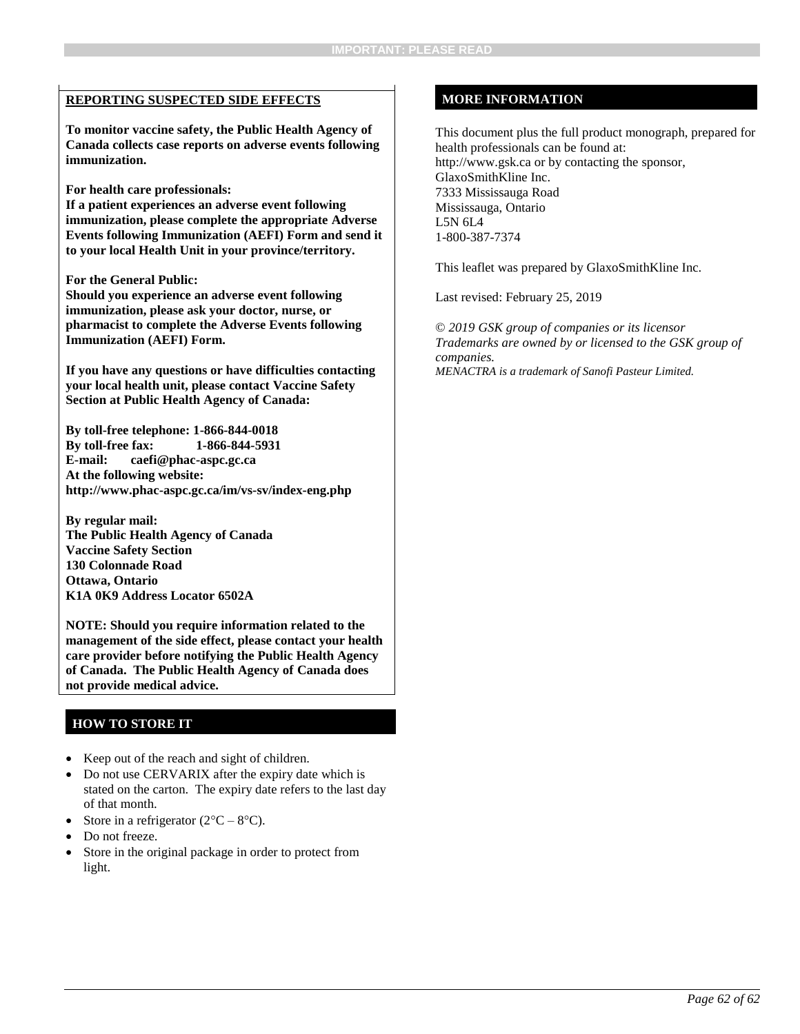## REPORTING SUSPECTED SIDE EFFECTS

**To monitor vaccine safety, the Public Health Agency of Canada collects case reports on adverse events following immunization.**

**For health care professionals:**
**If a patient experiences an adverse event following immunization, please complete the appropriate Adverse Events following Immunization (AEFI) Form and send it to your local Health Unit in your province/territory.**

**For the General Public:**
**Should you experience an adverse event following immunization, please ask your doctor, nurse, or pharmacist to complete the Adverse Events following Immunization (AEFI) Form.**

**If you have any questions or have difficulties contacting your local health unit, please contact Vaccine Safety Section at Public Health Agency of Canada:**

**By toll-free telephone: 1-866-844-0018**
**By toll-free fax: 1-866-844-5931**
**E-mail: caefi@phac-aspc.gc.ca**
**At the following website:**
**http://www.phac-aspc.gc.ca/im/vs-sv/index-eng.php**

**By regular mail:**
**The Public Health Agency of Canada**
**Vaccine Safety Section**
**130 Colonnade Road**
**Ottawa, Ontario**
**K1A 0K9 Address Locator 6502A**

**NOTE: Should you require information related to the management of the side effect, please contact your health care provider before notifying the Public Health Agency of Canada. The Public Health Agency of Canada does not provide medical advice.**

## HOW TO STORE IT

- Keep out of the reach and sight of children.
- Do not use CERVARIX after the expiry date which is stated on the carton. The expiry date refers to the last day of that month.
- Store in a refrigerator (2°C – 8°C).
- Do not freeze.
- Store in the original package in order to protect from light.

## MORE INFORMATION

This document plus the full product monograph, prepared for health professionals can be found at:
http://www.gsk.ca or by contacting the sponsor,
GlaxoSmithKline Inc.
7333 Mississauga Road
Mississauga, Ontario
L5N 6L4
1-800-387-7374

This leaflet was prepared by GlaxoSmithKline Inc.

Last revised: February 25, 2019

*© 2019 GSK group of companies or its licensor*
*Trademarks are owned by or licensed to the GSK group of companies.*
*MENACTRA is a trademark of Sanofi Pasteur Limited.*